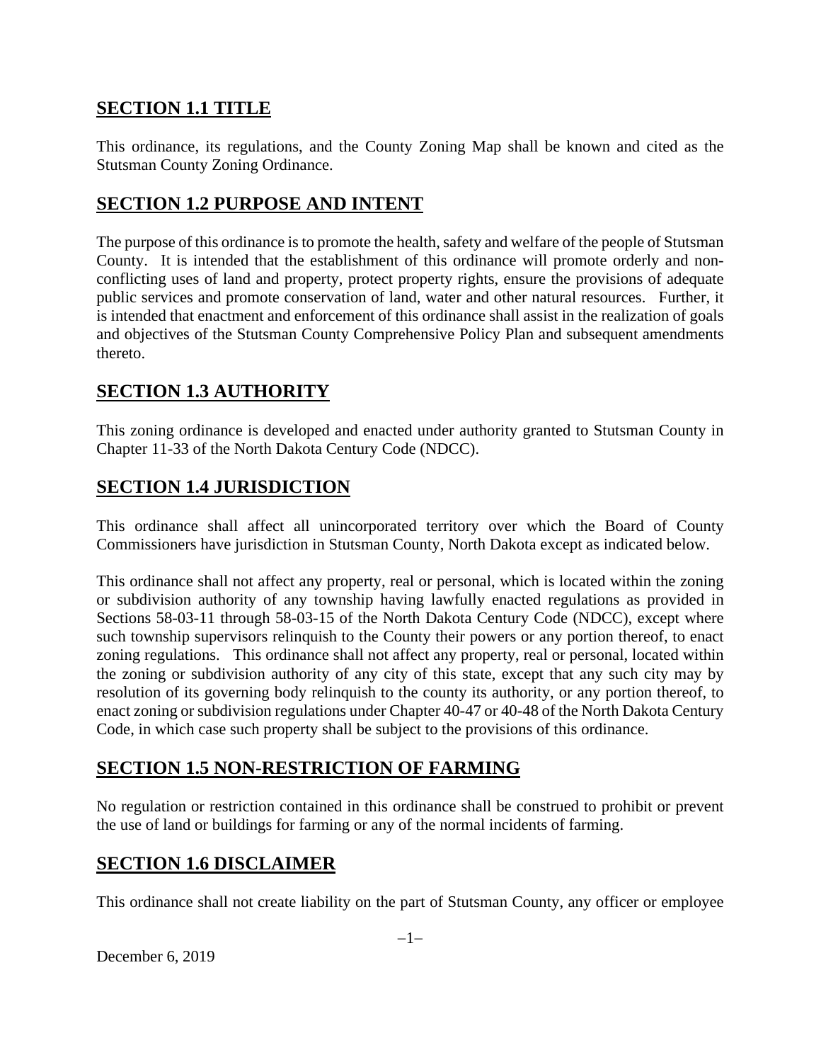## SECTION 1.1 TITLE

This ordinance, its regulations, and the County Zoning Map shall be known and cited as the Stutsman County Zoning Ordinance.

## SECTION 1.2 PURPOSE AND INTENT

The purpose of this ordinance is to promote the health, safety and welfare of the people of Stutsman County. It is intended that the establishment of this ordinance will promote orderly and non-conflicting uses of land and property, protect property rights, ensure the provisions of adequate public services and promote conservation of land, water and other natural resources. Further, it is intended that enactment and enforcement of this ordinance shall assist in the realization of goals and objectives of the Stutsman County Comprehensive Policy Plan and subsequent amendments thereto.

## SECTION 1.3 AUTHORITY

This zoning ordinance is developed and enacted under authority granted to Stutsman County in Chapter 11-33 of the North Dakota Century Code (NDCC).

## SECTION 1.4 JURISDICTION

This ordinance shall affect all unincorporated territory over which the Board of County Commissioners have jurisdiction in Stutsman County, North Dakota except as indicated below.

This ordinance shall not affect any property, real or personal, which is located within the zoning or subdivision authority of any township having lawfully enacted regulations as provided in Sections 58-03-11 through 58-03-15 of the North Dakota Century Code (NDCC), except where such township supervisors relinquish to the County their powers or any portion thereof, to enact zoning regulations. This ordinance shall not affect any property, real or personal, located within the zoning or subdivision authority of any city of this state, except that any such city may by resolution of its governing body relinquish to the county its authority, or any portion thereof, to enact zoning or subdivision regulations under Chapter 40-47 or 40-48 of the North Dakota Century Code, in which case such property shall be subject to the provisions of this ordinance.

## SECTION 1.5 NON-RESTRICTION OF FARMING

No regulation or restriction contained in this ordinance shall be construed to prohibit or prevent the use of land or buildings for farming or any of the normal incidents of farming.

## SECTION 1.6 DISCLAIMER

This ordinance shall not create liability on the part of Stutsman County, any officer or employee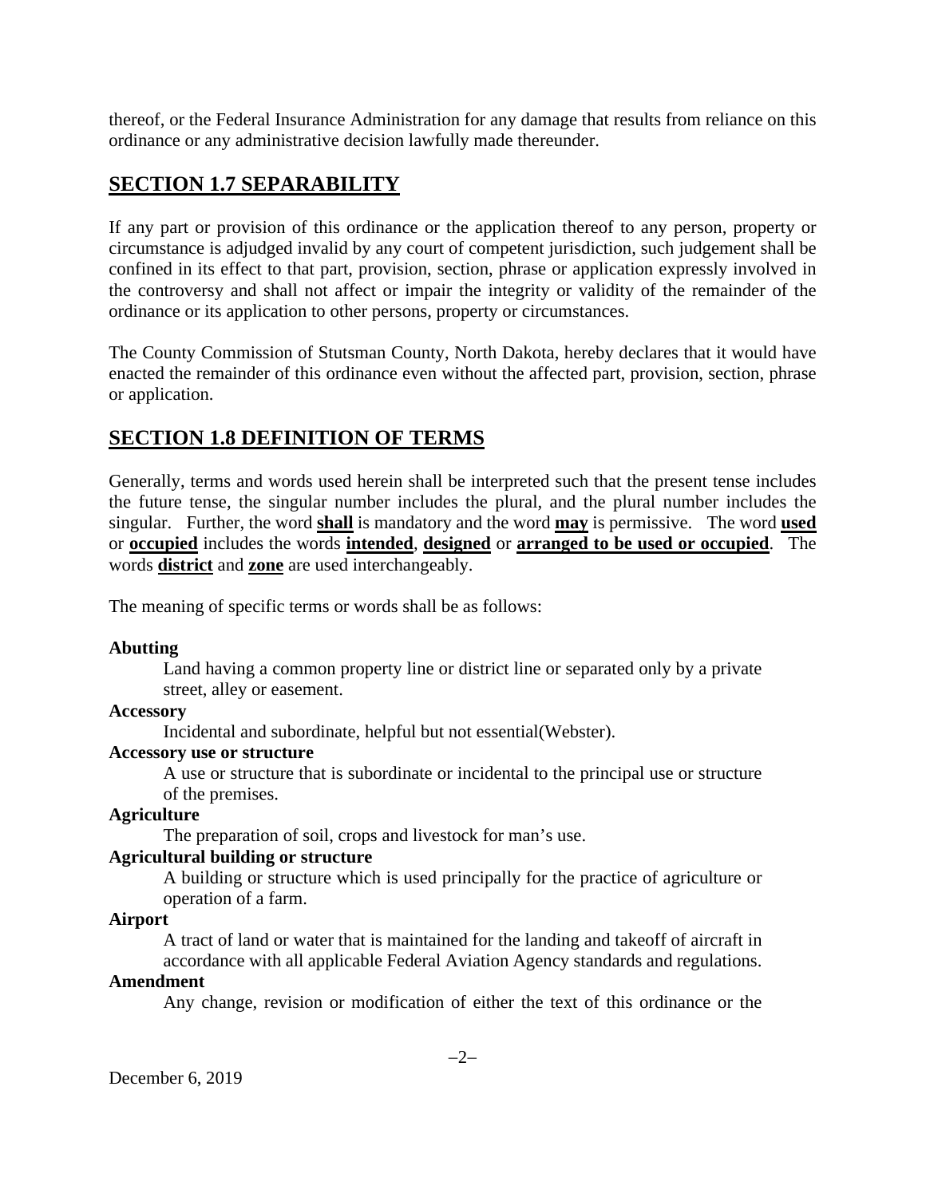thereof, or the Federal Insurance Administration for any damage that results from reliance on this ordinance or any administrative decision lawfully made thereunder.

## SECTION 1.7 SEPARABILITY

If any part or provision of this ordinance or the application thereof to any person, property or circumstance is adjudged invalid by any court of competent jurisdiction, such judgement shall be confined in its effect to that part, provision, section, phrase or application expressly involved in the controversy and shall not affect or impair the integrity or validity of the remainder of the ordinance or its application to other persons, property or circumstances.

The County Commission of Stutsman County, North Dakota, hereby declares that it would have enacted the remainder of this ordinance even without the affected part, provision, section, phrase or application.

## SECTION 1.8 DEFINITION OF TERMS

Generally, terms and words used herein shall be interpreted such that the present tense includes the future tense, the singular number includes the plural, and the plural number includes the singular. Further, the word **shall** is mandatory and the word **may** is permissive. The word **used** or **occupied** includes the words **intended**, **designed** or **arranged to be used or occupied**. The words **district** and **zone** are used interchangeably.

The meaning of specific terms or words shall be as follows:

**Abutting**

Land having a common property line or district line or separated only by a private street, alley or easement.

**Accessory**

Incidental and subordinate, helpful but not essential(Webster).

**Accessory use or structure**

A use or structure that is subordinate or incidental to the principal use or structure of the premises.

**Agriculture**

The preparation of soil, crops and livestock for man's use.

**Agricultural building or structure**

A building or structure which is used principally for the practice of agriculture or operation of a farm.

**Airport**

A tract of land or water that is maintained for the landing and takeoff of aircraft in accordance with all applicable Federal Aviation Agency standards and regulations.

**Amendment**

Any change, revision or modification of either the text of this ordinance or the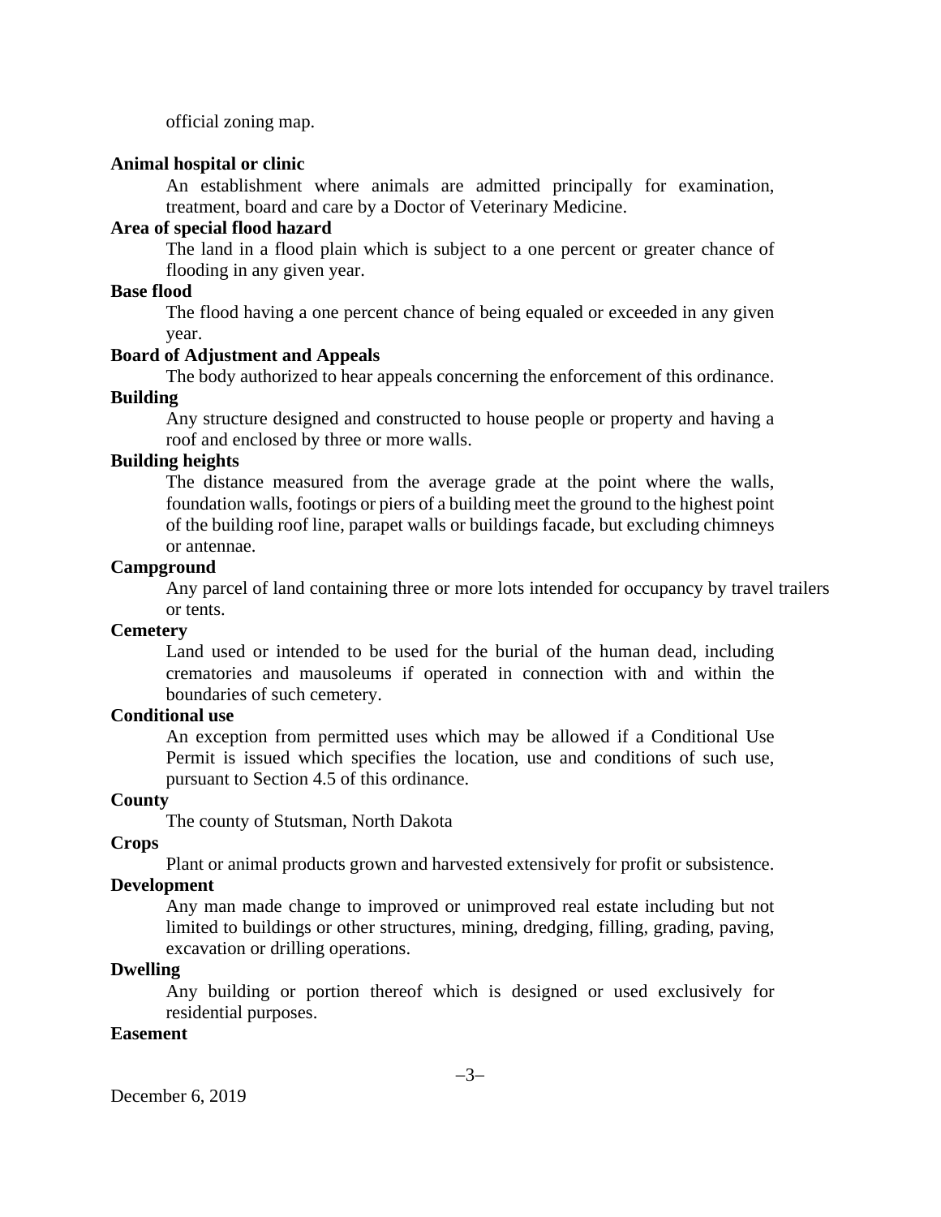official zoning map.

**Animal hospital or clinic**

An establishment where animals are admitted principally for examination, treatment, board and care by a Doctor of Veterinary Medicine.

**Area of special flood hazard**

The land in a flood plain which is subject to a one percent or greater chance of flooding in any given year.

**Base flood**

The flood having a one percent chance of being equaled or exceeded in any given year.

**Board of Adjustment and Appeals**

The body authorized to hear appeals concerning the enforcement of this ordinance.

**Building**

Any structure designed and constructed to house people or property and having a roof and enclosed by three or more walls.

**Building heights**

The distance measured from the average grade at the point where the walls, foundation walls, footings or piers of a building meet the ground to the highest point of the building roof line, parapet walls or buildings facade, but excluding chimneys or antennae.

**Campground**

Any parcel of land containing three or more lots intended for occupancy by travel trailers or tents.

**Cemetery**

Land used or intended to be used for the burial of the human dead, including crematories and mausoleums if operated in connection with and within the boundaries of such cemetery.

**Conditional use**

An exception from permitted uses which may be allowed if a Conditional Use Permit is issued which specifies the location, use and conditions of such use, pursuant to Section 4.5 of this ordinance.

**County**

The county of Stutsman, North Dakota

**Crops**

Plant or animal products grown and harvested extensively for profit or subsistence.

**Development**

Any man made change to improved or unimproved real estate including but not limited to buildings or other structures, mining, dredging, filling, grading, paving, excavation or drilling operations.

**Dwelling**

Any building or portion thereof which is designed or used exclusively for residential purposes.

**Easement**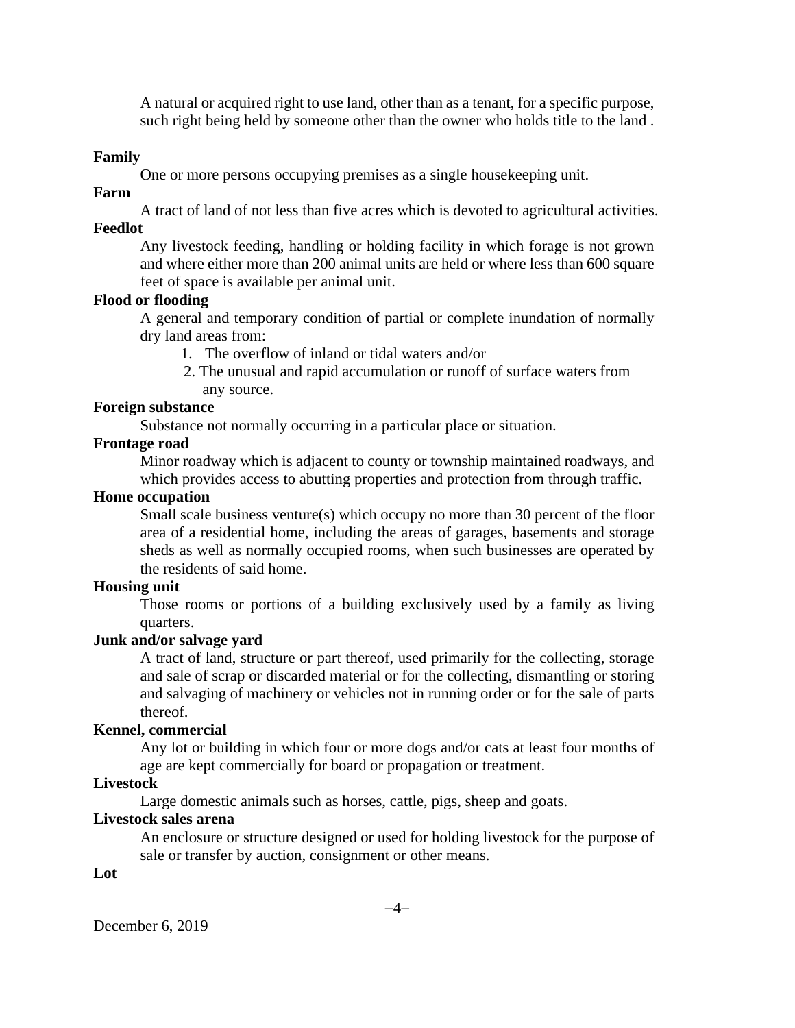A natural or acquired right to use land, other than as a tenant, for a specific purpose, such right being held by someone other than the owner who holds title to the land .

**Family**

One or more persons occupying premises as a single housekeeping unit.

**Farm**

A tract of land of not less than five acres which is devoted to agricultural activities.

**Feedlot**

Any livestock feeding, handling or holding facility in which forage is not grown and where either more than 200 animal units are held or where less than 600 square feet of space is available per animal unit.

**Flood or flooding**

A general and temporary condition of partial or complete inundation of normally dry land areas from:

1. The overflow of inland or tidal waters and/or
2. The unusual and rapid accumulation or runoff of surface waters from any source.

**Foreign substance**

Substance not normally occurring in a particular place or situation.

**Frontage road**

Minor roadway which is adjacent to county or township maintained roadways, and which provides access to abutting properties and protection from through traffic.

**Home occupation**

Small scale business venture(s) which occupy no more than 30 percent of the floor area of a residential home, including the areas of garages, basements and storage sheds as well as normally occupied rooms, when such businesses are operated by the residents of said home.

**Housing unit**

Those rooms or portions of a building exclusively used by a family as living quarters.

**Junk and/or salvage yard**

A tract of land, structure or part thereof, used primarily for the collecting, storage and sale of scrap or discarded material or for the collecting, dismantling or storing and salvaging of machinery or vehicles not in running order or for the sale of parts thereof.

**Kennel, commercial**

Any lot or building in which four or more dogs and/or cats at least four months of age are kept commercially for board or propagation or treatment.

**Livestock**

Large domestic animals such as horses, cattle, pigs, sheep and goats.

**Livestock sales arena**

An enclosure or structure designed or used for holding livestock for the purpose of sale or transfer by auction, consignment or other means.

**Lot**

December 6, 2019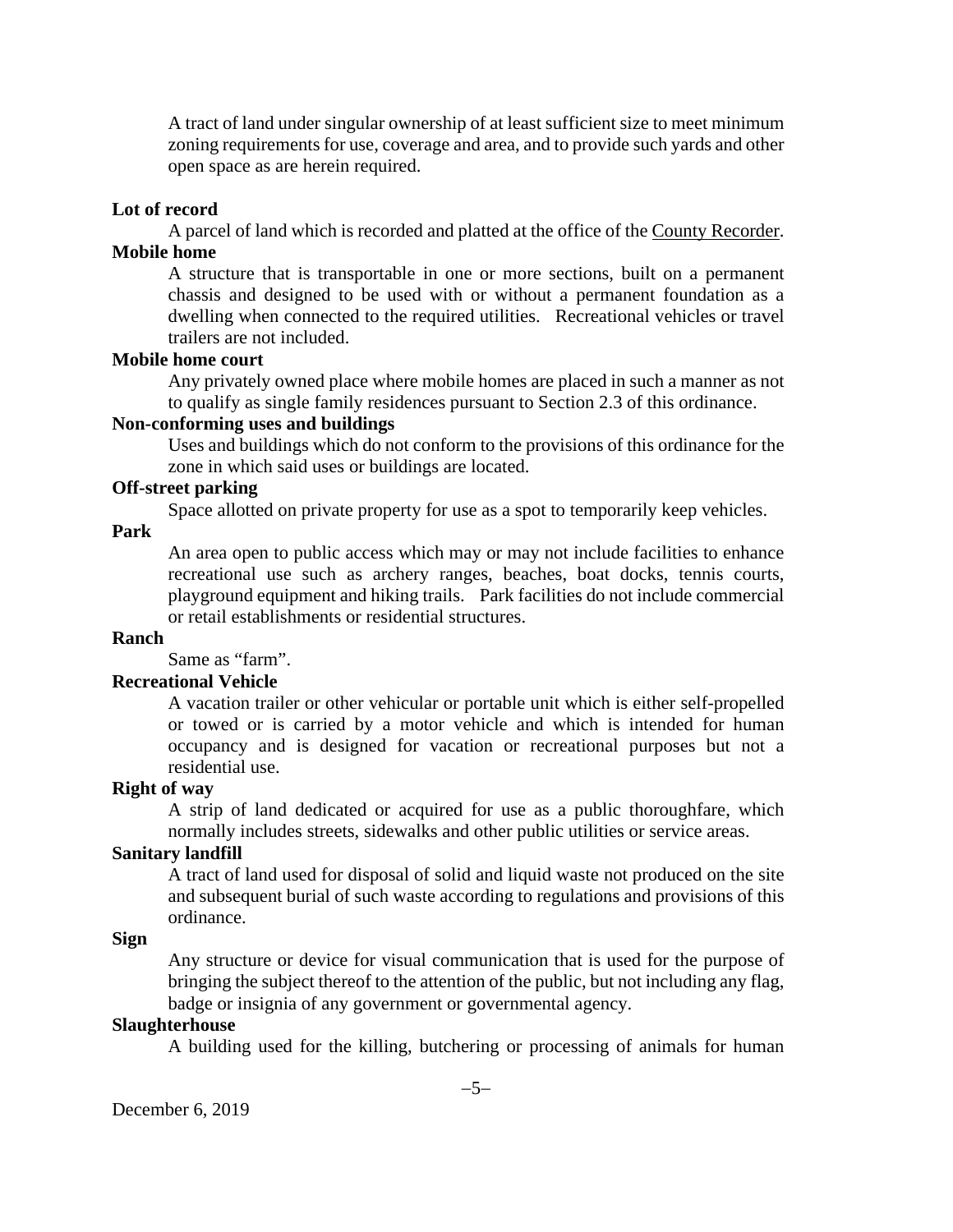A tract of land under singular ownership of at least sufficient size to meet minimum zoning requirements for use, coverage and area, and to provide such yards and other open space as are herein required.

**Lot of record**

A parcel of land which is recorded and platted at the office of the County Recorder.

**Mobile home**

A structure that is transportable in one or more sections, built on a permanent chassis and designed to be used with or without a permanent foundation as a dwelling when connected to the required utilities. Recreational vehicles or travel trailers are not included.

**Mobile home court**

Any privately owned place where mobile homes are placed in such a manner as not to qualify as single family residences pursuant to Section 2.3 of this ordinance.

**Non-conforming uses and buildings**

Uses and buildings which do not conform to the provisions of this ordinance for the zone in which said uses or buildings are located.

**Off-street parking**

Space allotted on private property for use as a spot to temporarily keep vehicles.

**Park**

An area open to public access which may or may not include facilities to enhance recreational use such as archery ranges, beaches, boat docks, tennis courts, playground equipment and hiking trails. Park facilities do not include commercial or retail establishments or residential structures.

**Ranch**

Same as "farm".

**Recreational Vehicle**

A vacation trailer or other vehicular or portable unit which is either self-propelled or towed or is carried by a motor vehicle and which is intended for human occupancy and is designed for vacation or recreational purposes but not a residential use.

**Right of way**

A strip of land dedicated or acquired for use as a public thoroughfare, which normally includes streets, sidewalks and other public utilities or service areas.

**Sanitary landfill**

A tract of land used for disposal of solid and liquid waste not produced on the site and subsequent burial of such waste according to regulations and provisions of this ordinance.

**Sign**

Any structure or device for visual communication that is used for the purpose of bringing the subject thereof to the attention of the public, but not including any flag, badge or insignia of any government or governmental agency.

**Slaughterhouse**

A building used for the killing, butchering or processing of animals for human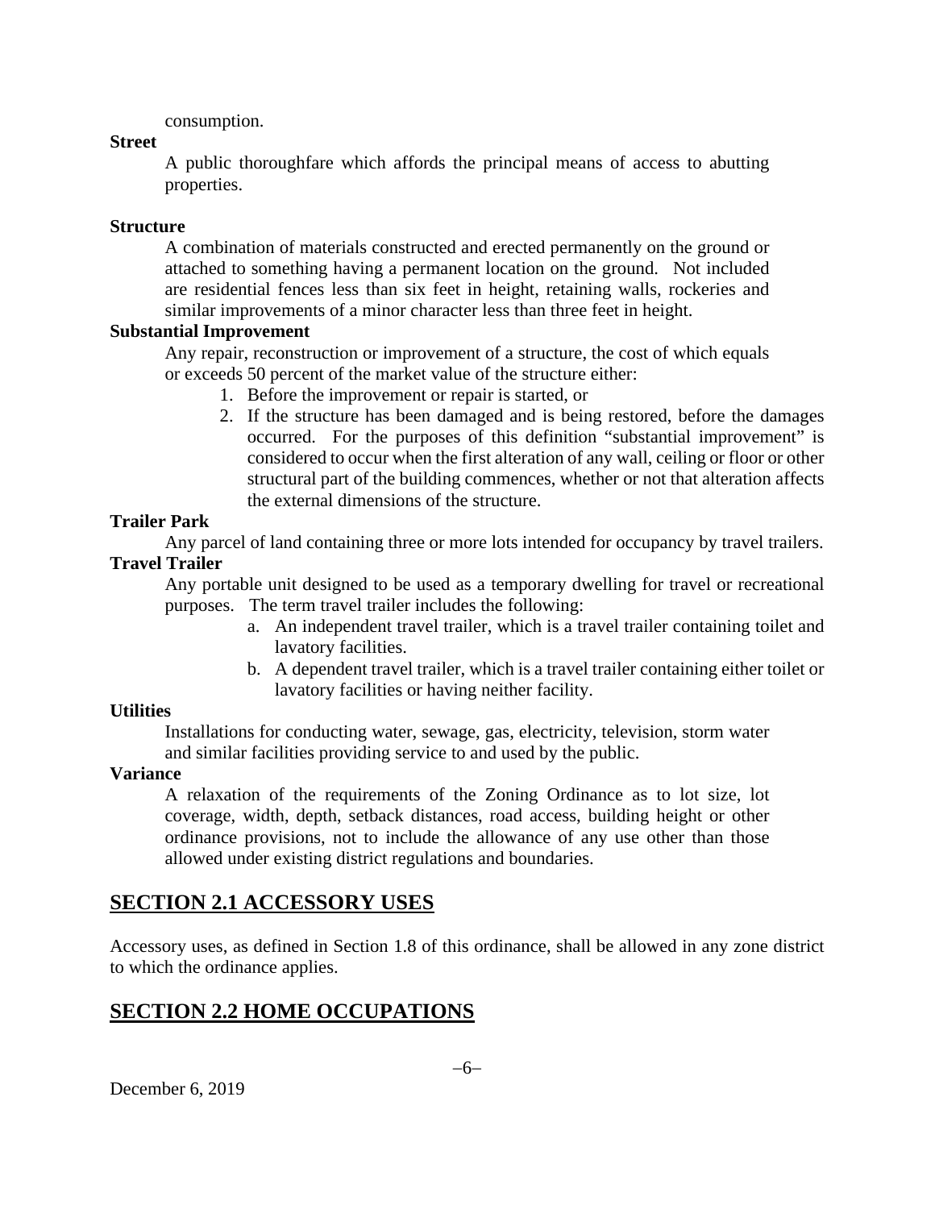consumption.

**Street**

A public thoroughfare which affords the principal means of access to abutting properties.

**Structure**

A combination of materials constructed and erected permanently on the ground or attached to something having a permanent location on the ground. Not included are residential fences less than six feet in height, retaining walls, rockeries and similar improvements of a minor character less than three feet in height.

**Substantial Improvement**

Any repair, reconstruction or improvement of a structure, the cost of which equals or exceeds 50 percent of the market value of the structure either:

1. Before the improvement or repair is started, or
2. If the structure has been damaged and is being restored, before the damages occurred. For the purposes of this definition "substantial improvement" is considered to occur when the first alteration of any wall, ceiling or floor or other structural part of the building commences, whether or not that alteration affects the external dimensions of the structure.

**Trailer Park**

Any parcel of land containing three or more lots intended for occupancy by travel trailers.

**Travel Trailer**

Any portable unit designed to be used as a temporary dwelling for travel or recreational purposes. The term travel trailer includes the following:

a. An independent travel trailer, which is a travel trailer containing toilet and lavatory facilities.
b. A dependent travel trailer, which is a travel trailer containing either toilet or lavatory facilities or having neither facility.

**Utilities**

Installations for conducting water, sewage, gas, electricity, television, storm water and similar facilities providing service to and used by the public.

**Variance**

A relaxation of the requirements of the Zoning Ordinance as to lot size, lot coverage, width, depth, setback distances, road access, building height or other ordinance provisions, not to include the allowance of any use other than those allowed under existing district regulations and boundaries.

## SECTION 2.1 ACCESSORY USES

Accessory uses, as defined in Section 1.8 of this ordinance, shall be allowed in any zone district to which the ordinance applies.

## SECTION 2.2 HOME OCCUPATIONS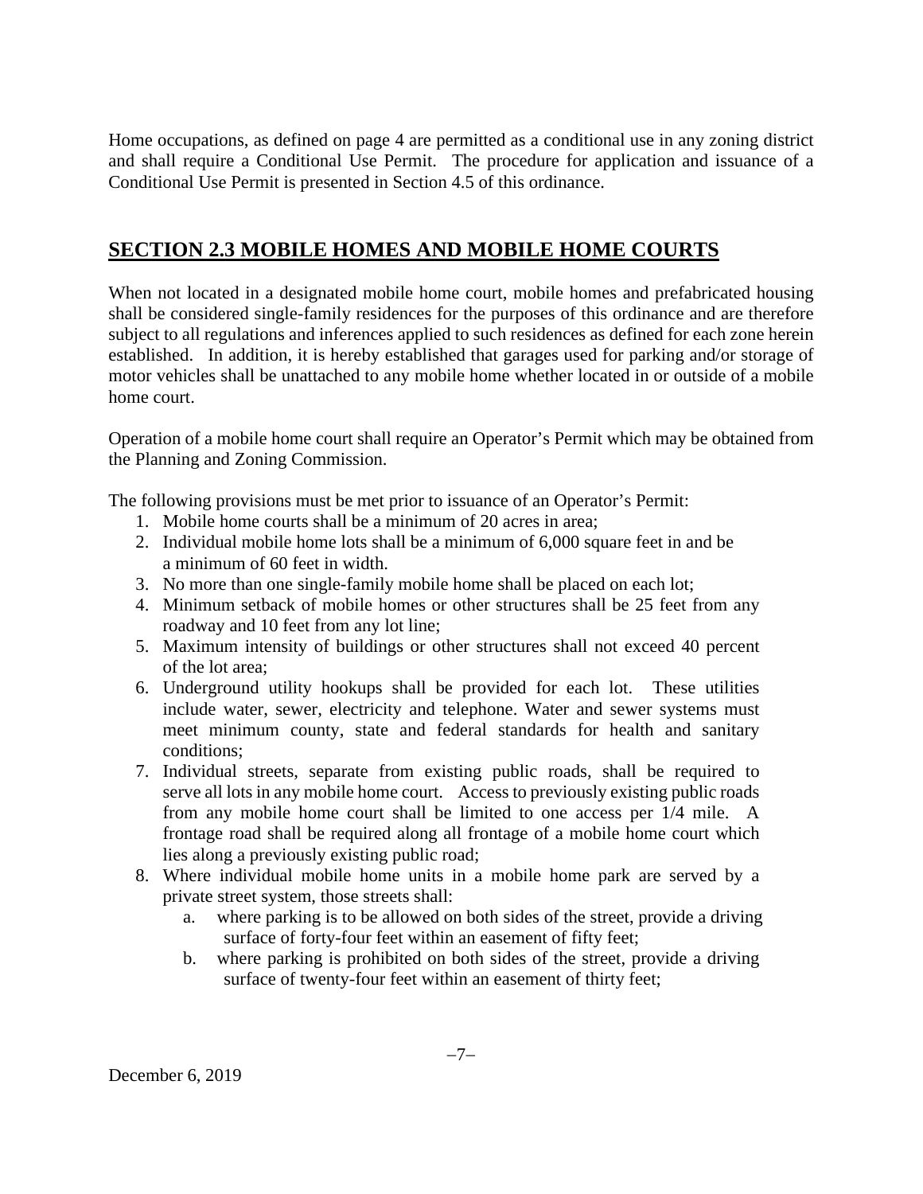Home occupations, as defined on page 4 are permitted as a conditional use in any zoning district and shall require a Conditional Use Permit. The procedure for application and issuance of a Conditional Use Permit is presented in Section 4.5 of this ordinance.

## SECTION 2.3 MOBILE HOMES AND MOBILE HOME COURTS

When not located in a designated mobile home court, mobile homes and prefabricated housing shall be considered single-family residences for the purposes of this ordinance and are therefore subject to all regulations and inferences applied to such residences as defined for each zone herein established. In addition, it is hereby established that garages used for parking and/or storage of motor vehicles shall be unattached to any mobile home whether located in or outside of a mobile home court.

Operation of a mobile home court shall require an Operator's Permit which may be obtained from the Planning and Zoning Commission.

The following provisions must be met prior to issuance of an Operator's Permit:

1. Mobile home courts shall be a minimum of 20 acres in area;
2. Individual mobile home lots shall be a minimum of 6,000 square feet in and be a minimum of 60 feet in width.
3. No more than one single-family mobile home shall be placed on each lot;
4. Minimum setback of mobile homes or other structures shall be 25 feet from any roadway and 10 feet from any lot line;
5. Maximum intensity of buildings or other structures shall not exceed 40 percent of the lot area;
6. Underground utility hookups shall be provided for each lot. These utilities include water, sewer, electricity and telephone. Water and sewer systems must meet minimum county, state and federal standards for health and sanitary conditions;
7. Individual streets, separate from existing public roads, shall be required to serve all lots in any mobile home court. Access to previously existing public roads from any mobile home court shall be limited to one access per 1/4 mile. A frontage road shall be required along all frontage of a mobile home court which lies along a previously existing public road;
8. Where individual mobile home units in a mobile home park are served by a private street system, those streets shall:
   a. where parking is to be allowed on both sides of the street, provide a driving surface of forty-four feet within an easement of fifty feet;
   b. where parking is prohibited on both sides of the street, provide a driving surface of twenty-four feet within an easement of thirty feet;

December 6, 2019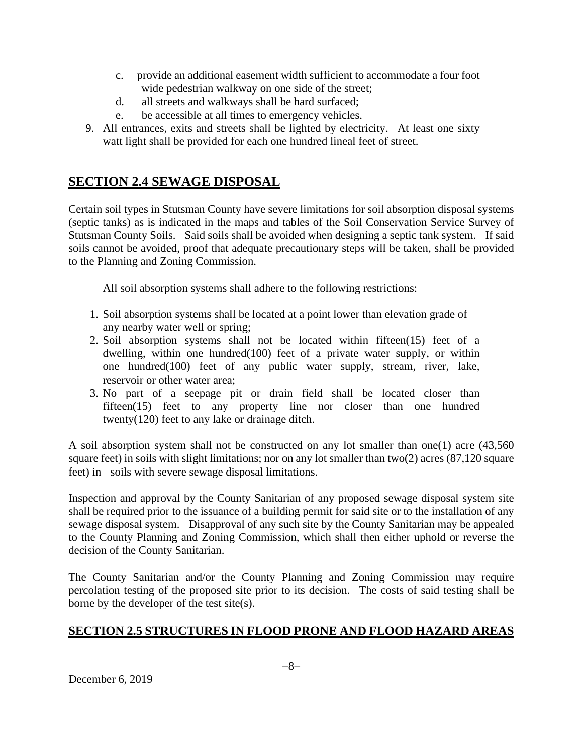c. provide an additional easement width sufficient to accommodate a four foot wide pedestrian walkway on one side of the street;
d. all streets and walkways shall be hard surfaced;
e. be accessible at all times to emergency vehicles.

9. All entrances, exits and streets shall be lighted by electricity. At least one sixty watt light shall be provided for each one hundred lineal feet of street.

## SECTION 2.4 SEWAGE DISPOSAL

Certain soil types in Stutsman County have severe limitations for soil absorption disposal systems (septic tanks) as is indicated in the maps and tables of the Soil Conservation Service Survey of Stutsman County Soils. Said soils shall be avoided when designing a septic tank system. If said soils cannot be avoided, proof that adequate precautionary steps will be taken, shall be provided to the Planning and Zoning Commission.

All soil absorption systems shall adhere to the following restrictions:

1. Soil absorption systems shall be located at a point lower than elevation grade of any nearby water well or spring;
2. Soil absorption systems shall not be located within fifteen(15) feet of a dwelling, within one hundred(100) feet of a private water supply, or within one hundred(100) feet of any public water supply, stream, river, lake, reservoir or other water area;
3. No part of a seepage pit or drain field shall be located closer than fifteen(15) feet to any property line nor closer than one hundred twenty(120) feet to any lake or drainage ditch.

A soil absorption system shall not be constructed on any lot smaller than one(1) acre (43,560 square feet) in soils with slight limitations; nor on any lot smaller than two(2) acres (87,120 square feet) in soils with severe sewage disposal limitations.

Inspection and approval by the County Sanitarian of any proposed sewage disposal system site shall be required prior to the issuance of a building permit for said site or to the installation of any sewage disposal system. Disapproval of any such site by the County Sanitarian may be appealed to the County Planning and Zoning Commission, which shall then either uphold or reverse the decision of the County Sanitarian.

The County Sanitarian and/or the County Planning and Zoning Commission may require percolation testing of the proposed site prior to its decision. The costs of said testing shall be borne by the developer of the test site(s).

## SECTION 2.5 STRUCTURES IN FLOOD PRONE AND FLOOD HAZARD AREAS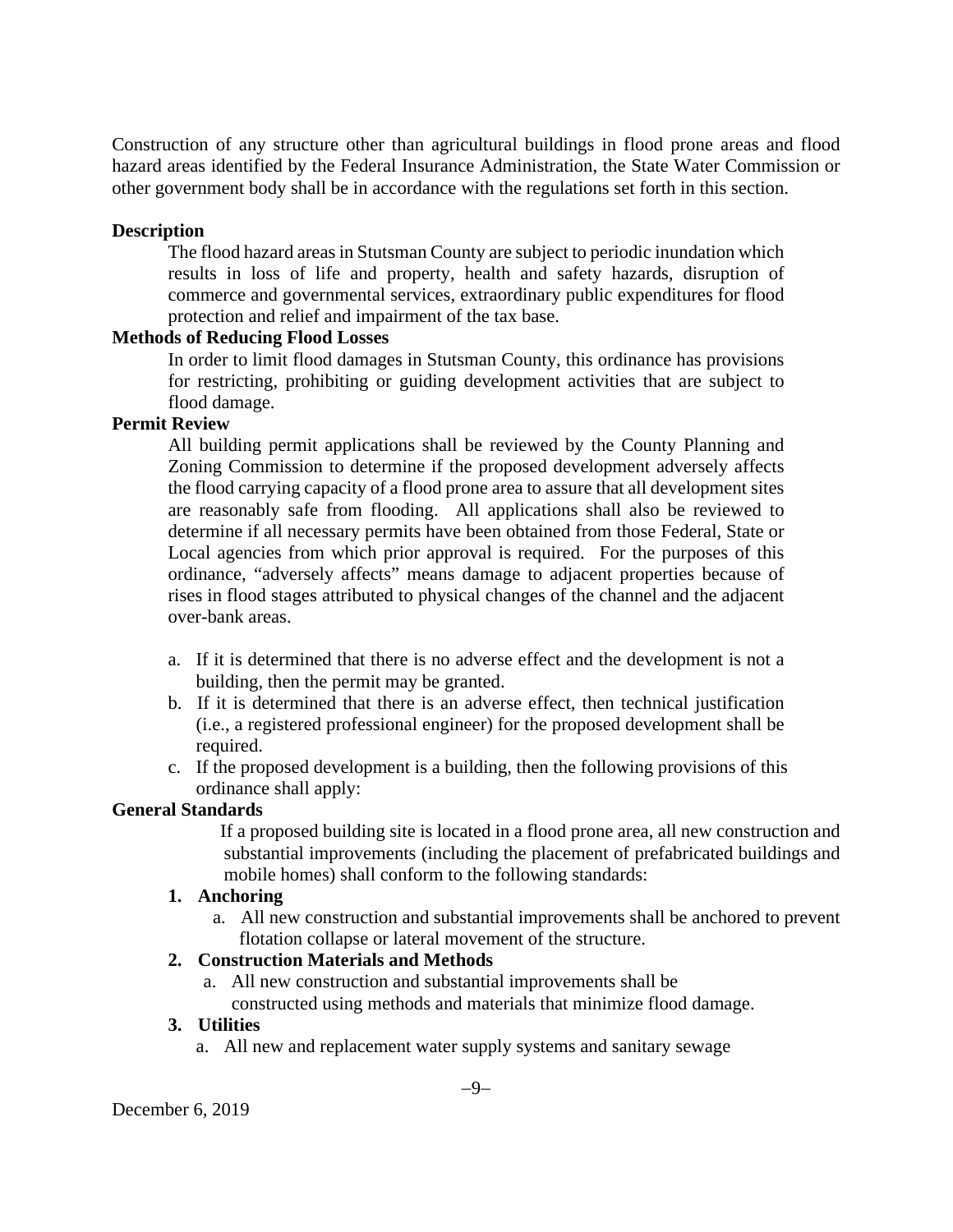Construction of any structure other than agricultural buildings in flood prone areas and flood hazard areas identified by the Federal Insurance Administration, the State Water Commission or other government body shall be in accordance with the regulations set forth in this section.

**Description**

The flood hazard areas in Stutsman County are subject to periodic inundation which results in loss of life and property, health and safety hazards, disruption of commerce and governmental services, extraordinary public expenditures for flood protection and relief and impairment of the tax base.

**Methods of Reducing Flood Losses**

In order to limit flood damages in Stutsman County, this ordinance has provisions for restricting, prohibiting or guiding development activities that are subject to flood damage.

**Permit Review**

All building permit applications shall be reviewed by the County Planning and Zoning Commission to determine if the proposed development adversely affects the flood carrying capacity of a flood prone area to assure that all development sites are reasonably safe from flooding. All applications shall also be reviewed to determine if all necessary permits have been obtained from those Federal, State or Local agencies from which prior approval is required. For the purposes of this ordinance, "adversely affects" means damage to adjacent properties because of rises in flood stages attributed to physical changes of the channel and the adjacent over-bank areas.

a. If it is determined that there is no adverse effect and the development is not a building, then the permit may be granted.
b. If it is determined that there is an adverse effect, then technical justification (i.e., a registered professional engineer) for the proposed development shall be required.
c. If the proposed development is a building, then the following provisions of this ordinance shall apply:

**General Standards**

If a proposed building site is located in a flood prone area, all new construction and substantial improvements (including the placement of prefabricated buildings and mobile homes) shall conform to the following standards:

1. **Anchoring**
   a. All new construction and substantial improvements shall be anchored to prevent flotation collapse or lateral movement of the structure.
2. **Construction Materials and Methods**
   a. All new construction and substantial improvements shall be constructed using methods and materials that minimize flood damage.
3. **Utilities**
   a. All new and replacement water supply systems and sanitary sewage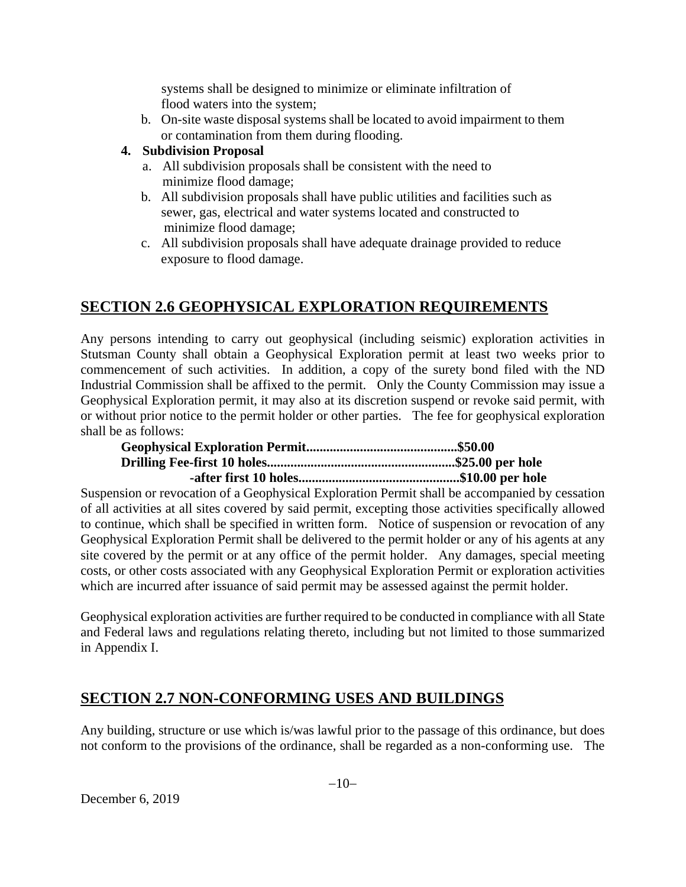systems shall be designed to minimize or eliminate infiltration of flood waters into the system;

b. On-site waste disposal systems shall be located to avoid impairment to them or contamination from them during flooding.

**4. Subdivision Proposal**

a. All subdivision proposals shall be consistent with the need to minimize flood damage;

b. All subdivision proposals shall have public utilities and facilities such as sewer, gas, electrical and water systems located and constructed to minimize flood damage;

c. All subdivision proposals shall have adequate drainage provided to reduce exposure to flood damage.

## SECTION 2.6 GEOPHYSICAL EXPLORATION REQUIREMENTS

Any persons intending to carry out geophysical (including seismic) exploration activities in Stutsman County shall obtain a Geophysical Exploration permit at least two weeks prior to commencement of such activities. In addition, a copy of the surety bond filed with the ND Industrial Commission shall be affixed to the permit. Only the County Commission may issue a Geophysical Exploration permit, it may also at its discretion suspend or revoke said permit, with or without prior notice to the permit holder or other parties. The fee for geophysical exploration shall be as follows:

**Geophysical Exploration Permit.............................................$50.00**
**Drilling Fee-first 10 holes.......................................................$25.00 per hole**
**-after first 10 holes...............................................$10.00 per hole**

Suspension or revocation of a Geophysical Exploration Permit shall be accompanied by cessation of all activities at all sites covered by said permit, excepting those activities specifically allowed to continue, which shall be specified in written form. Notice of suspension or revocation of any Geophysical Exploration Permit shall be delivered to the permit holder or any of his agents at any site covered by the permit or at any office of the permit holder. Any damages, special meeting costs, or other costs associated with any Geophysical Exploration Permit or exploration activities which are incurred after issuance of said permit may be assessed against the permit holder.

Geophysical exploration activities are further required to be conducted in compliance with all State and Federal laws and regulations relating thereto, including but not limited to those summarized in Appendix I.

## SECTION 2.7 NON-CONFORMING USES AND BUILDINGS

Any building, structure or use which is/was lawful prior to the passage of this ordinance, but does not conform to the provisions of the ordinance, shall be regarded as a non-conforming use. The

December 6, 2019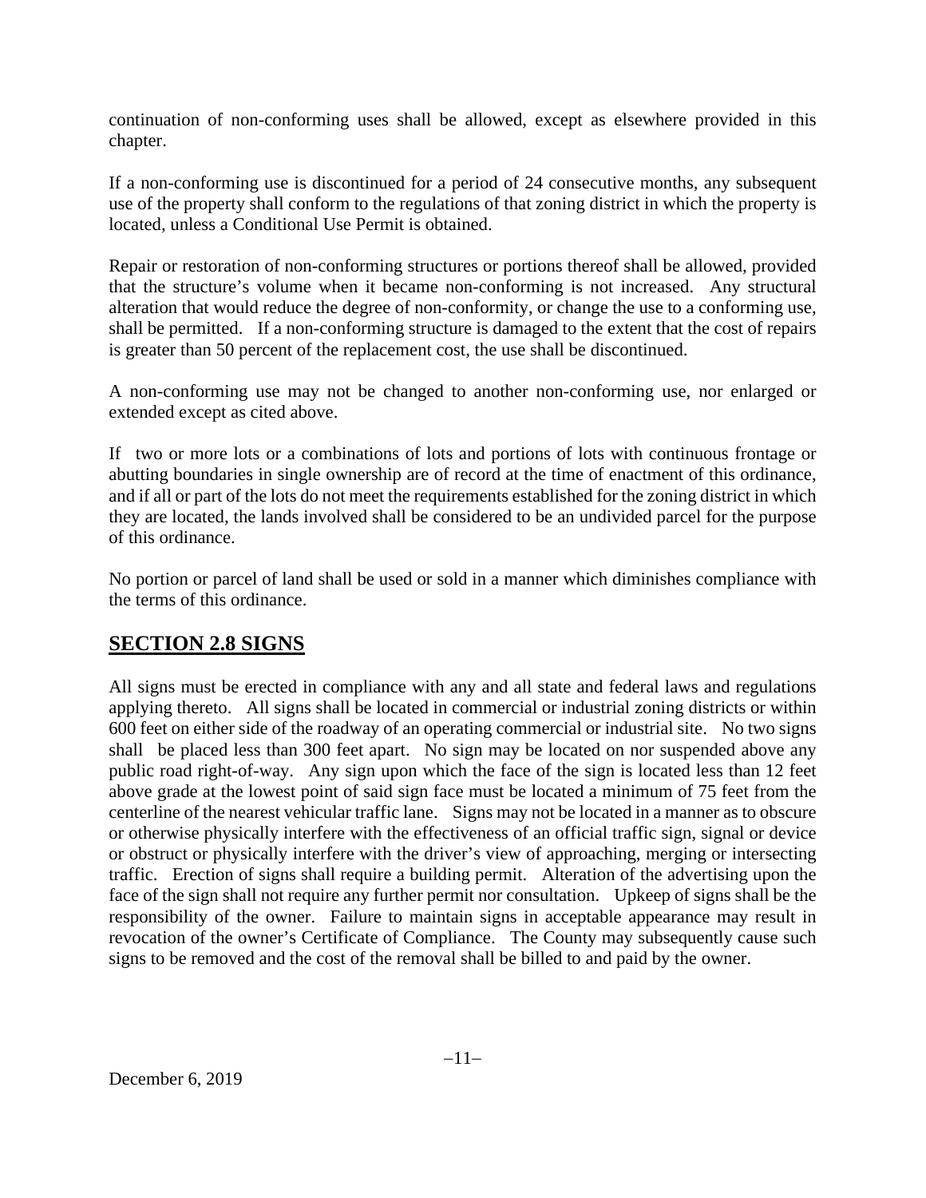continuation of non-conforming uses shall be allowed, except as elsewhere provided in this chapter.

If a non-conforming use is discontinued for a period of 24 consecutive months, any subsequent use of the property shall conform to the regulations of that zoning district in which the property is located, unless a Conditional Use Permit is obtained.

Repair or restoration of non-conforming structures or portions thereof shall be allowed, provided that the structure's volume when it became non-conforming is not increased. Any structural alteration that would reduce the degree of non-conformity, or change the use to a conforming use, shall be permitted. If a non-conforming structure is damaged to the extent that the cost of repairs is greater than 50 percent of the replacement cost, the use shall be discontinued.

A non-conforming use may not be changed to another non-conforming use, nor enlarged or extended except as cited above.

If two or more lots or a combinations of lots and portions of lots with continuous frontage or abutting boundaries in single ownership are of record at the time of enactment of this ordinance, and if all or part of the lots do not meet the requirements established for the zoning district in which they are located, the lands involved shall be considered to be an undivided parcel for the purpose of this ordinance.

No portion or parcel of land shall be used or sold in a manner which diminishes compliance with the terms of this ordinance.

## SECTION 2.8 SIGNS

All signs must be erected in compliance with any and all state and federal laws and regulations applying thereto. All signs shall be located in commercial or industrial zoning districts or within 600 feet on either side of the roadway of an operating commercial or industrial site. No two signs shall be placed less than 300 feet apart. No sign may be located on nor suspended above any public road right-of-way. Any sign upon which the face of the sign is located less than 12 feet above grade at the lowest point of said sign face must be located a minimum of 75 feet from the centerline of the nearest vehicular traffic lane. Signs may not be located in a manner as to obscure or otherwise physically interfere with the effectiveness of an official traffic sign, signal or device or obstruct or physically interfere with the driver's view of approaching, merging or intersecting traffic. Erection of signs shall require a building permit. Alteration of the advertising upon the face of the sign shall not require any further permit nor consultation. Upkeep of signs shall be the responsibility of the owner. Failure to maintain signs in acceptable appearance may result in revocation of the owner's Certificate of Compliance. The County may subsequently cause such signs to be removed and the cost of the removal shall be billed to and paid by the owner.

December 6, 2019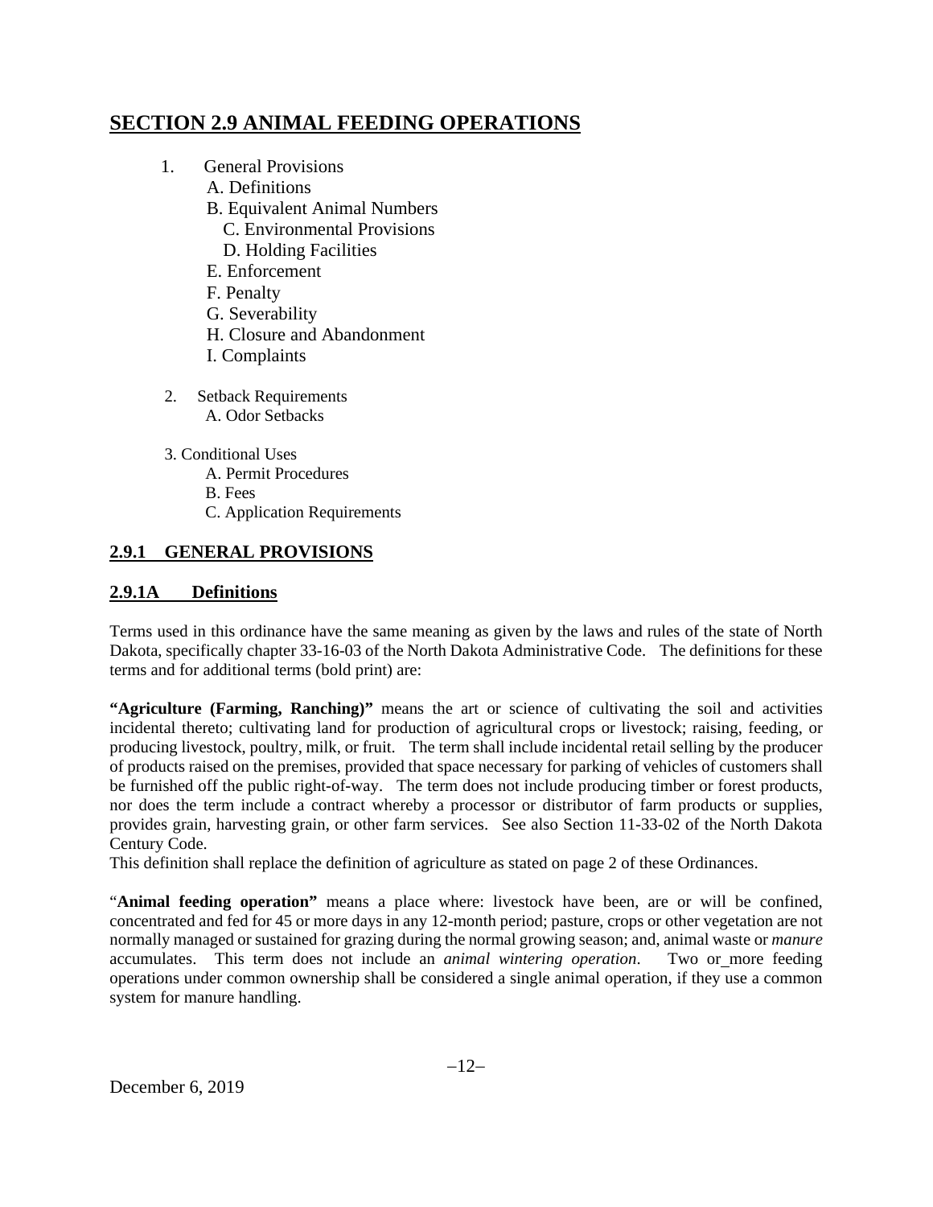# SECTION 2.9 ANIMAL FEEDING OPERATIONS

1. General Provisions
   - A. Definitions
   - B. Equivalent Animal Numbers
   - C. Environmental Provisions
   - D. Holding Facilities
   - E. Enforcement
   - F. Penalty
   - G. Severability
   - H. Closure and Abandonment
   - I. Complaints

2. Setback Requirements
   - A. Odor Setbacks

3. Conditional Uses
   - A. Permit Procedures
   - B. Fees
   - C. Application Requirements

## 2.9.1 GENERAL PROVISIONS

### 2.9.1A Definitions

Terms used in this ordinance have the same meaning as given by the laws and rules of the state of North Dakota, specifically chapter 33-16-03 of the North Dakota Administrative Code. The definitions for these terms and for additional terms (bold print) are:

**"Agriculture (Farming, Ranching)"** means the art or science of cultivating the soil and activities incidental thereto; cultivating land for production of agricultural crops or livestock; raising, feeding, or producing livestock, poultry, milk, or fruit. The term shall include incidental retail selling by the producer of products raised on the premises, provided that space necessary for parking of vehicles of customers shall be furnished off the public right-of-way. The term does not include producing timber or forest products, nor does the term include a contract whereby a processor or distributor of farm products or supplies, provides grain, harvesting grain, or other farm services. See also Section 11-33-02 of the North Dakota Century Code.
This definition shall replace the definition of agriculture as stated on page 2 of these Ordinances.

"**Animal feeding operation"** means a place where: livestock have been, are or will be confined, concentrated and fed for 45 or more days in any 12-month period; pasture, crops or other vegetation are not normally managed or sustained for grazing during the normal growing season; and, animal waste or *manure* accumulates. This term does not include an *animal wintering operation*. Two or more feeding operations under common ownership shall be considered a single animal operation, if they use a common system for manure handling.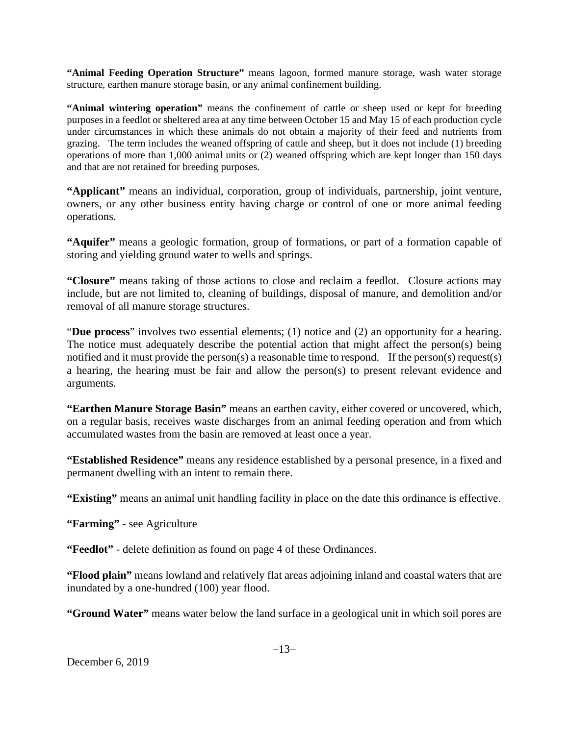**"Animal Feeding Operation Structure"** means lagoon, formed manure storage, wash water storage structure, earthen manure storage basin, or any animal confinement building.

**"Animal wintering operation"** means the confinement of cattle or sheep used or kept for breeding purposes in a feedlot or sheltered area at any time between October 15 and May 15 of each production cycle under circumstances in which these animals do not obtain a majority of their feed and nutrients from grazing. The term includes the weaned offspring of cattle and sheep, but it does not include (1) breeding operations of more than 1,000 animal units or (2) weaned offspring which are kept longer than 150 days and that are not retained for breeding purposes.

**"Applicant"** means an individual, corporation, group of individuals, partnership, joint venture, owners, or any other business entity having charge or control of one or more animal feeding operations.

**"Aquifer"** means a geologic formation, group of formations, or part of a formation capable of storing and yielding ground water to wells and springs.

**"Closure"** means taking of those actions to close and reclaim a feedlot. Closure actions may include, but are not limited to, cleaning of buildings, disposal of manure, and demolition and/or removal of all manure storage structures.

"**Due process**" involves two essential elements; (1) notice and (2) an opportunity for a hearing. The notice must adequately describe the potential action that might affect the person(s) being notified and it must provide the person(s) a reasonable time to respond. If the person(s) request(s) a hearing, the hearing must be fair and allow the person(s) to present relevant evidence and arguments.

**"Earthen Manure Storage Basin"** means an earthen cavity, either covered or uncovered, which, on a regular basis, receives waste discharges from an animal feeding operation and from which accumulated wastes from the basin are removed at least once a year.

**"Established Residence"** means any residence established by a personal presence, in a fixed and permanent dwelling with an intent to remain there.

**"Existing"** means an animal unit handling facility in place on the date this ordinance is effective.

**"Farming"** - see Agriculture

**"Feedlot"** - delete definition as found on page 4 of these Ordinances.

**"Flood plain"** means lowland and relatively flat areas adjoining inland and coastal waters that are inundated by a one-hundred (100) year flood.

**"Ground Water"** means water below the land surface in a geological unit in which soil pores are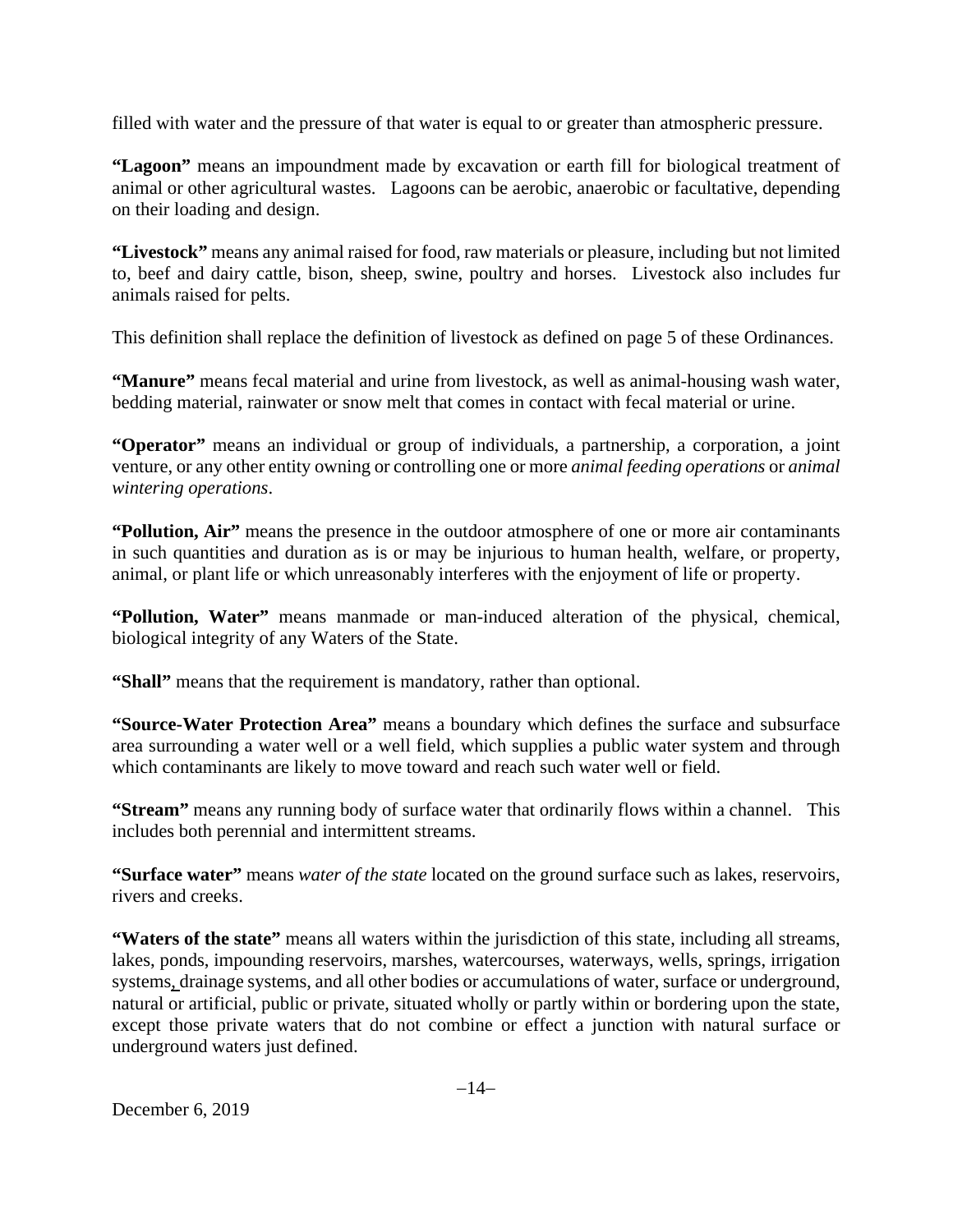filled with water and the pressure of that water is equal to or greater than atmospheric pressure.

**"Lagoon"** means an impoundment made by excavation or earth fill for biological treatment of animal or other agricultural wastes. Lagoons can be aerobic, anaerobic or facultative, depending on their loading and design.

**"Livestock"** means any animal raised for food, raw materials or pleasure, including but not limited to, beef and dairy cattle, bison, sheep, swine, poultry and horses. Livestock also includes fur animals raised for pelts.

This definition shall replace the definition of livestock as defined on page 5 of these Ordinances.

**"Manure"** means fecal material and urine from livestock, as well as animal-housing wash water, bedding material, rainwater or snow melt that comes in contact with fecal material or urine.

**"Operator"** means an individual or group of individuals, a partnership, a corporation, a joint venture, or any other entity owning or controlling one or more *animal feeding operations* or *animal wintering operations*.

**"Pollution, Air"** means the presence in the outdoor atmosphere of one or more air contaminants in such quantities and duration as is or may be injurious to human health, welfare, or property, animal, or plant life or which unreasonably interferes with the enjoyment of life or property.

**"Pollution, Water"** means manmade or man-induced alteration of the physical, chemical, biological integrity of any Waters of the State.

**"Shall"** means that the requirement is mandatory, rather than optional.

**"Source-Water Protection Area"** means a boundary which defines the surface and subsurface area surrounding a water well or a well field, which supplies a public water system and through which contaminants are likely to move toward and reach such water well or field.

**"Stream"** means any running body of surface water that ordinarily flows within a channel. This includes both perennial and intermittent streams.

**"Surface water"** means *water of the state* located on the ground surface such as lakes, reservoirs, rivers and creeks.

**"Waters of the state"** means all waters within the jurisdiction of this state, including all streams, lakes, ponds, impounding reservoirs, marshes, watercourses, waterways, wells, springs, irrigation systems, drainage systems, and all other bodies or accumulations of water, surface or underground, natural or artificial, public or private, situated wholly or partly within or bordering upon the state, except those private waters that do not combine or effect a junction with natural surface or underground waters just defined.

December 6, 2019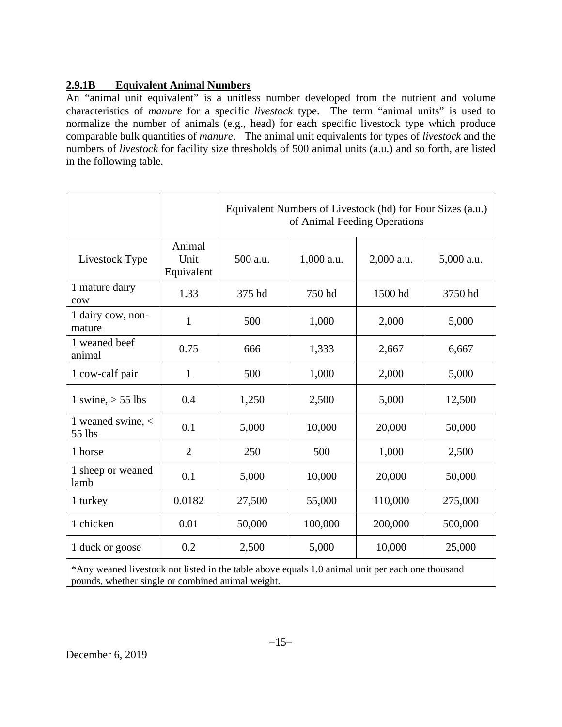### 2.9.1B Equivalent Animal Numbers

An "animal unit equivalent" is a unitless number developed from the nutrient and volume characteristics of *manure* for a specific *livestock* type. The term "animal units" is used to normalize the number of animals (e.g., head) for each specific livestock type which produce comparable bulk quantities of *manure*. The animal unit equivalents for types of *livestock* and the numbers of *livestock* for facility size thresholds of 500 animal units (a.u.) and so forth, are listed in the following table.

| | | Equivalent Numbers of Livestock (hd) for Four Sizes (a.u.) of Animal Feeding Operations | | | |
|---|---|---|---|---|---|
| Livestock Type | Animal Unit Equivalent | 500 a.u. | 1,000 a.u. | 2,000 a.u. | 5,000 a.u. |
| 1 mature dairy cow | 1.33 | 375 hd | 750 hd | 1500 hd | 3750 hd |
| 1 dairy cow, non-mature | 1 | 500 | 1,000 | 2,000 | 5,000 |
| 1 weaned beef animal | 0.75 | 666 | 1,333 | 2,667 | 6,667 |
| 1 cow-calf pair | 1 | 500 | 1,000 | 2,000 | 5,000 |
| 1 swine, > 55 lbs | 0.4 | 1,250 | 2,500 | 5,000 | 12,500 |
| 1 weaned swine, < 55 lbs | 0.1 | 5,000 | 10,000 | 20,000 | 50,000 |
| 1 horse | 2 | 250 | 500 | 1,000 | 2,500 |
| 1 sheep or weaned lamb | 0.1 | 5,000 | 10,000 | 20,000 | 50,000 |
| 1 turkey | 0.0182 | 27,500 | 55,000 | 110,000 | 275,000 |
| 1 chicken | 0.01 | 50,000 | 100,000 | 200,000 | 500,000 |
| 1 duck or goose | 0.2 | 2,500 | 5,000 | 10,000 | 25,000 |

*Any weaned livestock not listed in the table above equals 1.0 animal unit per each one thousand pounds, whether single or combined animal weight.

December 6, 2019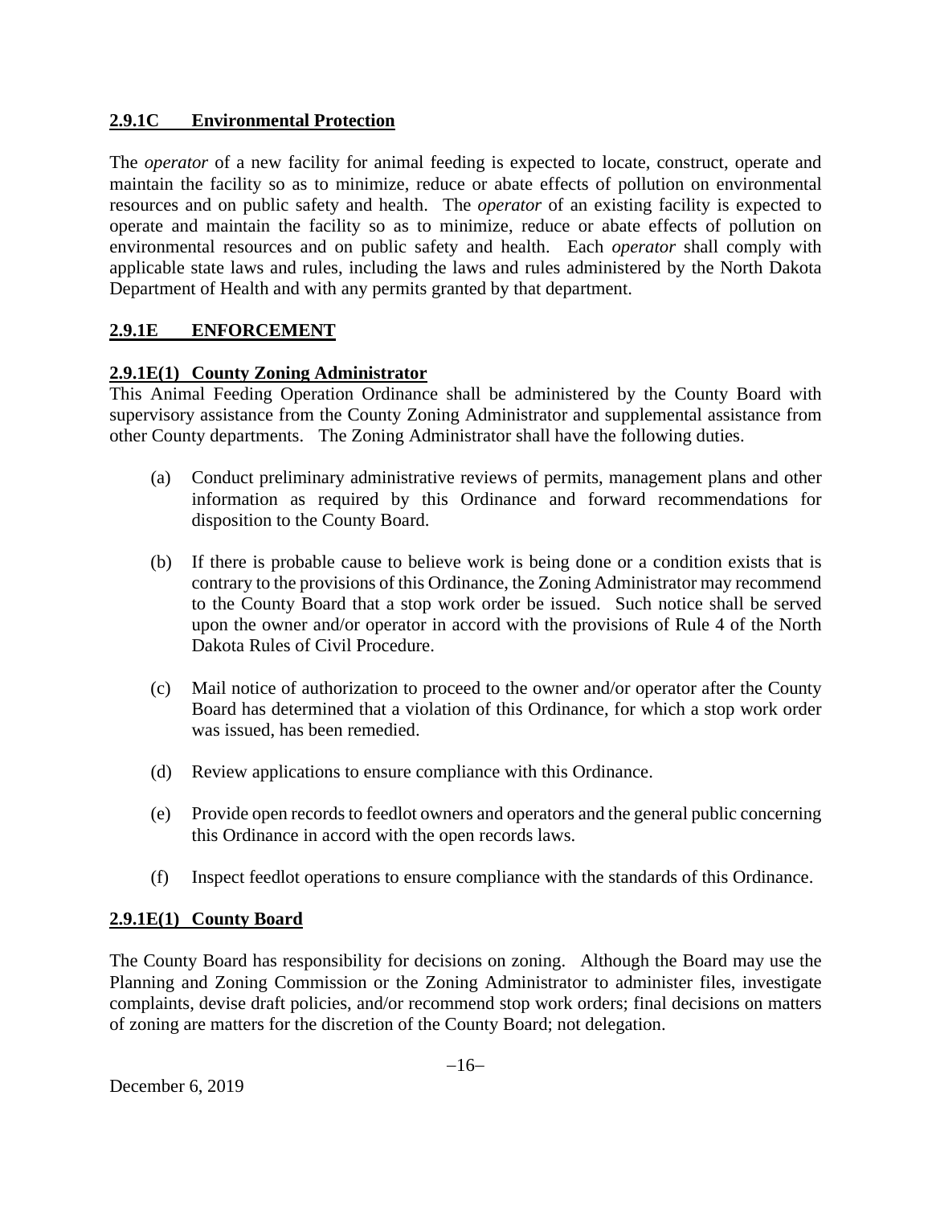## 2.9.1C Environmental Protection

The *operator* of a new facility for animal feeding is expected to locate, construct, operate and maintain the facility so as to minimize, reduce or abate effects of pollution on environmental resources and on public safety and health. The *operator* of an existing facility is expected to operate and maintain the facility so as to minimize, reduce or abate effects of pollution on environmental resources and on public safety and health. Each *operator* shall comply with applicable state laws and rules, including the laws and rules administered by the North Dakota Department of Health and with any permits granted by that department.

## 2.9.1E ENFORCEMENT

### 2.9.1E(1) County Zoning Administrator

This Animal Feeding Operation Ordinance shall be administered by the County Board with supervisory assistance from the County Zoning Administrator and supplemental assistance from other County departments. The Zoning Administrator shall have the following duties.

(a) Conduct preliminary administrative reviews of permits, management plans and other information as required by this Ordinance and forward recommendations for disposition to the County Board.

(b) If there is probable cause to believe work is being done or a condition exists that is contrary to the provisions of this Ordinance, the Zoning Administrator may recommend to the County Board that a stop work order be issued. Such notice shall be served upon the owner and/or operator in accord with the provisions of Rule 4 of the North Dakota Rules of Civil Procedure.

(c) Mail notice of authorization to proceed to the owner and/or operator after the County Board has determined that a violation of this Ordinance, for which a stop work order was issued, has been remedied.

(d) Review applications to ensure compliance with this Ordinance.

(e) Provide open records to feedlot owners and operators and the general public concerning this Ordinance in accord with the open records laws.

(f) Inspect feedlot operations to ensure compliance with the standards of this Ordinance.

### 2.9.1E(1) County Board

The County Board has responsibility for decisions on zoning. Although the Board may use the Planning and Zoning Commission or the Zoning Administrator to administer files, investigate complaints, devise draft policies, and/or recommend stop work orders; final decisions on matters of zoning are matters for the discretion of the County Board; not delegation.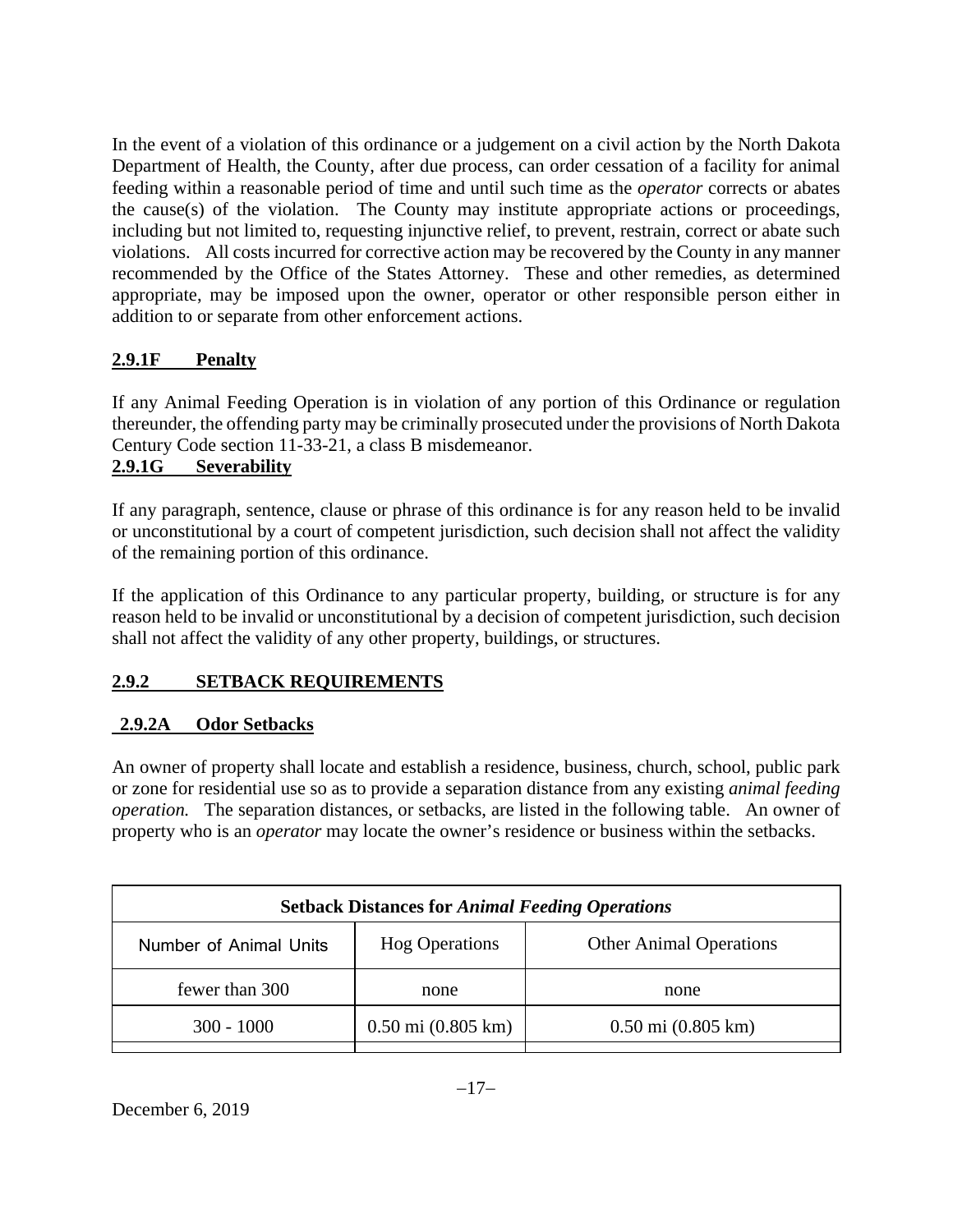In the event of a violation of this ordinance or a judgement on a civil action by the North Dakota Department of Health, the County, after due process, can order cessation of a facility for animal feeding within a reasonable period of time and until such time as the *operator* corrects or abates the cause(s) of the violation. The County may institute appropriate actions or proceedings, including but not limited to, requesting injunctive relief, to prevent, restrain, correct or abate such violations. All costs incurred for corrective action may be recovered by the County in any manner recommended by the Office of the States Attorney. These and other remedies, as determined appropriate, may be imposed upon the owner, operator or other responsible person either in addition to or separate from other enforcement actions.

**2.9.1F Penalty**

If any Animal Feeding Operation is in violation of any portion of this Ordinance or regulation thereunder, the offending party may be criminally prosecuted under the provisions of North Dakota Century Code section 11-33-21, a class B misdemeanor.

**2.9.1G Severability**

If any paragraph, sentence, clause or phrase of this ordinance is for any reason held to be invalid or unconstitutional by a court of competent jurisdiction, such decision shall not affect the validity of the remaining portion of this ordinance.

If the application of this Ordinance to any particular property, building, or structure is for any reason held to be invalid or unconstitutional by a decision of competent jurisdiction, such decision shall not affect the validity of any other property, buildings, or structures.

**2.9.2 SETBACK REQUIREMENTS**

**2.9.2A Odor Setbacks**

An owner of property shall locate and establish a residence, business, church, school, public park or zone for residential use so as to provide a separation distance from any existing *animal feeding operation.* The separation distances, or setbacks, are listed in the following table. An owner of property who is an *operator* may locate the owner's residence or business within the setbacks.

| **Setback Distances for *Animal Feeding Operations*** | | |
|---|---|---|
| Number of Animal Units | Hog Operations | Other Animal Operations |
| fewer than 300 | none | none |
| 300 - 1000 | 0.50 mi (0.805 km) | 0.50 mi (0.805 km) |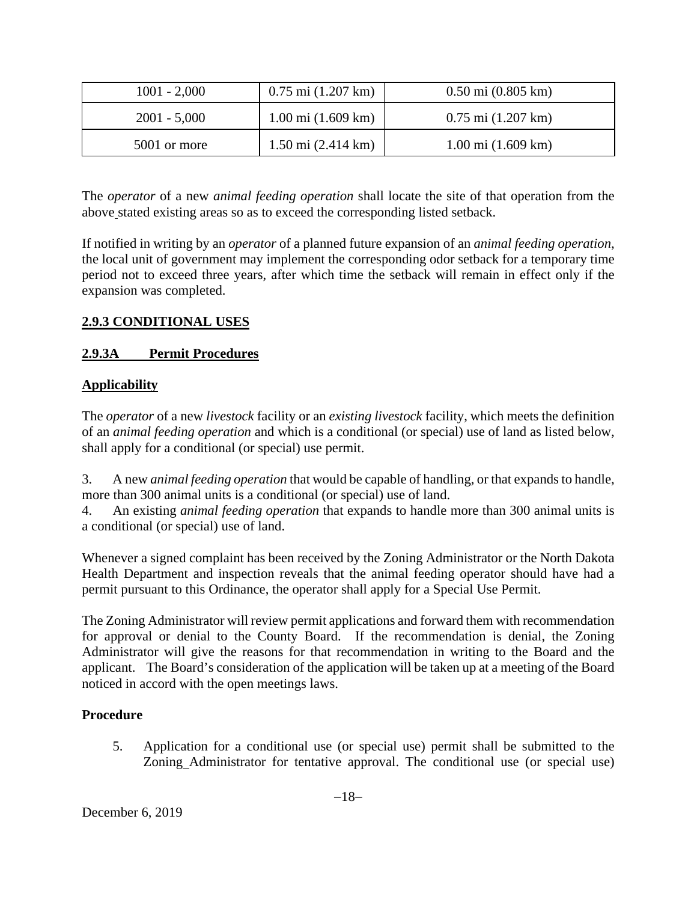| 1001 - 2,000 | 0.75 mi (1.207 km) | 0.50 mi (0.805 km) |
|---|---|---|
| 2001 - 5,000 | 1.00 mi (1.609 km) | 0.75 mi (1.207 km) |
| 5001 or more | 1.50 mi (2.414 km) | 1.00 mi (1.609 km) |

The *operator* of a new *animal feeding operation* shall locate the site of that operation from the above stated existing areas so as to exceed the corresponding listed setback.

If notified in writing by an *operator* of a planned future expansion of an *animal feeding operation*, the local unit of government may implement the corresponding odor setback for a temporary time period not to exceed three years, after which time the setback will remain in effect only if the expansion was completed.

## 2.9.3 CONDITIONAL USES

### 2.9.3A Permit Procedures

**Applicability**

The *operator* of a new *livestock* facility or an *existing livestock* facility, which meets the definition of an *animal feeding operation* and which is a conditional (or special) use of land as listed below, shall apply for a conditional (or special) use permit.

3. A new *animal feeding operation* that would be capable of handling, or that expands to handle, more than 300 animal units is a conditional (or special) use of land.
4. An existing *animal feeding operation* that expands to handle more than 300 animal units is a conditional (or special) use of land.

Whenever a signed complaint has been received by the Zoning Administrator or the North Dakota Health Department and inspection reveals that the animal feeding operator should have had a permit pursuant to this Ordinance, the operator shall apply for a Special Use Permit.

The Zoning Administrator will review permit applications and forward them with recommendation for approval or denial to the County Board. If the recommendation is denial, the Zoning Administrator will give the reasons for that recommendation in writing to the Board and the applicant. The Board's consideration of the application will be taken up at a meeting of the Board noticed in accord with the open meetings laws.

**Procedure**

5. Application for a conditional use (or special use) permit shall be submitted to the Zoning Administrator for tentative approval. The conditional use (or special use)

December 6, 2019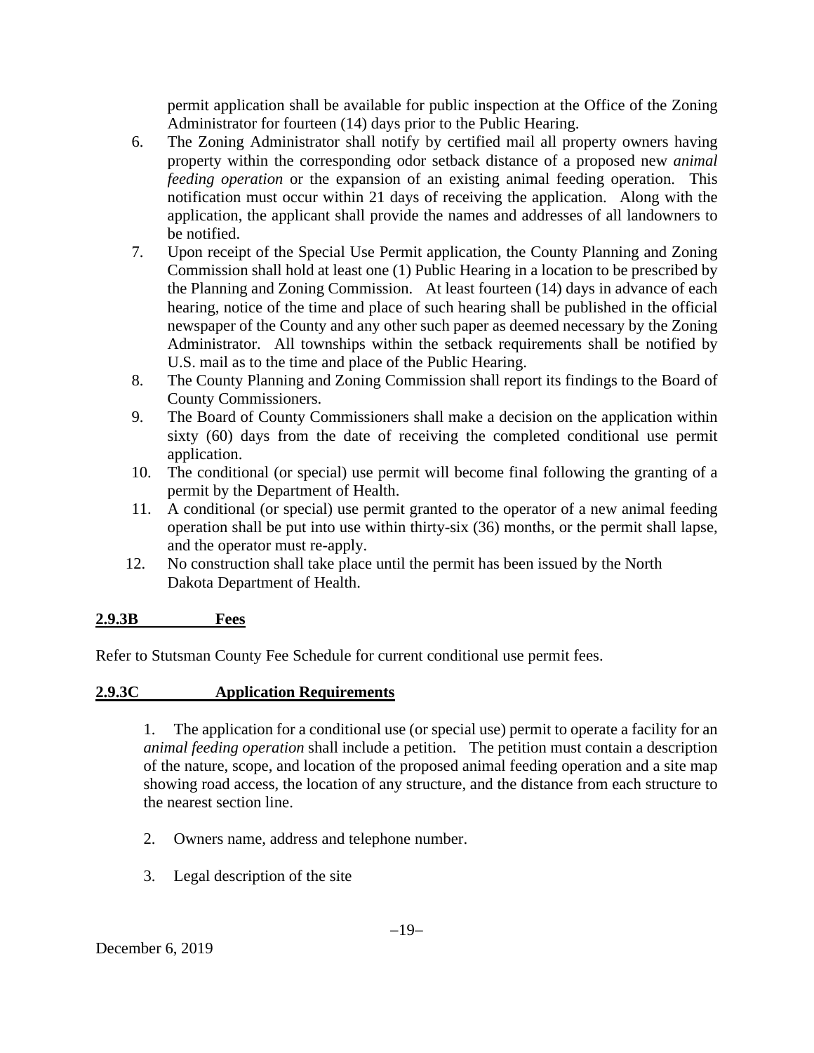permit application shall be available for public inspection at the Office of the Zoning Administrator for fourteen (14) days prior to the Public Hearing.

6. The Zoning Administrator shall notify by certified mail all property owners having property within the corresponding odor setback distance of a proposed new *animal feeding operation* or the expansion of an existing animal feeding operation. This notification must occur within 21 days of receiving the application. Along with the application, the applicant shall provide the names and addresses of all landowners to be notified.
7. Upon receipt of the Special Use Permit application, the County Planning and Zoning Commission shall hold at least one (1) Public Hearing in a location to be prescribed by the Planning and Zoning Commission. At least fourteen (14) days in advance of each hearing, notice of the time and place of such hearing shall be published in the official newspaper of the County and any other such paper as deemed necessary by the Zoning Administrator. All townships within the setback requirements shall be notified by U.S. mail as to the time and place of the Public Hearing.
8. The County Planning and Zoning Commission shall report its findings to the Board of County Commissioners.
9. The Board of County Commissioners shall make a decision on the application within sixty (60) days from the date of receiving the completed conditional use permit application.
10. The conditional (or special) use permit will become final following the granting of a permit by the Department of Health.
11. A conditional (or special) use permit granted to the operator of a new animal feeding operation shall be put into use within thirty-six (36) months, or the permit shall lapse, and the operator must re-apply.
12. No construction shall take place until the permit has been issued by the North Dakota Department of Health.

## 2.9.3B Fees

Refer to Stutsman County Fee Schedule for current conditional use permit fees.

## 2.9.3C Application Requirements

1. The application for a conditional use (or special use) permit to operate a facility for an *animal feeding operation* shall include a petition. The petition must contain a description of the nature, scope, and location of the proposed animal feeding operation and a site map showing road access, the location of any structure, and the distance from each structure to the nearest section line.

2. Owners name, address and telephone number.

3. Legal description of the site

December 6, 2019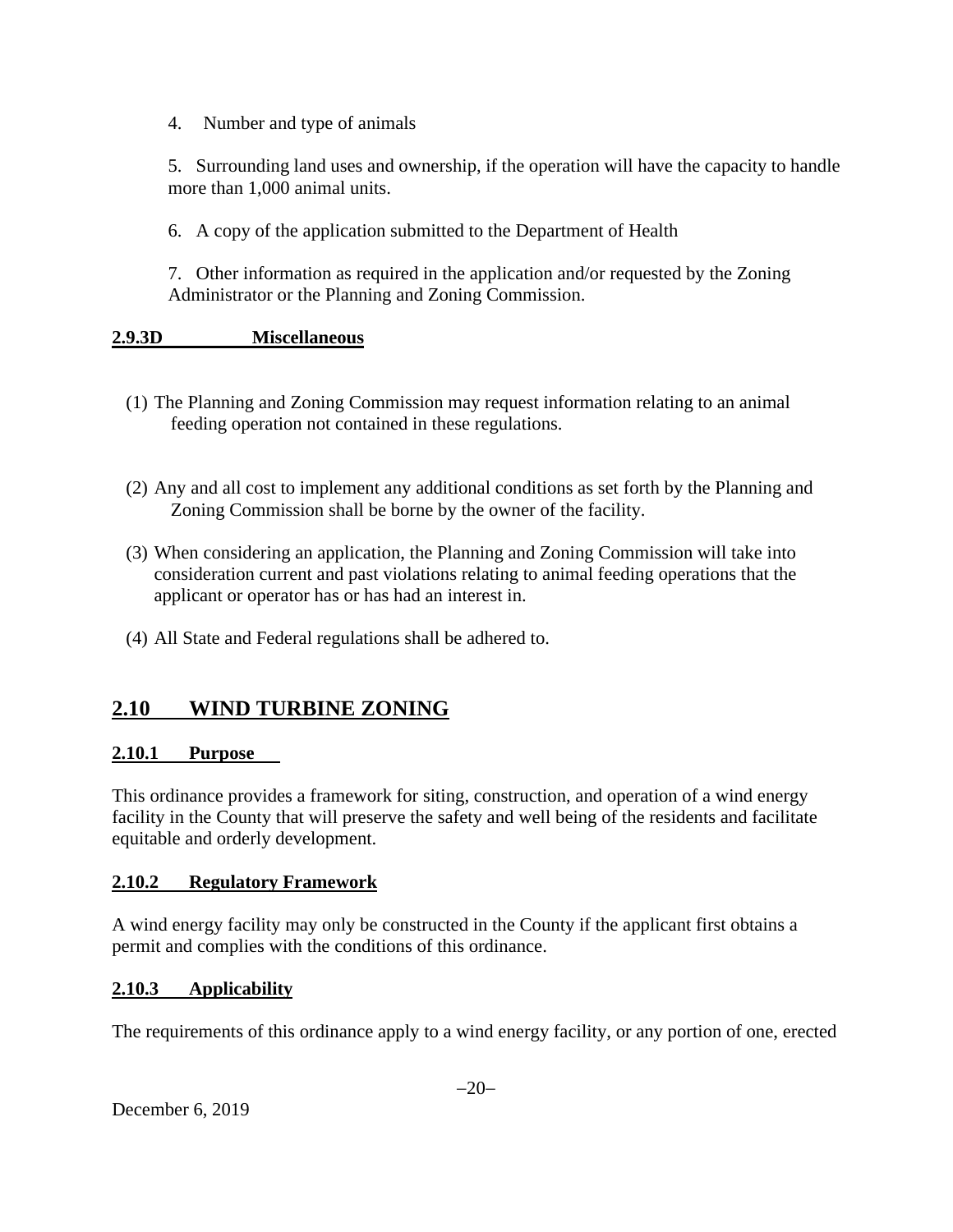4. Number and type of animals

5. Surrounding land uses and ownership, if the operation will have the capacity to handle more than 1,000 animal units.

6. A copy of the application submitted to the Department of Health

7. Other information as required in the application and/or requested by the Zoning Administrator or the Planning and Zoning Commission.

**2.9.3D Miscellaneous**

(1) The Planning and Zoning Commission may request information relating to an animal feeding operation not contained in these regulations.

(2) Any and all cost to implement any additional conditions as set forth by the Planning and Zoning Commission shall be borne by the owner of the facility.

(3) When considering an application, the Planning and Zoning Commission will take into consideration current and past violations relating to animal feeding operations that the applicant or operator has or has had an interest in.

(4) All State and Federal regulations shall be adhered to.

## 2.10 WIND TURBINE ZONING

### 2.10.1 Purpose

This ordinance provides a framework for siting, construction, and operation of a wind energy facility in the County that will preserve the safety and well being of the residents and facilitate equitable and orderly development.

### 2.10.2 Regulatory Framework

A wind energy facility may only be constructed in the County if the applicant first obtains a permit and complies with the conditions of this ordinance.

### 2.10.3 Applicability

The requirements of this ordinance apply to a wind energy facility, or any portion of one, erected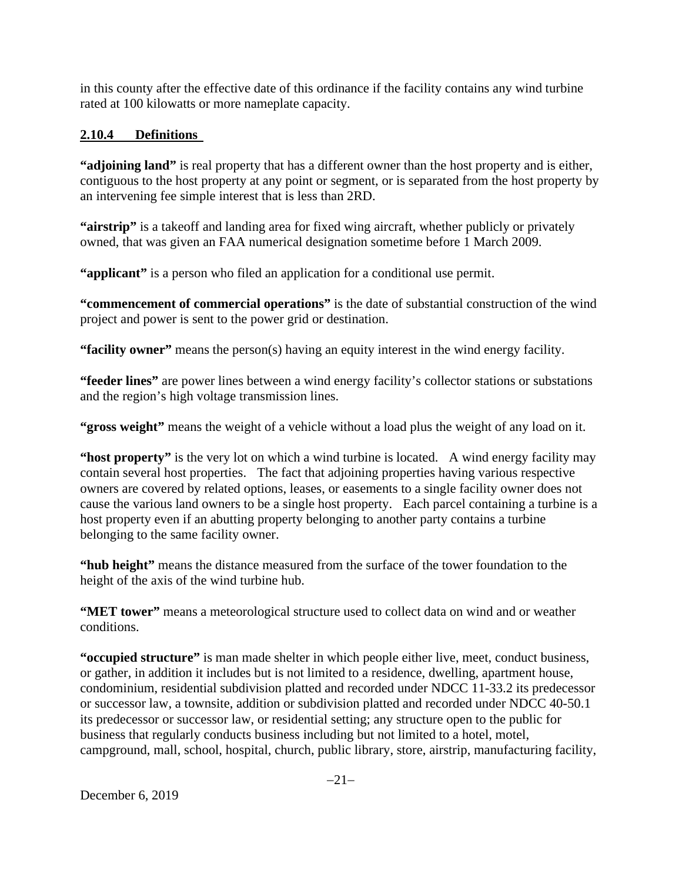in this county after the effective date of this ordinance if the facility contains any wind turbine rated at 100 kilowatts or more nameplate capacity.

### 2.10.4 Definitions

**"adjoining land"** is real property that has a different owner than the host property and is either, contiguous to the host property at any point or segment, or is separated from the host property by an intervening fee simple interest that is less than 2RD.

**"airstrip"** is a takeoff and landing area for fixed wing aircraft, whether publicly or privately owned, that was given an FAA numerical designation sometime before 1 March 2009.

**"applicant"** is a person who filed an application for a conditional use permit.

**"commencement of commercial operations"** is the date of substantial construction of the wind project and power is sent to the power grid or destination.

**"facility owner"** means the person(s) having an equity interest in the wind energy facility.

**"feeder lines"** are power lines between a wind energy facility's collector stations or substations and the region's high voltage transmission lines.

**"gross weight"** means the weight of a vehicle without a load plus the weight of any load on it.

**"host property"** is the very lot on which a wind turbine is located. A wind energy facility may contain several host properties. The fact that adjoining properties having various respective owners are covered by related options, leases, or easements to a single facility owner does not cause the various land owners to be a single host property. Each parcel containing a turbine is a host property even if an abutting property belonging to another party contains a turbine belonging to the same facility owner.

**"hub height"** means the distance measured from the surface of the tower foundation to the height of the axis of the wind turbine hub.

**"MET tower"** means a meteorological structure used to collect data on wind and or weather conditions.

**"occupied structure"** is man made shelter in which people either live, meet, conduct business, or gather, in addition it includes but is not limited to a residence, dwelling, apartment house, condominium, residential subdivision platted and recorded under NDCC 11-33.2 its predecessor or successor law, a townsite, addition or subdivision platted and recorded under NDCC 40-50.1 its predecessor or successor law, or residential setting; any structure open to the public for business that regularly conducts business including but not limited to a hotel, motel, campground, mall, school, hospital, church, public library, store, airstrip, manufacturing facility,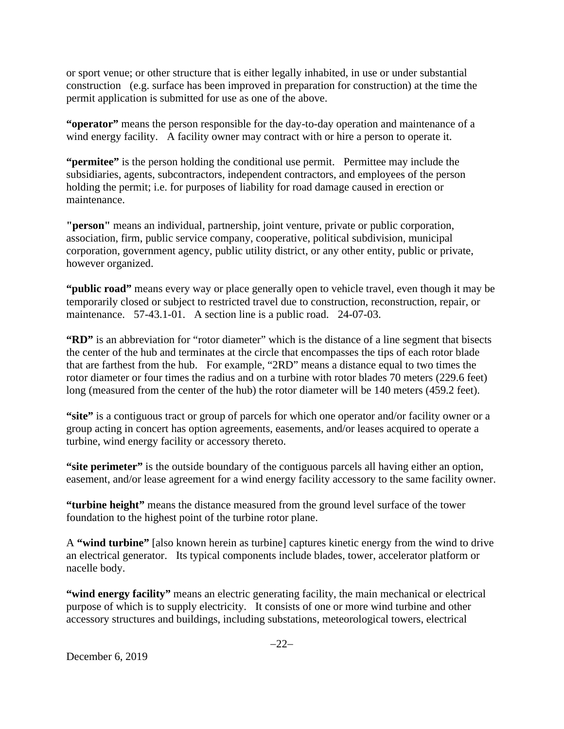or sport venue; or other structure that is either legally inhabited, in use or under substantial construction (e.g. surface has been improved in preparation for construction) at the time the permit application is submitted for use as one of the above.

**"operator"** means the person responsible for the day-to-day operation and maintenance of a wind energy facility. A facility owner may contract with or hire a person to operate it.

**"permitee"** is the person holding the conditional use permit. Permittee may include the subsidiaries, agents, subcontractors, independent contractors, and employees of the person holding the permit; i.e. for purposes of liability for road damage caused in erection or maintenance.

**"person"** means an individual, partnership, joint venture, private or public corporation, association, firm, public service company, cooperative, political subdivision, municipal corporation, government agency, public utility district, or any other entity, public or private, however organized.

**"public road"** means every way or place generally open to vehicle travel, even though it may be temporarily closed or subject to restricted travel due to construction, reconstruction, repair, or maintenance. 57-43.1-01. A section line is a public road. 24-07-03.

**"RD"** is an abbreviation for "rotor diameter" which is the distance of a line segment that bisects the center of the hub and terminates at the circle that encompasses the tips of each rotor blade that are farthest from the hub. For example, "2RD" means a distance equal to two times the rotor diameter or four times the radius and on a turbine with rotor blades 70 meters (229.6 feet) long (measured from the center of the hub) the rotor diameter will be 140 meters (459.2 feet).

**"site"** is a contiguous tract or group of parcels for which one operator and/or facility owner or a group acting in concert has option agreements, easements, and/or leases acquired to operate a turbine, wind energy facility or accessory thereto.

**"site perimeter"** is the outside boundary of the contiguous parcels all having either an option, easement, and/or lease agreement for a wind energy facility accessory to the same facility owner.

**"turbine height"** means the distance measured from the ground level surface of the tower foundation to the highest point of the turbine rotor plane.

A **"wind turbine"** [also known herein as turbine] captures kinetic energy from the wind to drive an electrical generator. Its typical components include blades, tower, accelerator platform or nacelle body.

**"wind energy facility"** means an electric generating facility, the main mechanical or electrical purpose of which is to supply electricity. It consists of one or more wind turbine and other accessory structures and buildings, including substations, meteorological towers, electrical

December 6, 2019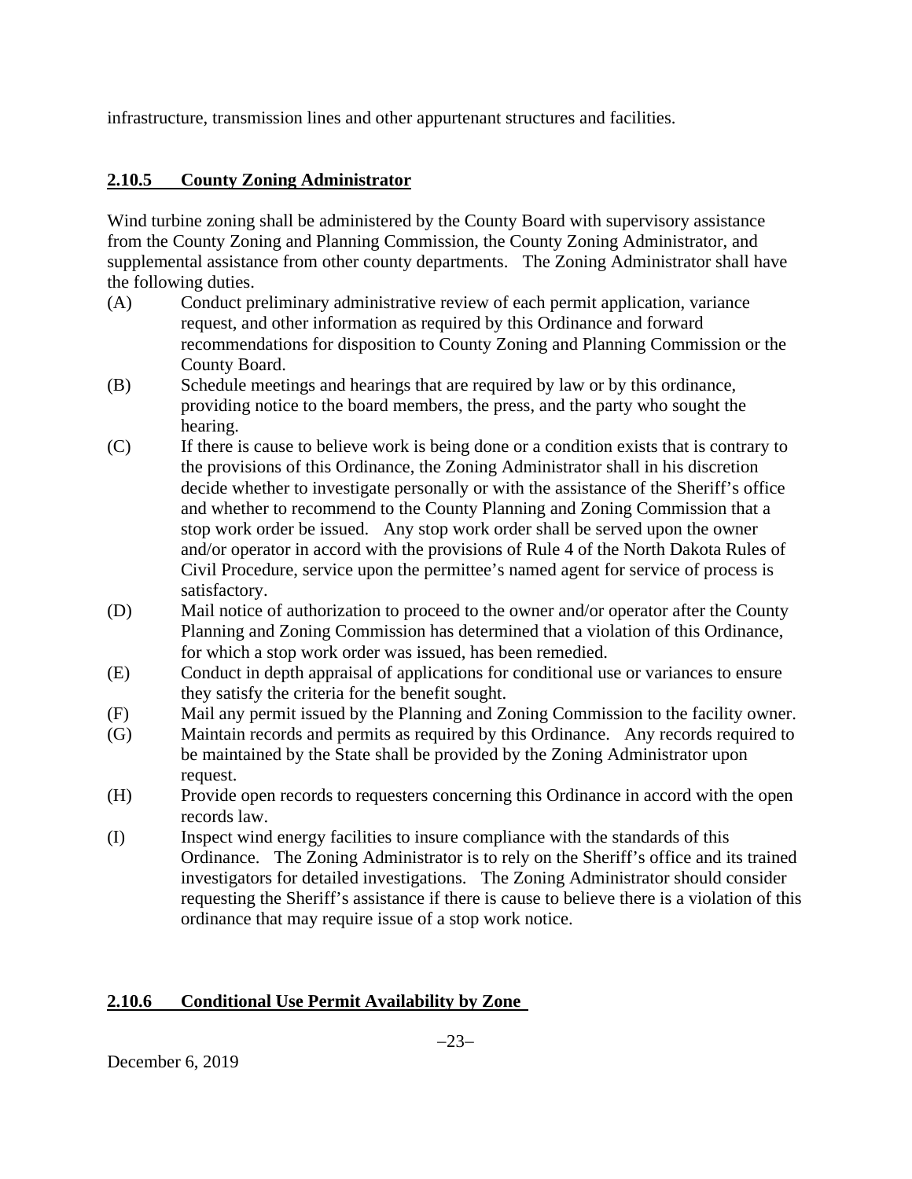infrastructure, transmission lines and other appurtenant structures and facilities.

### **2.10.5 County Zoning Administrator**

Wind turbine zoning shall be administered by the County Board with supervisory assistance from the County Zoning and Planning Commission, the County Zoning Administrator, and supplemental assistance from other county departments. The Zoning Administrator shall have the following duties.

(A) Conduct preliminary administrative review of each permit application, variance request, and other information as required by this Ordinance and forward recommendations for disposition to County Zoning and Planning Commission or the County Board.

(B) Schedule meetings and hearings that are required by law or by this ordinance, providing notice to the board members, the press, and the party who sought the hearing.

(C) If there is cause to believe work is being done or a condition exists that is contrary to the provisions of this Ordinance, the Zoning Administrator shall in his discretion decide whether to investigate personally or with the assistance of the Sheriff's office and whether to recommend to the County Planning and Zoning Commission that a stop work order be issued. Any stop work order shall be served upon the owner and/or operator in accord with the provisions of Rule 4 of the North Dakota Rules of Civil Procedure, service upon the permittee's named agent for service of process is satisfactory.

(D) Mail notice of authorization to proceed to the owner and/or operator after the County Planning and Zoning Commission has determined that a violation of this Ordinance, for which a stop work order was issued, has been remedied.

(E) Conduct in depth appraisal of applications for conditional use or variances to ensure they satisfy the criteria for the benefit sought.

(F) Mail any permit issued by the Planning and Zoning Commission to the facility owner.

(G) Maintain records and permits as required by this Ordinance. Any records required to be maintained by the State shall be provided by the Zoning Administrator upon request.

(H) Provide open records to requesters concerning this Ordinance in accord with the open records law.

(I) Inspect wind energy facilities to insure compliance with the standards of this Ordinance. The Zoning Administrator is to rely on the Sheriff's office and its trained investigators for detailed investigations. The Zoning Administrator should consider requesting the Sheriff's assistance if there is cause to believe there is a violation of this ordinance that may require issue of a stop work notice.

### **2.10.6 Conditional Use Permit Availability by Zone**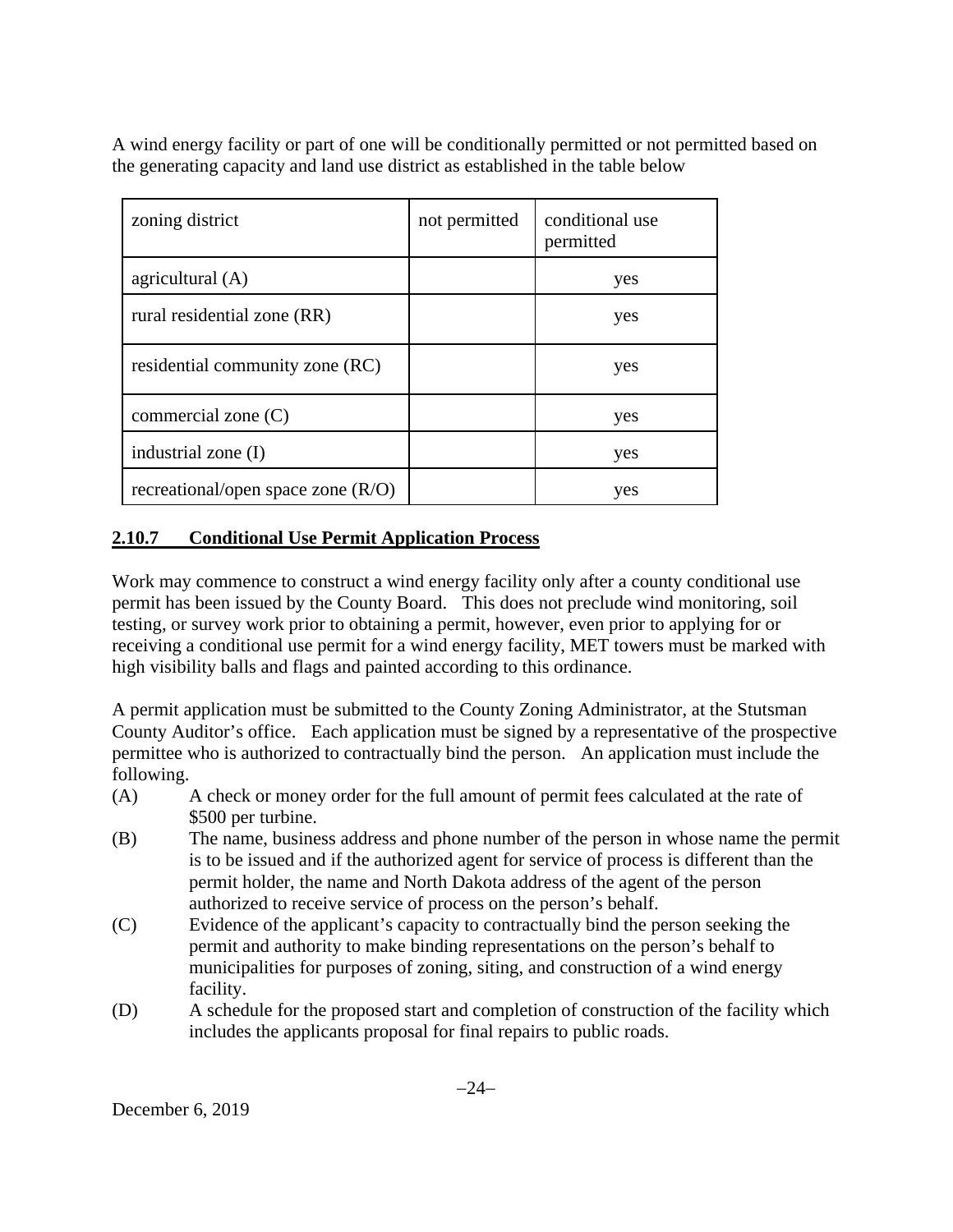A wind energy facility or part of one will be conditionally permitted or not permitted based on the generating capacity and land use district as established in the table below

| zoning district | not permitted | conditional use permitted |
| --- | --- | --- |
| agricultural (A) | | yes |
| rural residential zone (RR) | | yes |
| residential community zone (RC) | | yes |
| commercial zone (C) | | yes |
| industrial zone (I) | | yes |
| recreational/open space zone (R/O) | | yes |

### 2.10.7 Conditional Use Permit Application Process

Work may commence to construct a wind energy facility only after a county conditional use permit has been issued by the County Board. This does not preclude wind monitoring, soil testing, or survey work prior to obtaining a permit, however, even prior to applying for or receiving a conditional use permit for a wind energy facility, MET towers must be marked with high visibility balls and flags and painted according to this ordinance.

A permit application must be submitted to the County Zoning Administrator, at the Stutsman County Auditor's office. Each application must be signed by a representative of the prospective permittee who is authorized to contractually bind the person. An application must include the following.

(A) A check or money order for the full amount of permit fees calculated at the rate of $500 per turbine.

(B) The name, business address and phone number of the person in whose name the permit is to be issued and if the authorized agent for service of process is different than the permit holder, the name and North Dakota address of the agent of the person authorized to receive service of process on the person's behalf.

(C) Evidence of the applicant's capacity to contractually bind the person seeking the permit and authority to make binding representations on the person's behalf to municipalities for purposes of zoning, siting, and construction of a wind energy facility.

(D) A schedule for the proposed start and completion of construction of the facility which includes the applicants proposal for final repairs to public roads.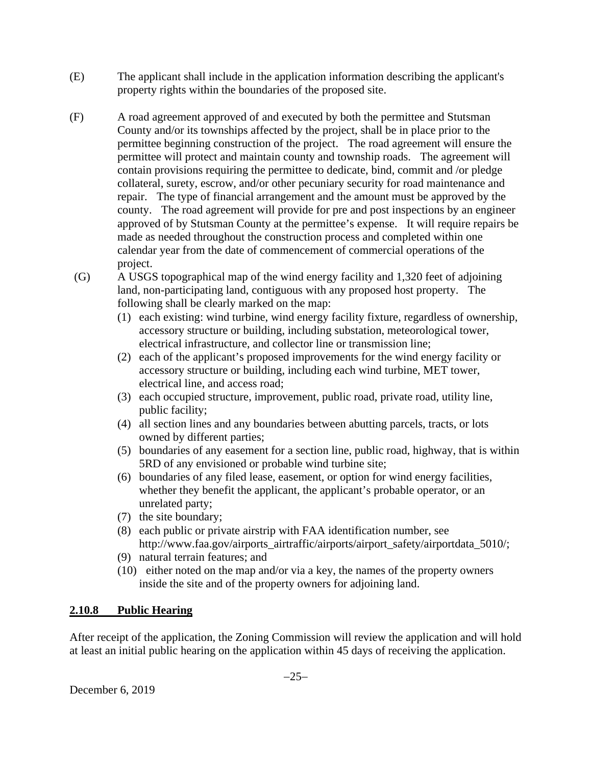(E) The applicant shall include in the application information describing the applicant's property rights within the boundaries of the proposed site.

(F) A road agreement approved of and executed by both the permittee and Stutsman County and/or its townships affected by the project, shall be in place prior to the permittee beginning construction of the project. The road agreement will ensure the permittee will protect and maintain county and township roads. The agreement will contain provisions requiring the permittee to dedicate, bind, commit and /or pledge collateral, surety, escrow, and/or other pecuniary security for road maintenance and repair. The type of financial arrangement and the amount must be approved by the county. The road agreement will provide for pre and post inspections by an engineer approved of by Stutsman County at the permittee's expense. It will require repairs be made as needed throughout the construction process and completed within one calendar year from the date of commencement of commercial operations of the project.

(G) A USGS topographical map of the wind energy facility and 1,320 feet of adjoining land, non-participating land, contiguous with any proposed host property. The following shall be clearly marked on the map:

(1) each existing: wind turbine, wind energy facility fixture, regardless of ownership, accessory structure or building, including substation, meteorological tower, electrical infrastructure, and collector line or transmission line;
(2) each of the applicant's proposed improvements for the wind energy facility or accessory structure or building, including each wind turbine, MET tower, electrical line, and access road;
(3) each occupied structure, improvement, public road, private road, utility line, public facility;
(4) all section lines and any boundaries between abutting parcels, tracts, or lots owned by different parties;
(5) boundaries of any easement for a section line, public road, highway, that is within 5RD of any envisioned or probable wind turbine site;
(6) boundaries of any filed lease, easement, or option for wind energy facilities, whether they benefit the applicant, the applicant's probable operator, or an unrelated party;
(7) the site boundary;
(8) each public or private airstrip with FAA identification number, see http://www.faa.gov/airports_airtraffic/airports/airport_safety/airportdata_5010/;
(9) natural terrain features; and
(10) either noted on the map and/or via a key, the names of the property owners inside the site and of the property owners for adjoining land.

### 2.10.8 Public Hearing

After receipt of the application, the Zoning Commission will review the application and will hold at least an initial public hearing on the application within 45 days of receiving the application.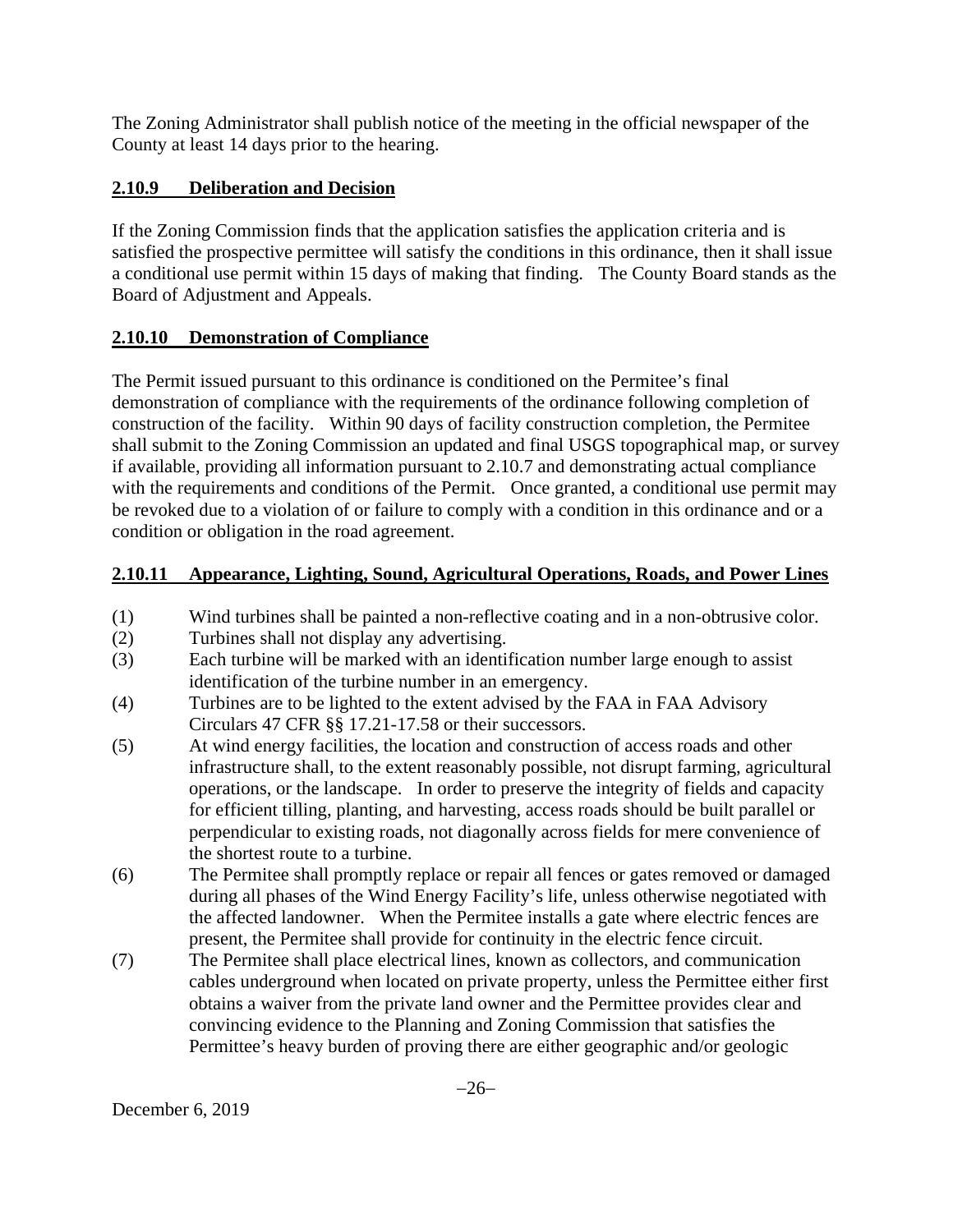The Zoning Administrator shall publish notice of the meeting in the official newspaper of the County at least 14 days prior to the hearing.

**2.10.9 Deliberation and Decision**

If the Zoning Commission finds that the application satisfies the application criteria and is satisfied the prospective permittee will satisfy the conditions in this ordinance, then it shall issue a conditional use permit within 15 days of making that finding. The County Board stands as the Board of Adjustment and Appeals.

**2.10.10 Demonstration of Compliance**

The Permit issued pursuant to this ordinance is conditioned on the Permitee's final demonstration of compliance with the requirements of the ordinance following completion of construction of the facility. Within 90 days of facility construction completion, the Permitee shall submit to the Zoning Commission an updated and final USGS topographical map, or survey if available, providing all information pursuant to 2.10.7 and demonstrating actual compliance with the requirements and conditions of the Permit. Once granted, a conditional use permit may be revoked due to a violation of or failure to comply with a condition in this ordinance and or a condition or obligation in the road agreement.

**2.10.11 Appearance, Lighting, Sound, Agricultural Operations, Roads, and Power Lines**

(1) Wind turbines shall be painted a non-reflective coating and in a non-obtrusive color.

(2) Turbines shall not display any advertising.

(3) Each turbine will be marked with an identification number large enough to assist identification of the turbine number in an emergency.

(4) Turbines are to be lighted to the extent advised by the FAA in FAA Advisory Circulars 47 CFR §§ 17.21-17.58 or their successors.

(5) At wind energy facilities, the location and construction of access roads and other infrastructure shall, to the extent reasonably possible, not disrupt farming, agricultural operations, or the landscape. In order to preserve the integrity of fields and capacity for efficient tilling, planting, and harvesting, access roads should be built parallel or perpendicular to existing roads, not diagonally across fields for mere convenience of the shortest route to a turbine.

(6) The Permitee shall promptly replace or repair all fences or gates removed or damaged during all phases of the Wind Energy Facility's life, unless otherwise negotiated with the affected landowner. When the Permitee installs a gate where electric fences are present, the Permitee shall provide for continuity in the electric fence circuit.

(7) The Permitee shall place electrical lines, known as collectors, and communication cables underground when located on private property, unless the Permittee either first obtains a waiver from the private land owner and the Permittee provides clear and convincing evidence to the Planning and Zoning Commission that satisfies the Permittee's heavy burden of proving there are either geographic and/or geologic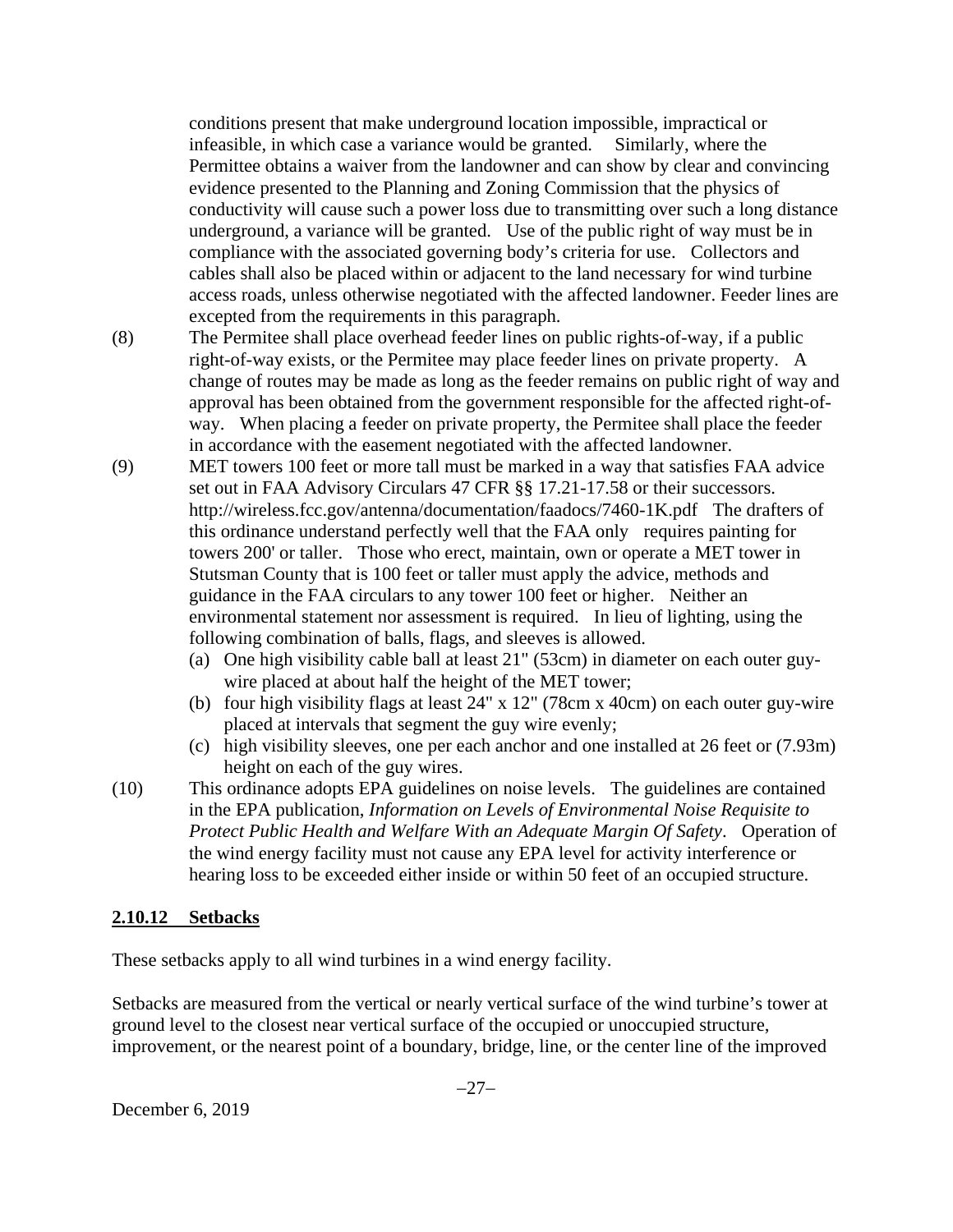conditions present that make underground location impossible, impractical or infeasible, in which case a variance would be granted. Similarly, where the Permittee obtains a waiver from the landowner and can show by clear and convincing evidence presented to the Planning and Zoning Commission that the physics of conductivity will cause such a power loss due to transmitting over such a long distance underground, a variance will be granted. Use of the public right of way must be in compliance with the associated governing body's criteria for use. Collectors and cables shall also be placed within or adjacent to the land necessary for wind turbine access roads, unless otherwise negotiated with the affected landowner. Feeder lines are excepted from the requirements in this paragraph.

(8) The Permitee shall place overhead feeder lines on public rights-of-way, if a public right-of-way exists, or the Permitee may place feeder lines on private property. A change of routes may be made as long as the feeder remains on public right of way and approval has been obtained from the government responsible for the affected right-of-way. When placing a feeder on private property, the Permitee shall place the feeder in accordance with the easement negotiated with the affected landowner.

(9) MET towers 100 feet or more tall must be marked in a way that satisfies FAA advice set out in FAA Advisory Circulars 47 CFR §§ 17.21-17.58 or their successors. http://wireless.fcc.gov/antenna/documentation/faadocs/7460-1K.pdf The drafters of this ordinance understand perfectly well that the FAA only requires painting for towers 200' or taller. Those who erect, maintain, own or operate a MET tower in Stutsman County that is 100 feet or taller must apply the advice, methods and guidance in the FAA circulars to any tower 100 feet or higher. Neither an environmental statement nor assessment is required. In lieu of lighting, using the following combination of balls, flags, and sleeves is allowed.
   (a) One high visibility cable ball at least 21" (53cm) in diameter on each outer guy-wire placed at about half the height of the MET tower;
   (b) four high visibility flags at least 24" x 12" (78cm x 40cm) on each outer guy-wire placed at intervals that segment the guy wire evenly;
   (c) high visibility sleeves, one per each anchor and one installed at 26 feet or (7.93m) height on each of the guy wires.

(10) This ordinance adopts EPA guidelines on noise levels. The guidelines are contained in the EPA publication, *Information on Levels of Environmental Noise Requisite to Protect Public Health and Welfare With an Adequate Margin Of Safety*. Operation of the wind energy facility must not cause any EPA level for activity interference or hearing loss to be exceeded either inside or within 50 feet of an occupied structure.

## 2.10.12 Setbacks

These setbacks apply to all wind turbines in a wind energy facility.

Setbacks are measured from the vertical or nearly vertical surface of the wind turbine's tower at ground level to the closest near vertical surface of the occupied or unoccupied structure, improvement, or the nearest point of a boundary, bridge, line, or the center line of the improved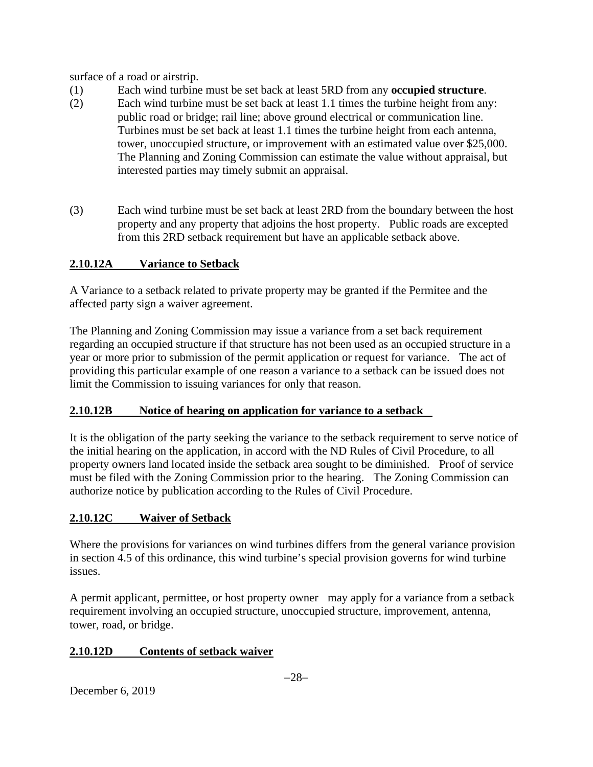surface of a road or airstrip.

(1) Each wind turbine must be set back at least 5RD from any **occupied structure**.

(2) Each wind turbine must be set back at least 1.1 times the turbine height from any: public road or bridge; rail line; above ground electrical or communication line. Turbines must be set back at least 1.1 times the turbine height from each antenna, tower, unoccupied structure, or improvement with an estimated value over $25,000. The Planning and Zoning Commission can estimate the value without appraisal, but interested parties may timely submit an appraisal.

(3) Each wind turbine must be set back at least 2RD from the boundary between the host property and any property that adjoins the host property. Public roads are excepted from this 2RD setback requirement but have an applicable setback above.

## 2.10.12A Variance to Setback

A Variance to a setback related to private property may be granted if the Permitee and the affected party sign a waiver agreement.

The Planning and Zoning Commission may issue a variance from a set back requirement regarding an occupied structure if that structure has not been used as an occupied structure in a year or more prior to submission of the permit application or request for variance. The act of providing this particular example of one reason a variance to a setback can be issued does not limit the Commission to issuing variances for only that reason.

## 2.10.12B Notice of hearing on application for variance to a setback

It is the obligation of the party seeking the variance to the setback requirement to serve notice of the initial hearing on the application, in accord with the ND Rules of Civil Procedure, to all property owners land located inside the setback area sought to be diminished. Proof of service must be filed with the Zoning Commission prior to the hearing. The Zoning Commission can authorize notice by publication according to the Rules of Civil Procedure.

## 2.10.12C Waiver of Setback

Where the provisions for variances on wind turbines differs from the general variance provision in section 4.5 of this ordinance, this wind turbine's special provision governs for wind turbine issues.

A permit applicant, permittee, or host property owner may apply for a variance from a setback requirement involving an occupied structure, unoccupied structure, improvement, antenna, tower, road, or bridge.

## 2.10.12D Contents of setback waiver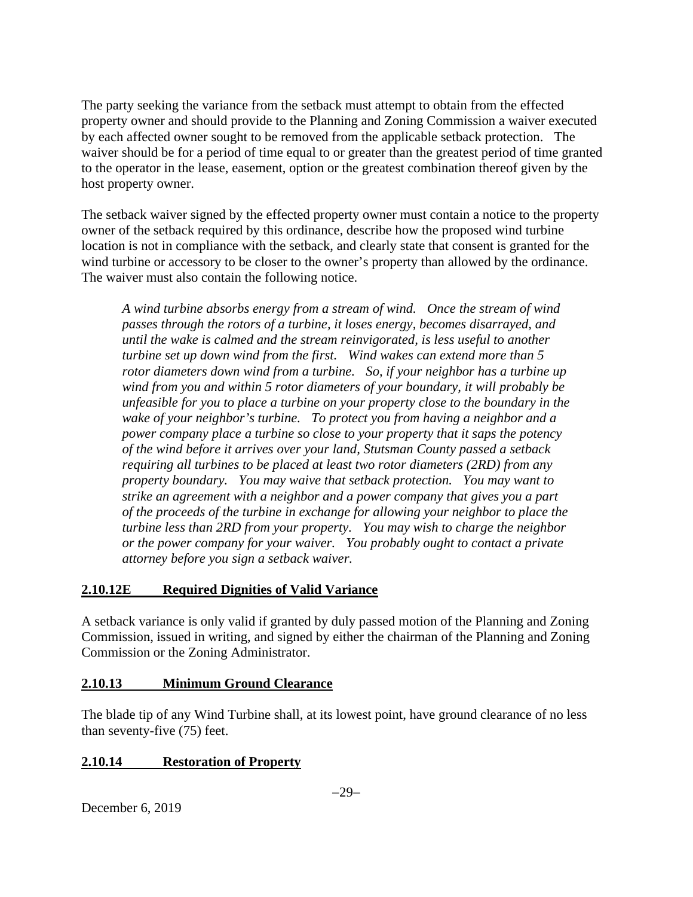The party seeking the variance from the setback must attempt to obtain from the effected property owner and should provide to the Planning and Zoning Commission a waiver executed by each affected owner sought to be removed from the applicable setback protection. The waiver should be for a period of time equal to or greater than the greatest period of time granted to the operator in the lease, easement, option or the greatest combination thereof given by the host property owner.

The setback waiver signed by the effected property owner must contain a notice to the property owner of the setback required by this ordinance, describe how the proposed wind turbine location is not in compliance with the setback, and clearly state that consent is granted for the wind turbine or accessory to be closer to the owner's property than allowed by the ordinance. The waiver must also contain the following notice.

> *A wind turbine absorbs energy from a stream of wind. Once the stream of wind passes through the rotors of a turbine, it loses energy, becomes disarrayed, and until the wake is calmed and the stream reinvigorated, is less useful to another turbine set up down wind from the first. Wind wakes can extend more than 5 rotor diameters down wind from a turbine. So, if your neighbor has a turbine up wind from you and within 5 rotor diameters of your boundary, it will probably be unfeasible for you to place a turbine on your property close to the boundary in the wake of your neighbor's turbine. To protect you from having a neighbor and a power company place a turbine so close to your property that it saps the potency of the wind before it arrives over your land, Stutsman County passed a setback requiring all turbines to be placed at least two rotor diameters (2RD) from any property boundary. You may waive that setback protection. You may want to strike an agreement with a neighbor and a power company that gives you a part of the proceeds of the turbine in exchange for allowing your neighbor to place the turbine less than 2RD from your property. You may wish to charge the neighbor or the power company for your waiver. You probably ought to contact a private attorney before you sign a setback waiver.*

### 2.10.12E Required Dignities of Valid Variance

A setback variance is only valid if granted by duly passed motion of the Planning and Zoning Commission, issued in writing, and signed by either the chairman of the Planning and Zoning Commission or the Zoning Administrator.

### 2.10.13 Minimum Ground Clearance

The blade tip of any Wind Turbine shall, at its lowest point, have ground clearance of no less than seventy-five (75) feet.

### 2.10.14 Restoration of Property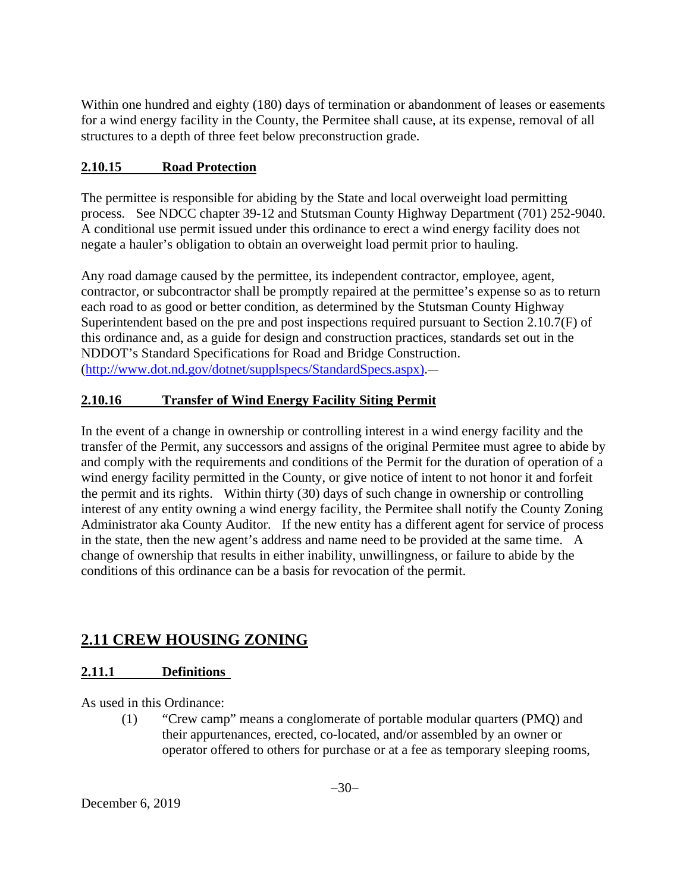Within one hundred and eighty (180) days of termination or abandonment of leases or easements for a wind energy facility in the County, the Permitee shall cause, at its expense, removal of all structures to a depth of three feet below preconstruction grade.

### 2.10.15 Road Protection

The permittee is responsible for abiding by the State and local overweight load permitting process. See NDCC chapter 39-12 and Stutsman County Highway Department (701) 252-9040. A conditional use permit issued under this ordinance to erect a wind energy facility does not negate a hauler's obligation to obtain an overweight load permit prior to hauling.

Any road damage caused by the permittee, its independent contractor, employee, agent, contractor, or subcontractor shall be promptly repaired at the permittee's expense so as to return each road to as good or better condition, as determined by the Stutsman County Highway Superintendent based on the pre and post inspections required pursuant to Section 2.10.7(F) of this ordinance and, as a guide for design and construction practices, standards set out in the NDDOT's Standard Specifications for Road and Bridge Construction. (http://www.dot.nd.gov/dotnet/supplspecs/StandardSpecs.aspx).—

### 2.10.16 Transfer of Wind Energy Facility Siting Permit

In the event of a change in ownership or controlling interest in a wind energy facility and the transfer of the Permit, any successors and assigns of the original Permitee must agree to abide by and comply with the requirements and conditions of the Permit for the duration of operation of a wind energy facility permitted in the County, or give notice of intent to not honor it and forfeit the permit and its rights. Within thirty (30) days of such change in ownership or controlling interest of any entity owning a wind energy facility, the Permitee shall notify the County Zoning Administrator aka County Auditor. If the new entity has a different agent for service of process in the state, then the new agent's address and name need to be provided at the same time. A change of ownership that results in either inability, unwillingness, or failure to abide by the conditions of this ordinance can be a basis for revocation of the permit.

## 2.11 CREW HOUSING ZONING

### 2.11.1 Definitions

As used in this Ordinance:

(1) "Crew camp" means a conglomerate of portable modular quarters (PMQ) and their appurtenances, erected, co-located, and/or assembled by an owner or operator offered to others for purchase or at a fee as temporary sleeping rooms,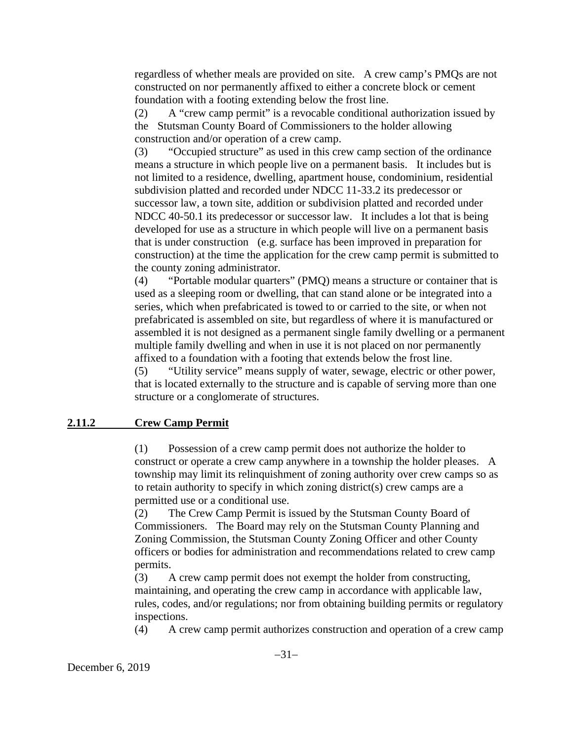regardless of whether meals are provided on site. A crew camp's PMQs are not constructed on nor permanently affixed to either a concrete block or cement foundation with a footing extending below the frost line.

(2) A "crew camp permit" is a revocable conditional authorization issued by the Stutsman County Board of Commissioners to the holder allowing construction and/or operation of a crew camp.

(3) "Occupied structure" as used in this crew camp section of the ordinance means a structure in which people live on a permanent basis. It includes but is not limited to a residence, dwelling, apartment house, condominium, residential subdivision platted and recorded under NDCC 11-33.2 its predecessor or successor law, a town site, addition or subdivision platted and recorded under NDCC 40-50.1 its predecessor or successor law. It includes a lot that is being developed for use as a structure in which people will live on a permanent basis that is under construction (e.g. surface has been improved in preparation for construction) at the time the application for the crew camp permit is submitted to the county zoning administrator.

(4) "Portable modular quarters" (PMQ) means a structure or container that is used as a sleeping room or dwelling, that can stand alone or be integrated into a series, which when prefabricated is towed to or carried to the site, or when not prefabricated is assembled on site, but regardless of where it is manufactured or assembled it is not designed as a permanent single family dwelling or a permanent multiple family dwelling and when in use it is not placed on nor permanently affixed to a foundation with a footing that extends below the frost line.

(5) "Utility service" means supply of water, sewage, electric or other power, that is located externally to the structure and is capable of serving more than one structure or a conglomerate of structures.

## 2.11.2 Crew Camp Permit

(1) Possession of a crew camp permit does not authorize the holder to construct or operate a crew camp anywhere in a township the holder pleases. A township may limit its relinquishment of zoning authority over crew camps so as to retain authority to specify in which zoning district(s) crew camps are a permitted use or a conditional use.

(2) The Crew Camp Permit is issued by the Stutsman County Board of Commissioners. The Board may rely on the Stutsman County Planning and Zoning Commission, the Stutsman County Zoning Officer and other County officers or bodies for administration and recommendations related to crew camp permits.

(3) A crew camp permit does not exempt the holder from constructing, maintaining, and operating the crew camp in accordance with applicable law, rules, codes, and/or regulations; nor from obtaining building permits or regulatory inspections.

(4) A crew camp permit authorizes construction and operation of a crew camp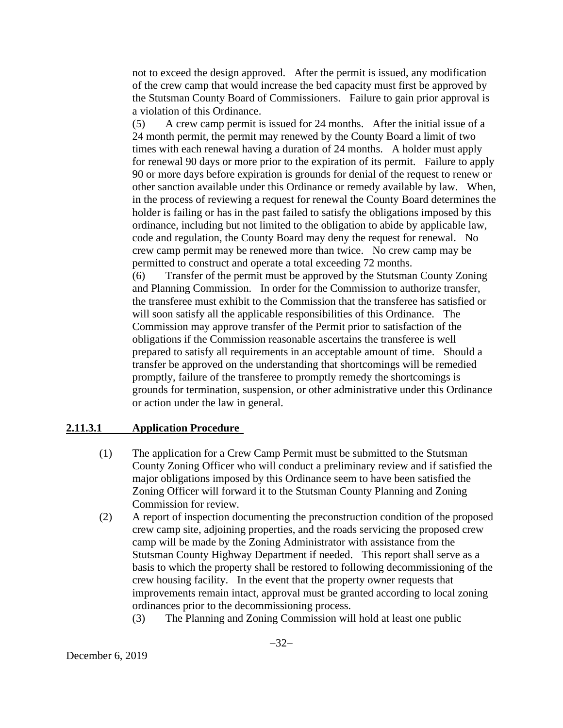not to exceed the design approved. After the permit is issued, any modification of the crew camp that would increase the bed capacity must first be approved by the Stutsman County Board of Commissioners. Failure to gain prior approval is a violation of this Ordinance.

(5) A crew camp permit is issued for 24 months. After the initial issue of a 24 month permit, the permit may renewed by the County Board a limit of two times with each renewal having a duration of 24 months. A holder must apply for renewal 90 days or more prior to the expiration of its permit. Failure to apply 90 or more days before expiration is grounds for denial of the request to renew or other sanction available under this Ordinance or remedy available by law. When, in the process of reviewing a request for renewal the County Board determines the holder is failing or has in the past failed to satisfy the obligations imposed by this ordinance, including but not limited to the obligation to abide by applicable law, code and regulation, the County Board may deny the request for renewal. No crew camp permit may be renewed more than twice. No crew camp may be permitted to construct and operate a total exceeding 72 months.

(6) Transfer of the permit must be approved by the Stutsman County Zoning and Planning Commission. In order for the Commission to authorize transfer, the transferee must exhibit to the Commission that the transferee has satisfied or will soon satisfy all the applicable responsibilities of this Ordinance. The Commission may approve transfer of the Permit prior to satisfaction of the obligations if the Commission reasonable ascertains the transferee is well prepared to satisfy all requirements in an acceptable amount of time. Should a transfer be approved on the understanding that shortcomings will be remedied promptly, failure of the transferee to promptly remedy the shortcomings is grounds for termination, suspension, or other administrative under this Ordinance or action under the law in general.

**2.11.3.1 Application Procedure**

(1) The application for a Crew Camp Permit must be submitted to the Stutsman County Zoning Officer who will conduct a preliminary review and if satisfied the major obligations imposed by this Ordinance seem to have been satisfied the Zoning Officer will forward it to the Stutsman County Planning and Zoning Commission for review.

(2) A report of inspection documenting the preconstruction condition of the proposed crew camp site, adjoining properties, and the roads servicing the proposed crew camp will be made by the Zoning Administrator with assistance from the Stutsman County Highway Department if needed. This report shall serve as a basis to which the property shall be restored to following decommissioning of the crew housing facility. In the event that the property owner requests that improvements remain intact, approval must be granted according to local zoning ordinances prior to the decommissioning process.

(3) The Planning and Zoning Commission will hold at least one public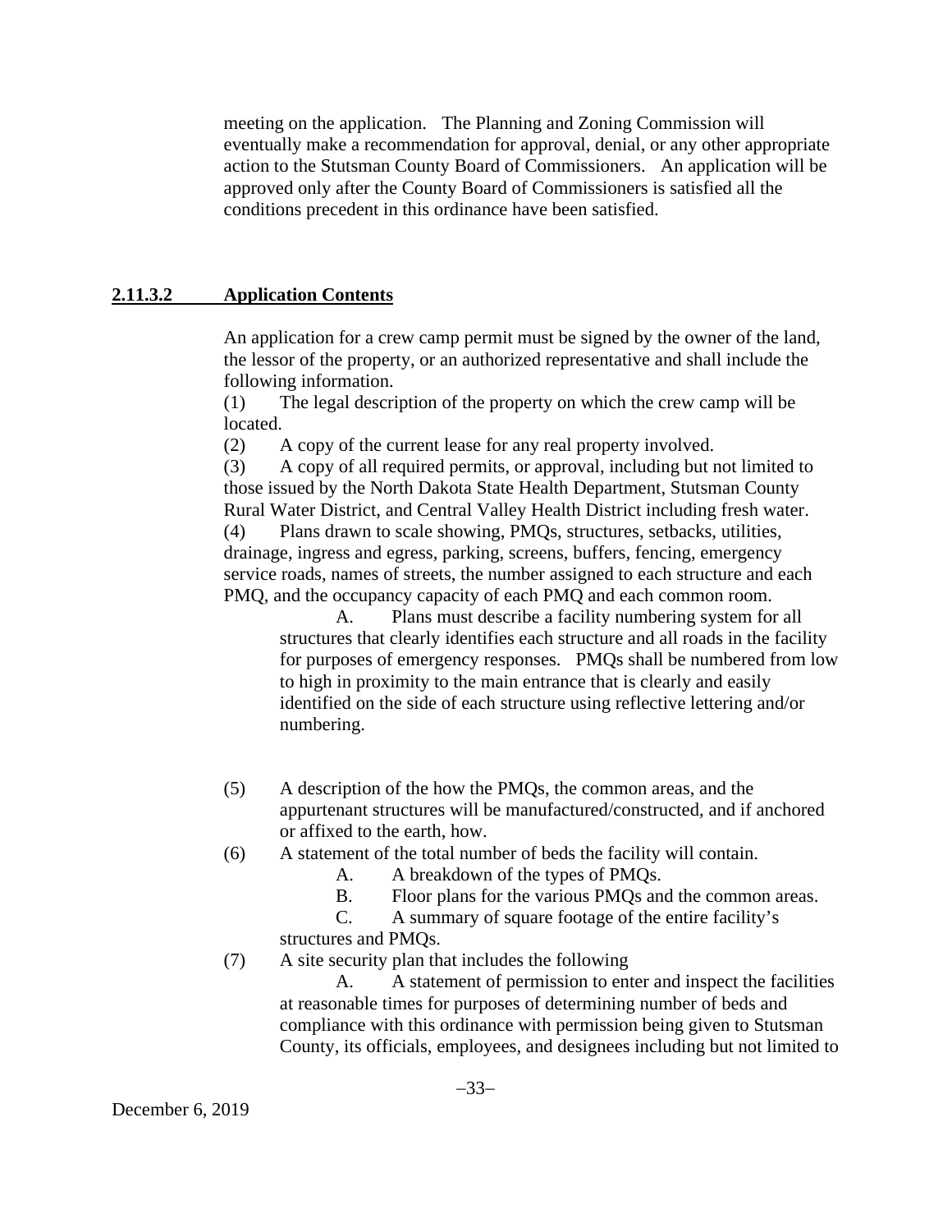meeting on the application. The Planning and Zoning Commission will eventually make a recommendation for approval, denial, or any other appropriate action to the Stutsman County Board of Commissioners. An application will be approved only after the County Board of Commissioners is satisfied all the conditions precedent in this ordinance have been satisfied.

**2.11.3.2 Application Contents**

An application for a crew camp permit must be signed by the owner of the land, the lessor of the property, or an authorized representative and shall include the following information.

(1) The legal description of the property on which the crew camp will be located.

(2) A copy of the current lease for any real property involved.

(3) A copy of all required permits, or approval, including but not limited to those issued by the North Dakota State Health Department, Stutsman County Rural Water District, and Central Valley Health District including fresh water.

(4) Plans drawn to scale showing, PMQs, structures, setbacks, utilities, drainage, ingress and egress, parking, screens, buffers, fencing, emergency service roads, names of streets, the number assigned to each structure and each PMQ, and the occupancy capacity of each PMQ and each common room.

A. Plans must describe a facility numbering system for all structures that clearly identifies each structure and all roads in the facility for purposes of emergency responses. PMQs shall be numbered from low to high in proximity to the main entrance that is clearly and easily identified on the side of each structure using reflective lettering and/or numbering.

(5) A description of the how the PMQs, the common areas, and the appurtenant structures will be manufactured/constructed, and if anchored or affixed to the earth, how.

(6) A statement of the total number of beds the facility will contain.

A. A breakdown of the types of PMQs.

B. Floor plans for the various PMQs and the common areas.

C. A summary of square footage of the entire facility's structures and PMQs.

(7) A site security plan that includes the following

A. A statement of permission to enter and inspect the facilities at reasonable times for purposes of determining number of beds and compliance with this ordinance with permission being given to Stutsman County, its officials, employees, and designees including but not limited to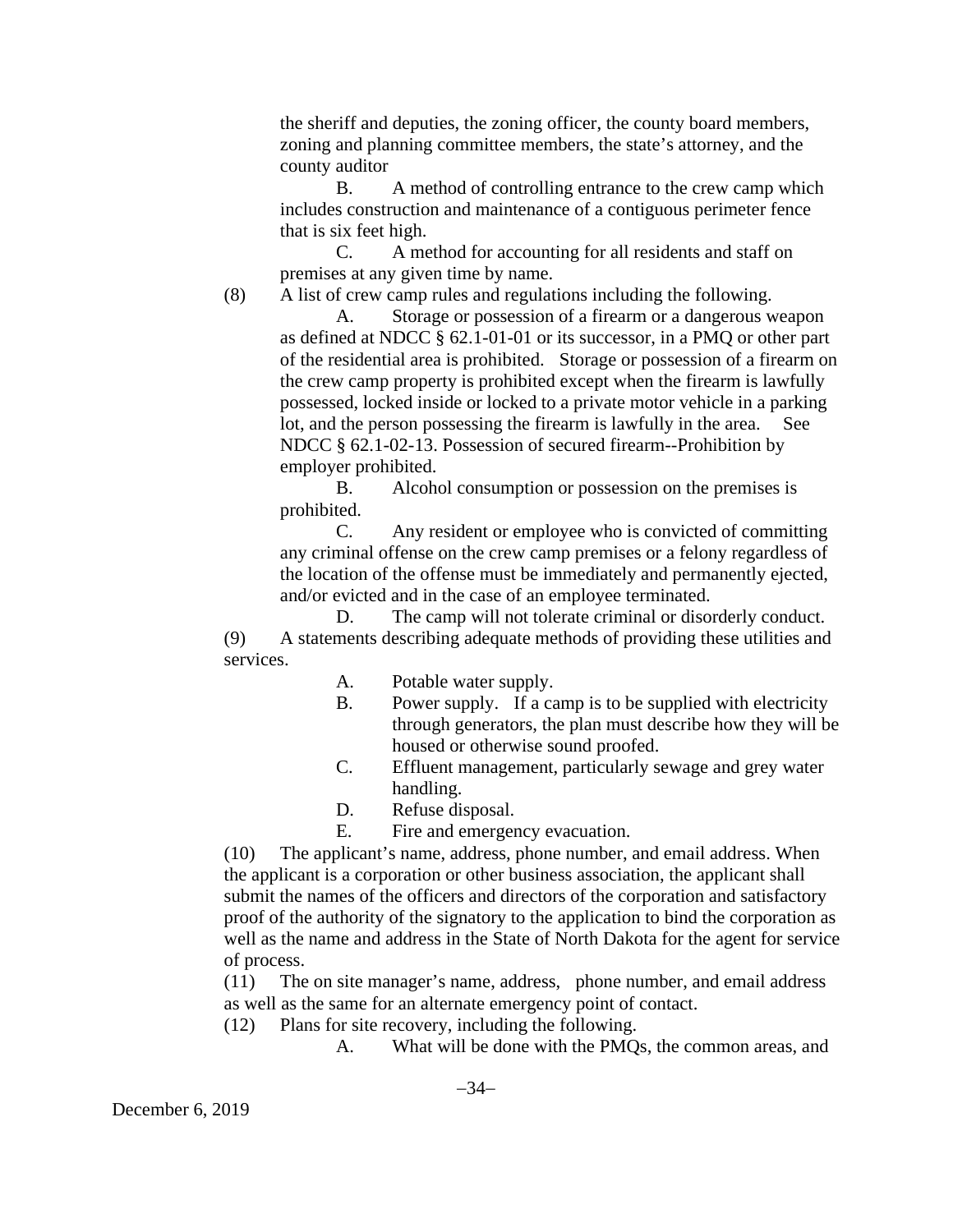the sheriff and deputies, the zoning officer, the county board members, zoning and planning committee members, the state's attorney, and the county auditor

B. A method of controlling entrance to the crew camp which includes construction and maintenance of a contiguous perimeter fence that is six feet high.

C. A method for accounting for all residents and staff on premises at any given time by name.

(8) A list of crew camp rules and regulations including the following.

A. Storage or possession of a firearm or a dangerous weapon as defined at NDCC § 62.1-01-01 or its successor, in a PMQ or other part of the residential area is prohibited. Storage or possession of a firearm on the crew camp property is prohibited except when the firearm is lawfully possessed, locked inside or locked to a private motor vehicle in a parking lot, and the person possessing the firearm is lawfully in the area. See NDCC § 62.1-02-13. Possession of secured firearm--Prohibition by employer prohibited.

B. Alcohol consumption or possession on the premises is prohibited.

C. Any resident or employee who is convicted of committing any criminal offense on the crew camp premises or a felony regardless of the location of the offense must be immediately and permanently ejected, and/or evicted and in the case of an employee terminated.

D. The camp will not tolerate criminal or disorderly conduct.

(9) A statements describing adequate methods of providing these utilities and services.

A. Potable water supply.

B. Power supply. If a camp is to be supplied with electricity through generators, the plan must describe how they will be housed or otherwise sound proofed.

C. Effluent management, particularly sewage and grey water handling.

D. Refuse disposal.

E. Fire and emergency evacuation.

(10) The applicant's name, address, phone number, and email address. When the applicant is a corporation or other business association, the applicant shall submit the names of the officers and directors of the corporation and satisfactory proof of the authority of the signatory to the application to bind the corporation as well as the name and address in the State of North Dakota for the agent for service of process.

(11) The on site manager's name, address, phone number, and email address as well as the same for an alternate emergency point of contact.

(12) Plans for site recovery, including the following.

A. What will be done with the PMQs, the common areas, and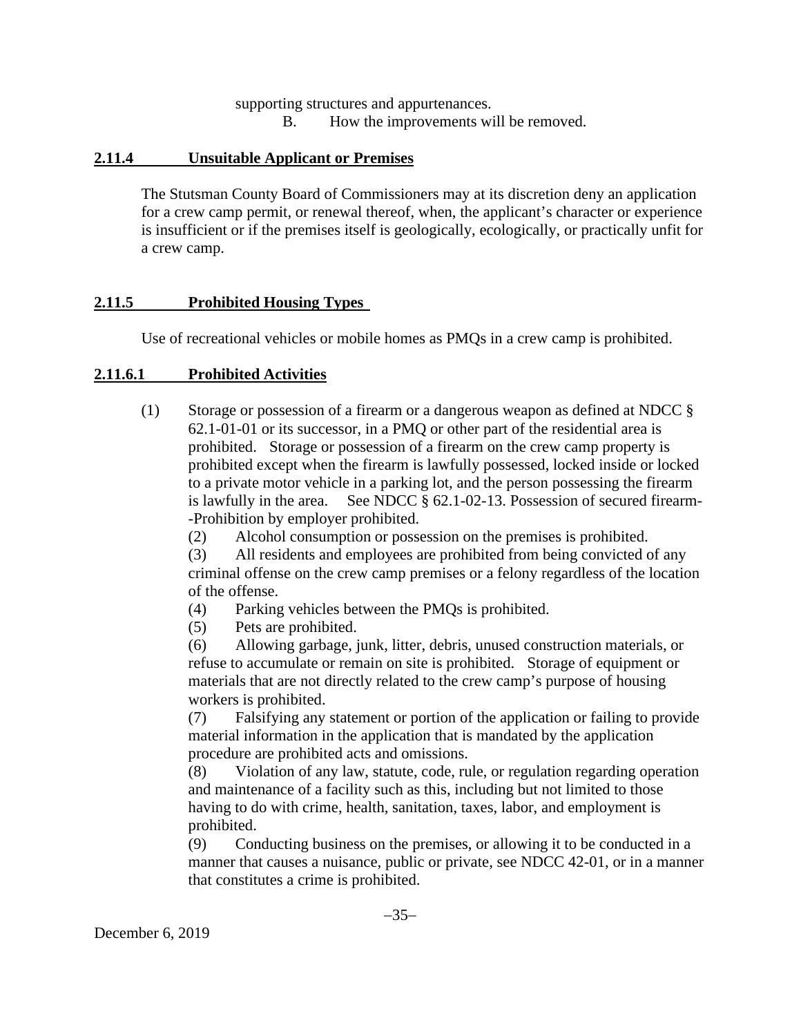supporting structures and appurtenances.

B. How the improvements will be removed.

### 2.11.4 Unsuitable Applicant or Premises

The Stutsman County Board of Commissioners may at its discretion deny an application for a crew camp permit, or renewal thereof, when, the applicant's character or experience is insufficient or if the premises itself is geologically, ecologically, or practically unfit for a crew camp.

### 2.11.5 Prohibited Housing Types

Use of recreational vehicles or mobile homes as PMQs in a crew camp is prohibited.

### 2.11.6.1 Prohibited Activities

(1) Storage or possession of a firearm or a dangerous weapon as defined at NDCC § 62.1-01-01 or its successor, in a PMQ or other part of the residential area is prohibited. Storage or possession of a firearm on the crew camp property is prohibited except when the firearm is lawfully possessed, locked inside or locked to a private motor vehicle in a parking lot, and the person possessing the firearm is lawfully in the area. See NDCC § 62.1-02-13. Possession of secured firearm--Prohibition by employer prohibited.

(2) Alcohol consumption or possession on the premises is prohibited.

(3) All residents and employees are prohibited from being convicted of any criminal offense on the crew camp premises or a felony regardless of the location of the offense.

(4) Parking vehicles between the PMQs is prohibited.

(5) Pets are prohibited.

(6) Allowing garbage, junk, litter, debris, unused construction materials, or refuse to accumulate or remain on site is prohibited. Storage of equipment or materials that are not directly related to the crew camp's purpose of housing workers is prohibited.

(7) Falsifying any statement or portion of the application or failing to provide material information in the application that is mandated by the application procedure are prohibited acts and omissions.

(8) Violation of any law, statute, code, rule, or regulation regarding operation and maintenance of a facility such as this, including but not limited to those having to do with crime, health, sanitation, taxes, labor, and employment is prohibited.

(9) Conducting business on the premises, or allowing it to be conducted in a manner that causes a nuisance, public or private, see NDCC 42-01, or in a manner that constitutes a crime is prohibited.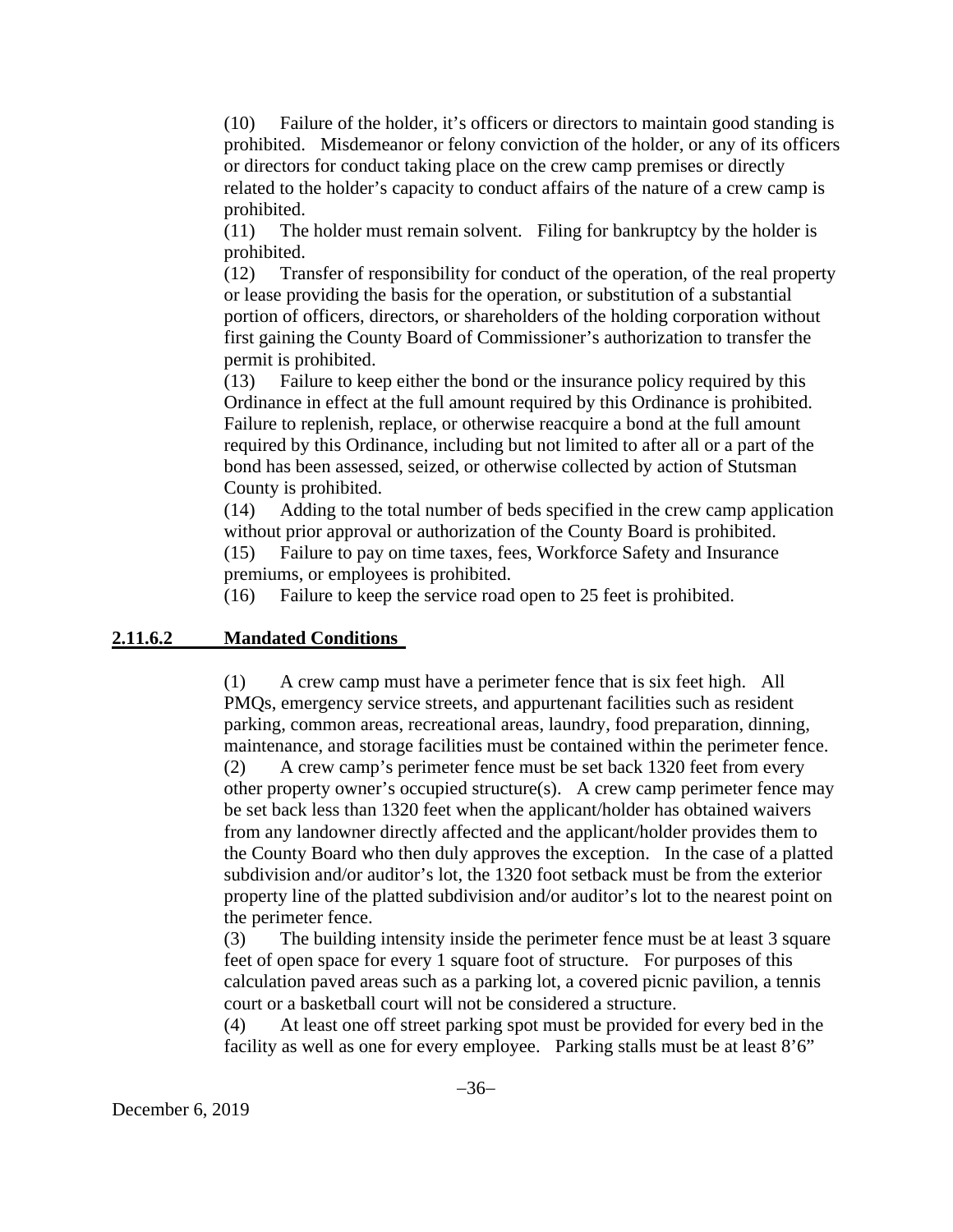(10) Failure of the holder, it's officers or directors to maintain good standing is prohibited. Misdemeanor or felony conviction of the holder, or any of its officers or directors for conduct taking place on the crew camp premises or directly related to the holder's capacity to conduct affairs of the nature of a crew camp is prohibited.

(11) The holder must remain solvent. Filing for bankruptcy by the holder is prohibited.

(12) Transfer of responsibility for conduct of the operation, of the real property or lease providing the basis for the operation, or substitution of a substantial portion of officers, directors, or shareholders of the holding corporation without first gaining the County Board of Commissioner's authorization to transfer the permit is prohibited.

(13) Failure to keep either the bond or the insurance policy required by this Ordinance in effect at the full amount required by this Ordinance is prohibited. Failure to replenish, replace, or otherwise reacquire a bond at the full amount required by this Ordinance, including but not limited to after all or a part of the bond has been assessed, seized, or otherwise collected by action of Stutsman County is prohibited.

(14) Adding to the total number of beds specified in the crew camp application without prior approval or authorization of the County Board is prohibited.

(15) Failure to pay on time taxes, fees, Workforce Safety and Insurance premiums, or employees is prohibited.

(16) Failure to keep the service road open to 25 feet is prohibited.

### 2.11.6.2 Mandated Conditions

(1) A crew camp must have a perimeter fence that is six feet high. All PMQs, emergency service streets, and appurtenant facilities such as resident parking, common areas, recreational areas, laundry, food preparation, dinning, maintenance, and storage facilities must be contained within the perimeter fence.

(2) A crew camp's perimeter fence must be set back 1320 feet from every other property owner's occupied structure(s). A crew camp perimeter fence may be set back less than 1320 feet when the applicant/holder has obtained waivers from any landowner directly affected and the applicant/holder provides them to the County Board who then duly approves the exception. In the case of a platted subdivision and/or auditor's lot, the 1320 foot setback must be from the exterior property line of the platted subdivision and/or auditor's lot to the nearest point on the perimeter fence.

(3) The building intensity inside the perimeter fence must be at least 3 square feet of open space for every 1 square foot of structure. For purposes of this calculation paved areas such as a parking lot, a covered picnic pavilion, a tennis court or a basketball court will not be considered a structure.

(4) At least one off street parking spot must be provided for every bed in the facility as well as one for every employee. Parking stalls must be at least 8'6"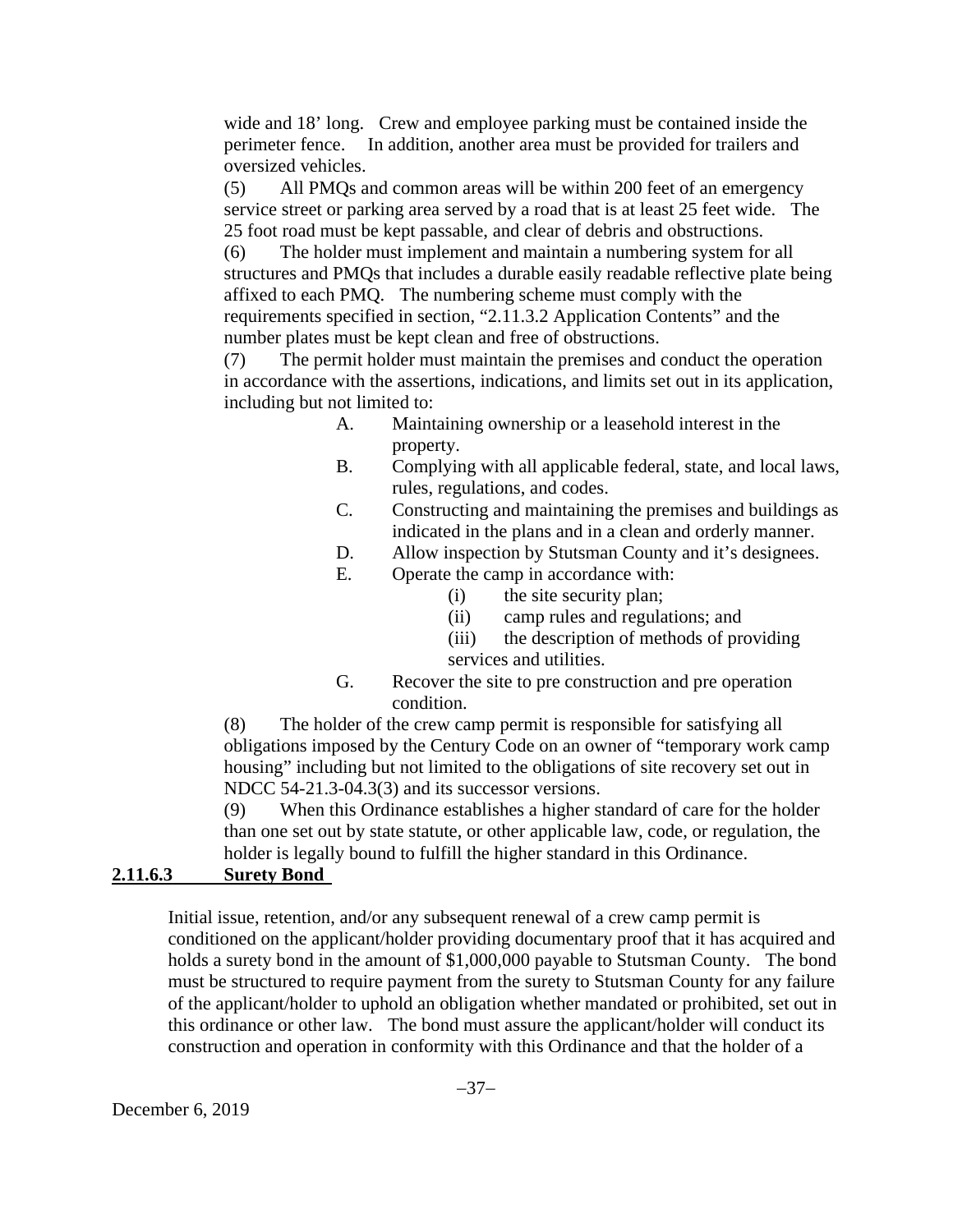wide and 18' long. Crew and employee parking must be contained inside the perimeter fence. In addition, another area must be provided for trailers and oversized vehicles.

(5) All PMQs and common areas will be within 200 feet of an emergency service street or parking area served by a road that is at least 25 feet wide. The 25 foot road must be kept passable, and clear of debris and obstructions.

(6) The holder must implement and maintain a numbering system for all structures and PMQs that includes a durable easily readable reflective plate being affixed to each PMQ. The numbering scheme must comply with the requirements specified in section, "2.11.3.2 Application Contents" and the number plates must be kept clean and free of obstructions.

(7) The permit holder must maintain the premises and conduct the operation in accordance with the assertions, indications, and limits set out in its application, including but not limited to:

- A. Maintaining ownership or a leasehold interest in the property.
- B. Complying with all applicable federal, state, and local laws, rules, regulations, and codes.
- C. Constructing and maintaining the premises and buildings as indicated in the plans and in a clean and orderly manner.
- D. Allow inspection by Stutsman County and it's designees.
- E. Operate the camp in accordance with:
  - (i) the site security plan;
  - (ii) camp rules and regulations; and
  - (iii) the description of methods of providing services and utilities.
- G. Recover the site to pre construction and pre operation condition.

(8) The holder of the crew camp permit is responsible for satisfying all obligations imposed by the Century Code on an owner of "temporary work camp housing" including but not limited to the obligations of site recovery set out in NDCC 54-21.3-04.3(3) and its successor versions.

(9) When this Ordinance establishes a higher standard of care for the holder than one set out by state statute, or other applicable law, code, or regulation, the holder is legally bound to fulfill the higher standard in this Ordinance.

**2.11.6.3 Surety Bond**

Initial issue, retention, and/or any subsequent renewal of a crew camp permit is conditioned on the applicant/holder providing documentary proof that it has acquired and holds a surety bond in the amount of $1,000,000 payable to Stutsman County. The bond must be structured to require payment from the surety to Stutsman County for any failure of the applicant/holder to uphold an obligation whether mandated or prohibited, set out in this ordinance or other law. The bond must assure the applicant/holder will conduct its construction and operation in conformity with this Ordinance and that the holder of a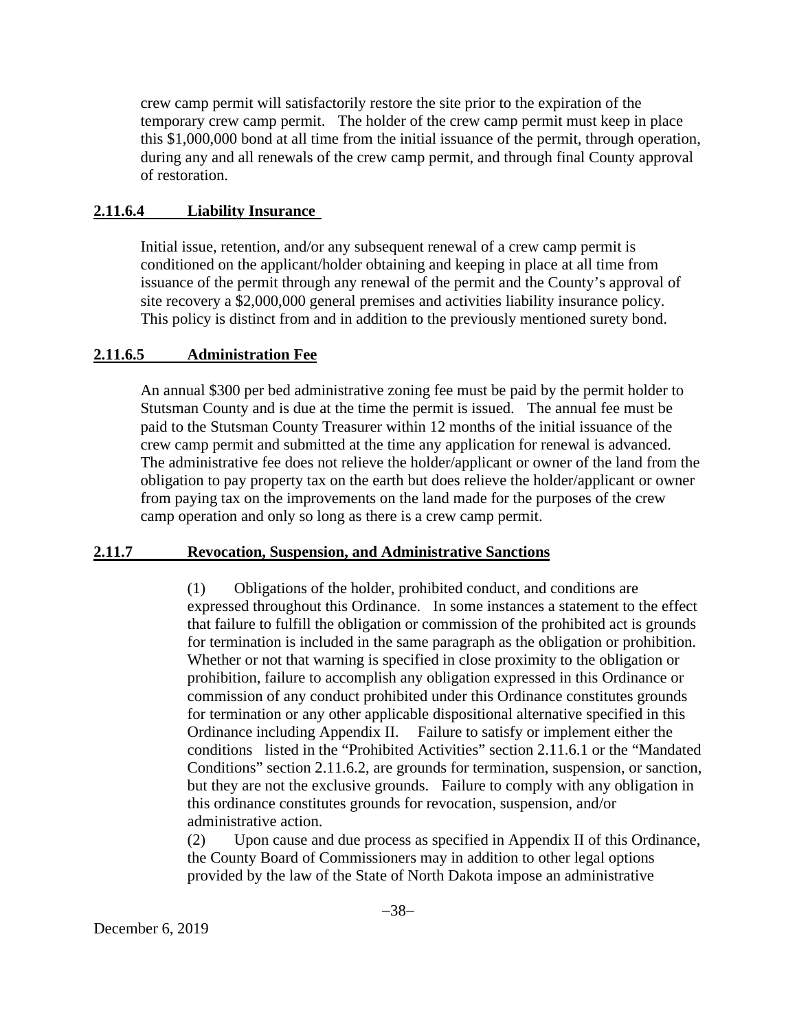crew camp permit will satisfactorily restore the site prior to the expiration of the temporary crew camp permit. The holder of the crew camp permit must keep in place this $1,000,000 bond at all time from the initial issuance of the permit, through operation, during any and all renewals of the crew camp permit, and through final County approval of restoration.

### 2.11.6.4 Liability Insurance

Initial issue, retention, and/or any subsequent renewal of a crew camp permit is conditioned on the applicant/holder obtaining and keeping in place at all time from issuance of the permit through any renewal of the permit and the County's approval of site recovery a $2,000,000 general premises and activities liability insurance policy. This policy is distinct from and in addition to the previously mentioned surety bond.

### 2.11.6.5 Administration Fee

An annual $300 per bed administrative zoning fee must be paid by the permit holder to Stutsman County and is due at the time the permit is issued. The annual fee must be paid to the Stutsman County Treasurer within 12 months of the initial issuance of the crew camp permit and submitted at the time any application for renewal is advanced. The administrative fee does not relieve the holder/applicant or owner of the land from the obligation to pay property tax on the earth but does relieve the holder/applicant or owner from paying tax on the improvements on the land made for the purposes of the crew camp operation and only so long as there is a crew camp permit.

### 2.11.7 Revocation, Suspension, and Administrative Sanctions

(1) Obligations of the holder, prohibited conduct, and conditions are expressed throughout this Ordinance. In some instances a statement to the effect that failure to fulfill the obligation or commission of the prohibited act is grounds for termination is included in the same paragraph as the obligation or prohibition. Whether or not that warning is specified in close proximity to the obligation or prohibition, failure to accomplish any obligation expressed in this Ordinance or commission of any conduct prohibited under this Ordinance constitutes grounds for termination or any other applicable dispositional alternative specified in this Ordinance including Appendix II. Failure to satisfy or implement either the conditions listed in the "Prohibited Activities" section 2.11.6.1 or the "Mandated Conditions" section 2.11.6.2, are grounds for termination, suspension, or sanction, but they are not the exclusive grounds. Failure to comply with any obligation in this ordinance constitutes grounds for revocation, suspension, and/or administrative action.

(2) Upon cause and due process as specified in Appendix II of this Ordinance, the County Board of Commissioners may in addition to other legal options provided by the law of the State of North Dakota impose an administrative

December 6, 2019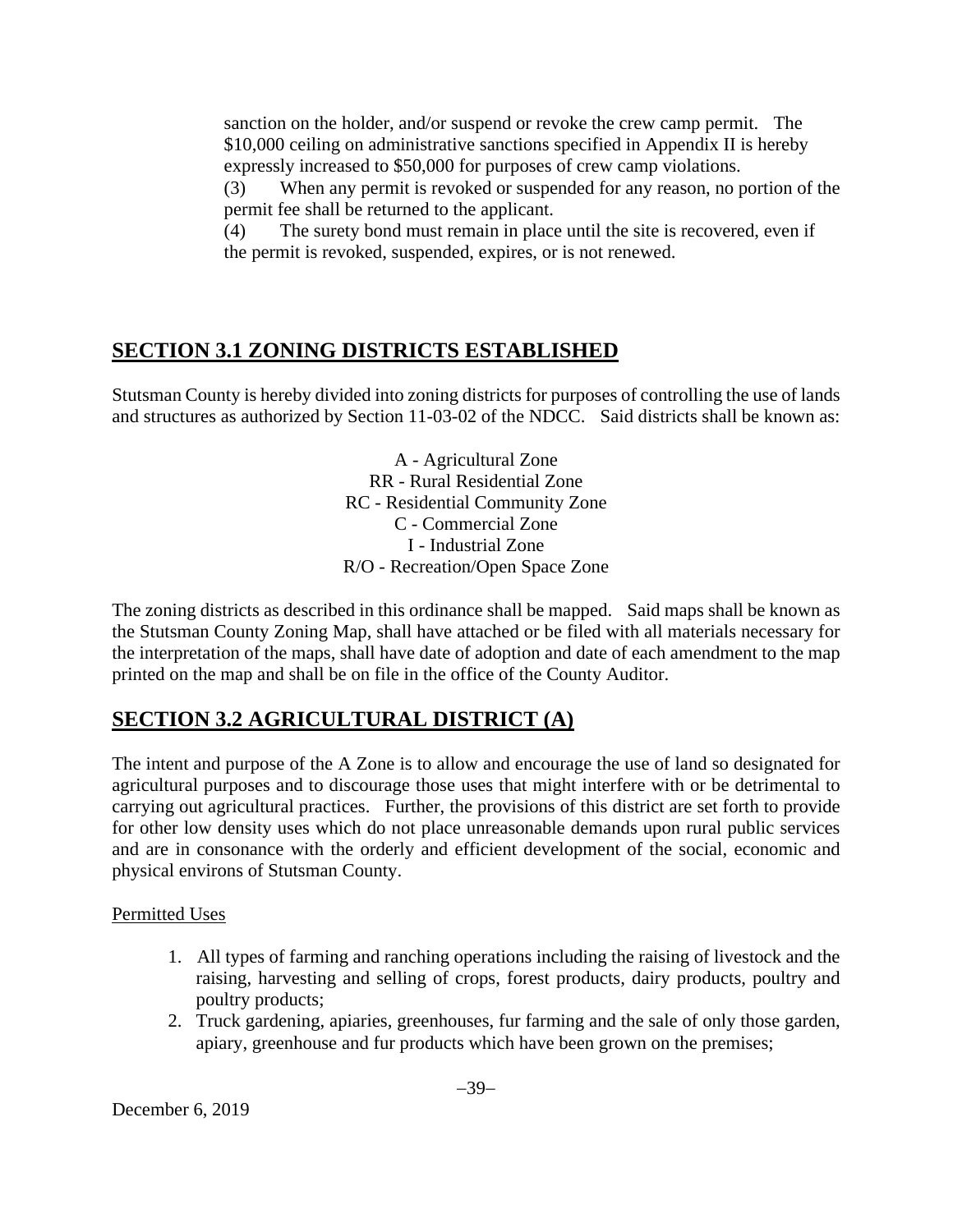sanction on the holder, and/or suspend or revoke the crew camp permit. The $10,000 ceiling on administrative sanctions specified in Appendix II is hereby expressly increased to $50,000 for purposes of crew camp violations.

(3) When any permit is revoked or suspended for any reason, no portion of the permit fee shall be returned to the applicant.

(4) The surety bond must remain in place until the site is recovered, even if the permit is revoked, suspended, expires, or is not renewed.

## SECTION 3.1 ZONING DISTRICTS ESTABLISHED

Stutsman County is hereby divided into zoning districts for purposes of controlling the use of lands and structures as authorized by Section 11-03-02 of the NDCC. Said districts shall be known as:

A - Agricultural Zone
RR - Rural Residential Zone
RC - Residential Community Zone
C - Commercial Zone
I - Industrial Zone
R/O - Recreation/Open Space Zone

The zoning districts as described in this ordinance shall be mapped. Said maps shall be known as the Stutsman County Zoning Map, shall have attached or be filed with all materials necessary for the interpretation of the maps, shall have date of adoption and date of each amendment to the map printed on the map and shall be on file in the office of the County Auditor.

## SECTION 3.2 AGRICULTURAL DISTRICT (A)

The intent and purpose of the A Zone is to allow and encourage the use of land so designated for agricultural purposes and to discourage those uses that might interfere with or be detrimental to carrying out agricultural practices. Further, the provisions of this district are set forth to provide for other low density uses which do not place unreasonable demands upon rural public services and are in consonance with the orderly and efficient development of the social, economic and physical environs of Stutsman County.

Permitted Uses

1. All types of farming and ranching operations including the raising of livestock and the raising, harvesting and selling of crops, forest products, dairy products, poultry and poultry products;
2. Truck gardening, apiaries, greenhouses, fur farming and the sale of only those garden, apiary, greenhouse and fur products which have been grown on the premises;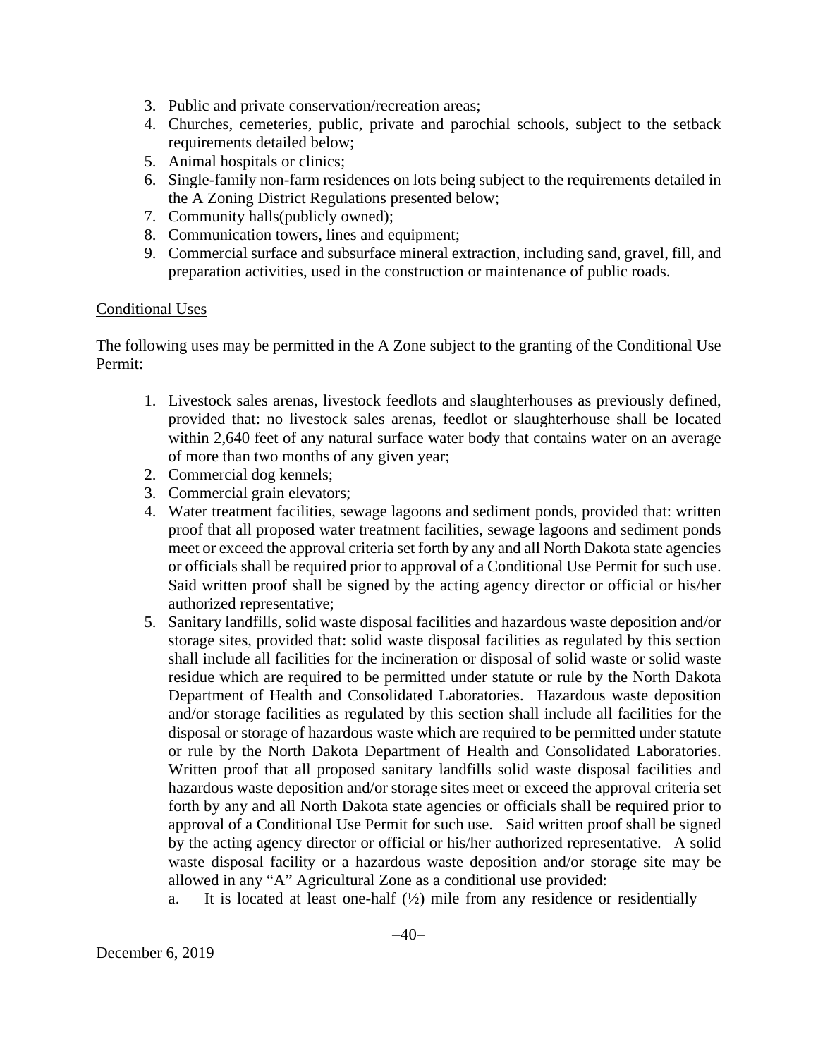3. Public and private conservation/recreation areas;
4. Churches, cemeteries, public, private and parochial schools, subject to the setback requirements detailed below;
5. Animal hospitals or clinics;
6. Single-family non-farm residences on lots being subject to the requirements detailed in the A Zoning District Regulations presented below;
7. Community halls(publicly owned);
8. Communication towers, lines and equipment;
9. Commercial surface and subsurface mineral extraction, including sand, gravel, fill, and preparation activities, used in the construction or maintenance of public roads.

Conditional Uses

The following uses may be permitted in the A Zone subject to the granting of the Conditional Use Permit:

1. Livestock sales arenas, livestock feedlots and slaughterhouses as previously defined, provided that: no livestock sales arenas, feedlot or slaughterhouse shall be located within 2,640 feet of any natural surface water body that contains water on an average of more than two months of any given year;
2. Commercial dog kennels;
3. Commercial grain elevators;
4. Water treatment facilities, sewage lagoons and sediment ponds, provided that: written proof that all proposed water treatment facilities, sewage lagoons and sediment ponds meet or exceed the approval criteria set forth by any and all North Dakota state agencies or officials shall be required prior to approval of a Conditional Use Permit for such use. Said written proof shall be signed by the acting agency director or official or his/her authorized representative;
5. Sanitary landfills, solid waste disposal facilities and hazardous waste deposition and/or storage sites, provided that: solid waste disposal facilities as regulated by this section shall include all facilities for the incineration or disposal of solid waste or solid waste residue which are required to be permitted under statute or rule by the North Dakota Department of Health and Consolidated Laboratories. Hazardous waste deposition and/or storage facilities as regulated by this section shall include all facilities for the disposal or storage of hazardous waste which are required to be permitted under statute or rule by the North Dakota Department of Health and Consolidated Laboratories. Written proof that all proposed sanitary landfills solid waste disposal facilities and hazardous waste deposition and/or storage sites meet or exceed the approval criteria set forth by any and all North Dakota state agencies or officials shall be required prior to approval of a Conditional Use Permit for such use. Said written proof shall be signed by the acting agency director or official or his/her authorized representative. A solid waste disposal facility or a hazardous waste deposition and/or storage site may be allowed in any "A" Agricultural Zone as a conditional use provided:
   a. It is located at least one-half (½) mile from any residence or residentially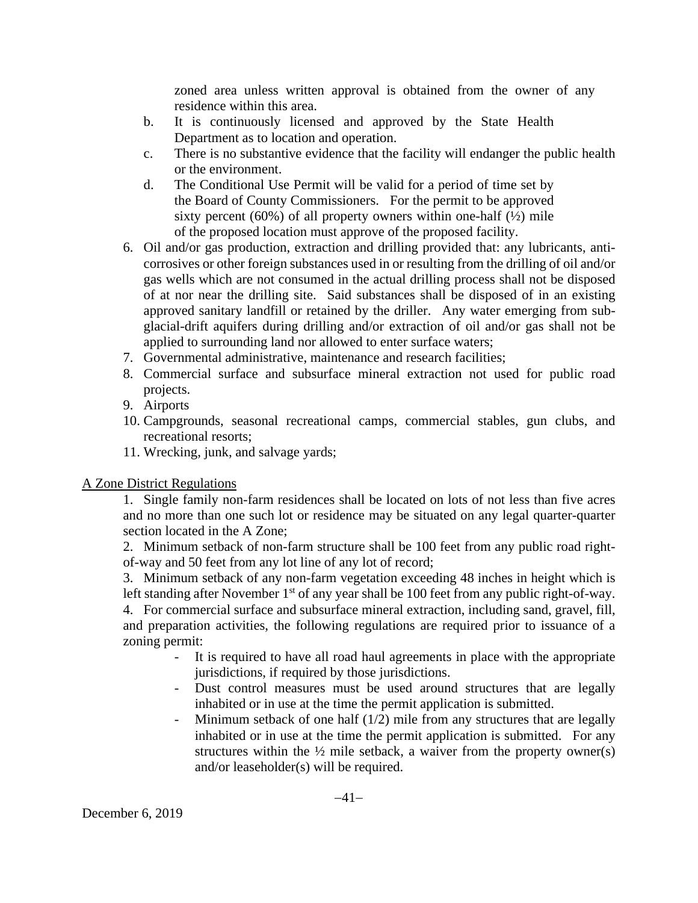zoned area unless written approval is obtained from the owner of any residence within this area.

b. It is continuously licensed and approved by the State Health Department as to location and operation.

c. There is no substantive evidence that the facility will endanger the public health or the environment.

d. The Conditional Use Permit will be valid for a period of time set by the Board of County Commissioners. For the permit to be approved sixty percent (60%) of all property owners within one-half (½) mile of the proposed location must approve of the proposed facility.

6. Oil and/or gas production, extraction and drilling provided that: any lubricants, anti-corrosives or other foreign substances used in or resulting from the drilling of oil and/or gas wells which are not consumed in the actual drilling process shall not be disposed of at nor near the drilling site. Said substances shall be disposed of in an existing approved sanitary landfill or retained by the driller. Any water emerging from sub-glacial-drift aquifers during drilling and/or extraction of oil and/or gas shall not be applied to surrounding land nor allowed to enter surface waters;
7. Governmental administrative, maintenance and research facilities;
8. Commercial surface and subsurface mineral extraction not used for public road projects.
9. Airports
10. Campgrounds, seasonal recreational camps, commercial stables, gun clubs, and recreational resorts;
11. Wrecking, junk, and salvage yards;

<u>A Zone District Regulations</u>

1. Single family non-farm residences shall be located on lots of not less than five acres and no more than one such lot or residence may be situated on any legal quarter-quarter section located in the A Zone;

2. Minimum setback of non-farm structure shall be 100 feet from any public road right-of-way and 50 feet from any lot line of any lot of record;

3. Minimum setback of any non-farm vegetation exceeding 48 inches in height which is left standing after November 1st of any year shall be 100 feet from any public right-of-way.

4. For commercial surface and subsurface mineral extraction, including sand, gravel, fill, and preparation activities, the following regulations are required prior to issuance of a zoning permit:

- It is required to have all road haul agreements in place with the appropriate jurisdictions, if required by those jurisdictions.
- Dust control measures must be used around structures that are legally inhabited or in use at the time the permit application is submitted.
- Minimum setback of one half (1/2) mile from any structures that are legally inhabited or in use at the time the permit application is submitted. For any structures within the ½ mile setback, a waiver from the property owner(s) and/or leaseholder(s) will be required.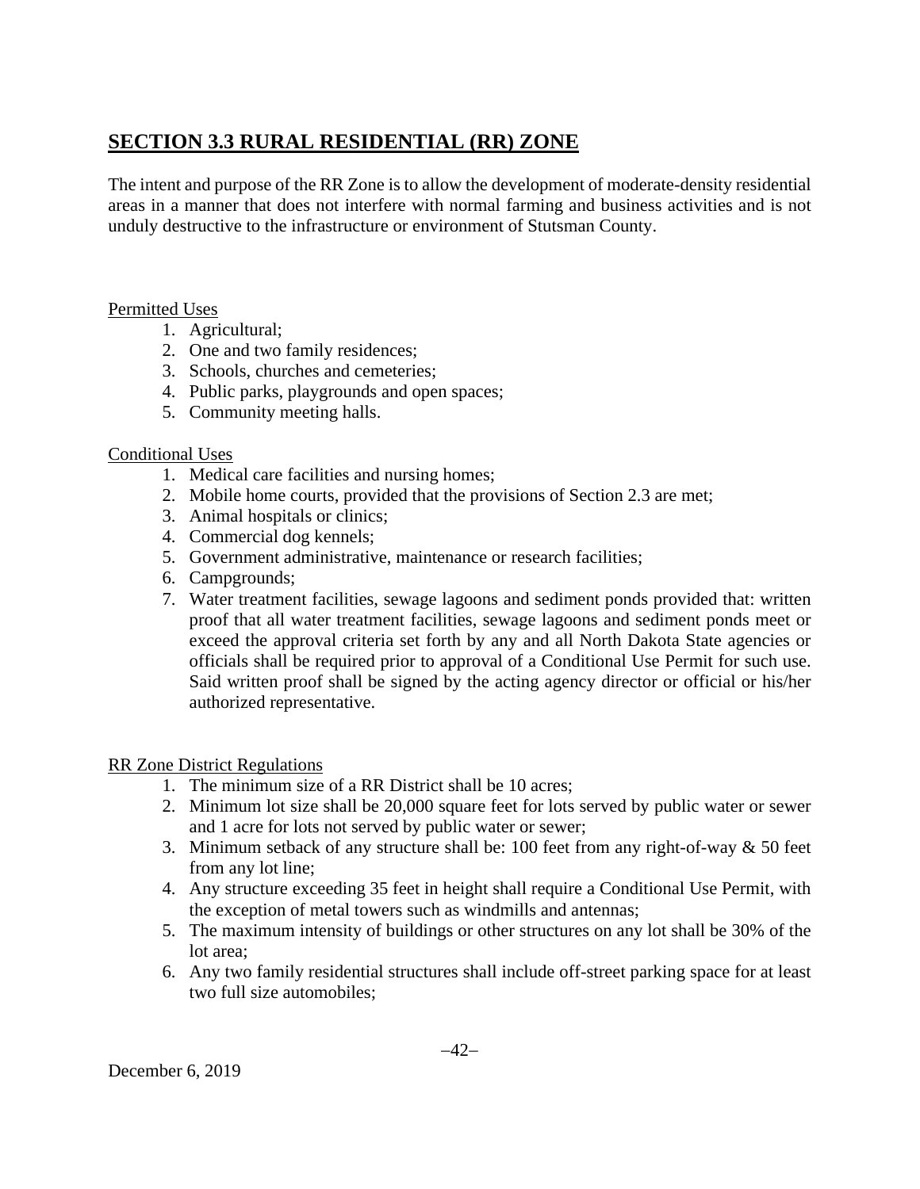## SECTION 3.3 RURAL RESIDENTIAL (RR) ZONE

The intent and purpose of the RR Zone is to allow the development of moderate-density residential areas in a manner that does not interfere with normal farming and business activities and is not unduly destructive to the infrastructure or environment of Stutsman County.

Permitted Uses

1. Agricultural;
2. One and two family residences;
3. Schools, churches and cemeteries;
4. Public parks, playgrounds and open spaces;
5. Community meeting halls.

Conditional Uses

1. Medical care facilities and nursing homes;
2. Mobile home courts, provided that the provisions of Section 2.3 are met;
3. Animal hospitals or clinics;
4. Commercial dog kennels;
5. Government administrative, maintenance or research facilities;
6. Campgrounds;
7. Water treatment facilities, sewage lagoons and sediment ponds provided that: written proof that all water treatment facilities, sewage lagoons and sediment ponds meet or exceed the approval criteria set forth by any and all North Dakota State agencies or officials shall be required prior to approval of a Conditional Use Permit for such use. Said written proof shall be signed by the acting agency director or official or his/her authorized representative.

RR Zone District Regulations

1. The minimum size of a RR District shall be 10 acres;
2. Minimum lot size shall be 20,000 square feet for lots served by public water or sewer and 1 acre for lots not served by public water or sewer;
3. Minimum setback of any structure shall be: 100 feet from any right-of-way & 50 feet from any lot line;
4. Any structure exceeding 35 feet in height shall require a Conditional Use Permit, with the exception of metal towers such as windmills and antennas;
5. The maximum intensity of buildings or other structures on any lot shall be 30% of the lot area;
6. Any two family residential structures shall include off-street parking space for at least two full size automobiles;

December 6, 2019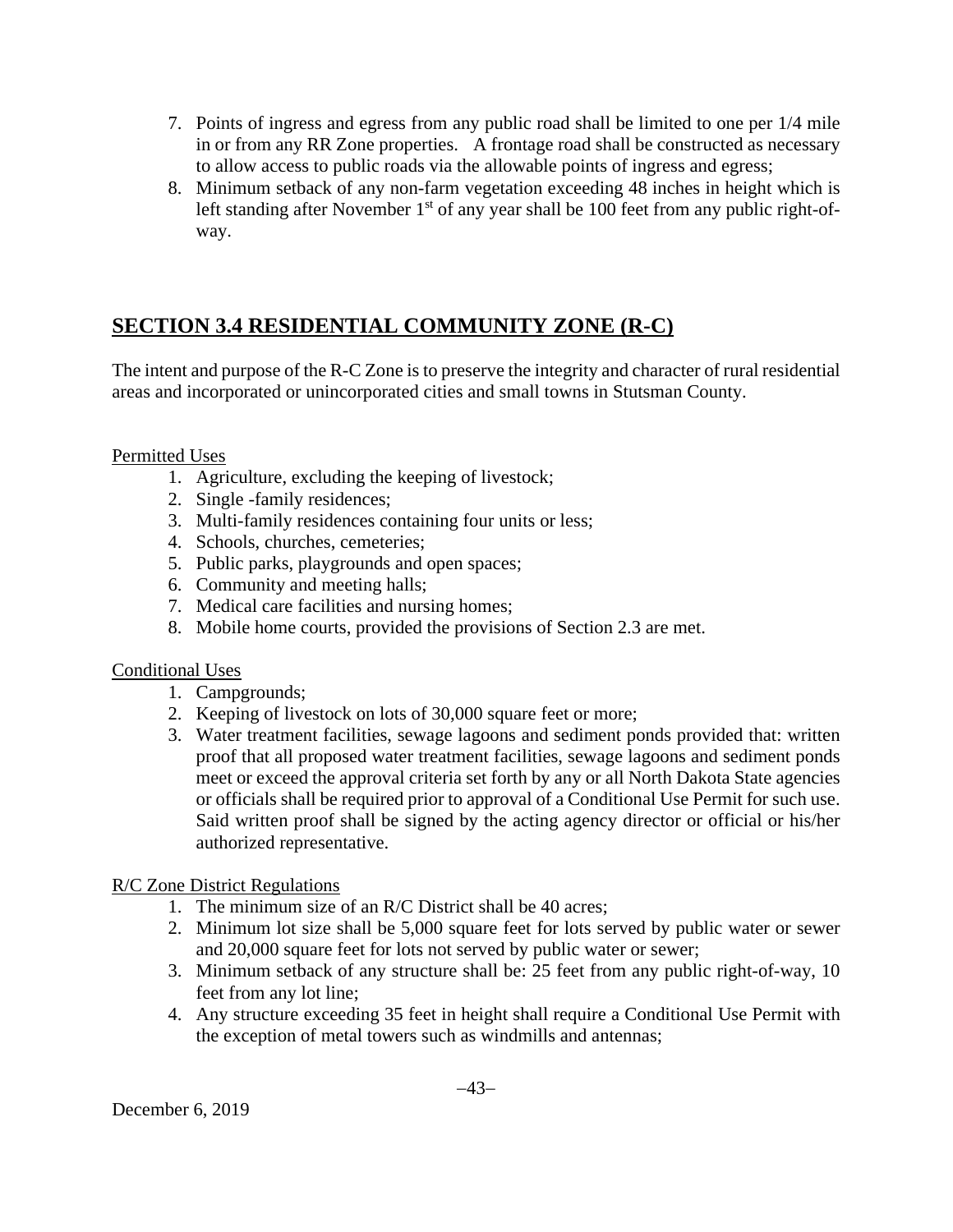7. Points of ingress and egress from any public road shall be limited to one per 1/4 mile in or from any RR Zone properties. A frontage road shall be constructed as necessary to allow access to public roads via the allowable points of ingress and egress;
8. Minimum setback of any non-farm vegetation exceeding 48 inches in height which is left standing after November 1st of any year shall be 100 feet from any public right-of-way.

## SECTION 3.4 RESIDENTIAL COMMUNITY ZONE (R-C)

The intent and purpose of the R-C Zone is to preserve the integrity and character of rural residential areas and incorporated or unincorporated cities and small towns in Stutsman County.

Permitted Uses

1. Agriculture, excluding the keeping of livestock;
2. Single -family residences;
3. Multi-family residences containing four units or less;
4. Schools, churches, cemeteries;
5. Public parks, playgrounds and open spaces;
6. Community and meeting halls;
7. Medical care facilities and nursing homes;
8. Mobile home courts, provided the provisions of Section 2.3 are met.

Conditional Uses

1. Campgrounds;
2. Keeping of livestock on lots of 30,000 square feet or more;
3. Water treatment facilities, sewage lagoons and sediment ponds provided that: written proof that all proposed water treatment facilities, sewage lagoons and sediment ponds meet or exceed the approval criteria set forth by any or all North Dakota State agencies or officials shall be required prior to approval of a Conditional Use Permit for such use. Said written proof shall be signed by the acting agency director or official or his/her authorized representative.

R/C Zone District Regulations

1. The minimum size of an R/C District shall be 40 acres;
2. Minimum lot size shall be 5,000 square feet for lots served by public water or sewer and 20,000 square feet for lots not served by public water or sewer;
3. Minimum setback of any structure shall be: 25 feet from any public right-of-way, 10 feet from any lot line;
4. Any structure exceeding 35 feet in height shall require a Conditional Use Permit with the exception of metal towers such as windmills and antennas;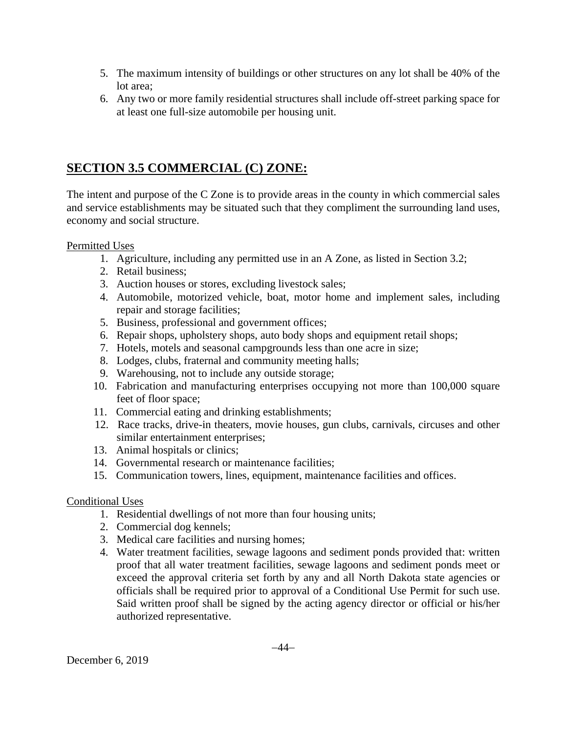5. The maximum intensity of buildings or other structures on any lot shall be 40% of the lot area;
6. Any two or more family residential structures shall include off-street parking space for at least one full-size automobile per housing unit.

## SECTION 3.5 COMMERCIAL (C) ZONE:

The intent and purpose of the C Zone is to provide areas in the county in which commercial sales and service establishments may be situated such that they compliment the surrounding land uses, economy and social structure.

Permitted Uses

1. Agriculture, including any permitted use in an A Zone, as listed in Section 3.2;
2. Retail business;
3. Auction houses or stores, excluding livestock sales;
4. Automobile, motorized vehicle, boat, motor home and implement sales, including repair and storage facilities;
5. Business, professional and government offices;
6. Repair shops, upholstery shops, auto body shops and equipment retail shops;
7. Hotels, motels and seasonal campgrounds less than one acre in size;
8. Lodges, clubs, fraternal and community meeting halls;
9. Warehousing, not to include any outside storage;
10. Fabrication and manufacturing enterprises occupying not more than 100,000 square feet of floor space;
11. Commercial eating and drinking establishments;
12. Race tracks, drive-in theaters, movie houses, gun clubs, carnivals, circuses and other similar entertainment enterprises;
13. Animal hospitals or clinics;
14. Governmental research or maintenance facilities;
15. Communication towers, lines, equipment, maintenance facilities and offices.

Conditional Uses

1. Residential dwellings of not more than four housing units;
2. Commercial dog kennels;
3. Medical care facilities and nursing homes;
4. Water treatment facilities, sewage lagoons and sediment ponds provided that: written proof that all water treatment facilities, sewage lagoons and sediment ponds meet or exceed the approval criteria set forth by any and all North Dakota state agencies or officials shall be required prior to approval of a Conditional Use Permit for such use. Said written proof shall be signed by the acting agency director or official or his/her authorized representative.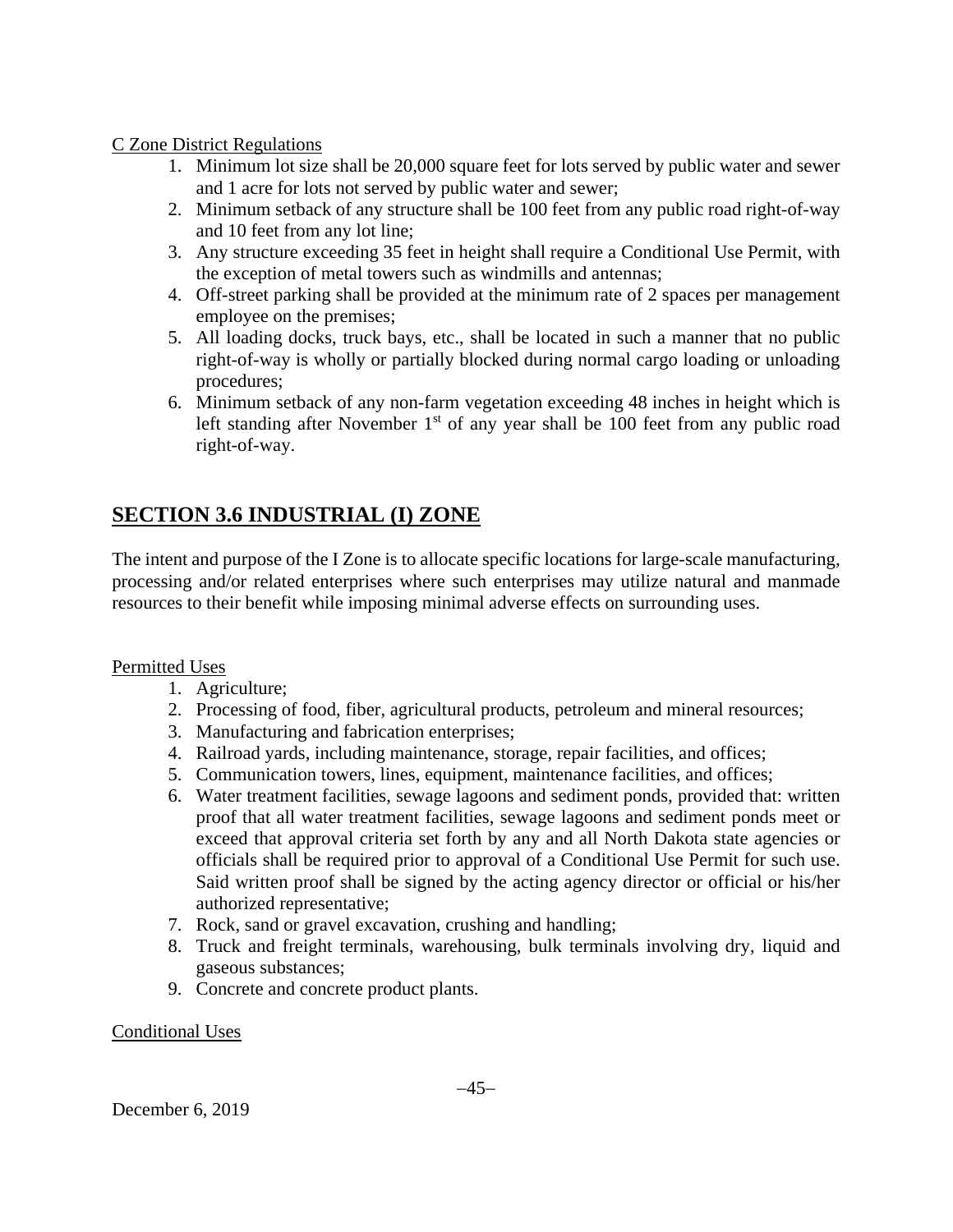C Zone District Regulations

1. Minimum lot size shall be 20,000 square feet for lots served by public water and sewer and 1 acre for lots not served by public water and sewer;
2. Minimum setback of any structure shall be 100 feet from any public road right-of-way and 10 feet from any lot line;
3. Any structure exceeding 35 feet in height shall require a Conditional Use Permit, with the exception of metal towers such as windmills and antennas;
4. Off-street parking shall be provided at the minimum rate of 2 spaces per management employee on the premises;
5. All loading docks, truck bays, etc., shall be located in such a manner that no public right-of-way is wholly or partially blocked during normal cargo loading or unloading procedures;
6. Minimum setback of any non-farm vegetation exceeding 48 inches in height which is left standing after November 1st of any year shall be 100 feet from any public road right-of-way.

## SECTION 3.6 INDUSTRIAL (I) ZONE

The intent and purpose of the I Zone is to allocate specific locations for large-scale manufacturing, processing and/or related enterprises where such enterprises may utilize natural and manmade resources to their benefit while imposing minimal adverse effects on surrounding uses.

Permitted Uses

1. Agriculture;
2. Processing of food, fiber, agricultural products, petroleum and mineral resources;
3. Manufacturing and fabrication enterprises;
4. Railroad yards, including maintenance, storage, repair facilities, and offices;
5. Communication towers, lines, equipment, maintenance facilities, and offices;
6. Water treatment facilities, sewage lagoons and sediment ponds, provided that: written proof that all water treatment facilities, sewage lagoons and sediment ponds meet or exceed that approval criteria set forth by any and all North Dakota state agencies or officials shall be required prior to approval of a Conditional Use Permit for such use. Said written proof shall be signed by the acting agency director or official or his/her authorized representative;
7. Rock, sand or gravel excavation, crushing and handling;
8. Truck and freight terminals, warehousing, bulk terminals involving dry, liquid and gaseous substances;
9. Concrete and concrete product plants.

Conditional Uses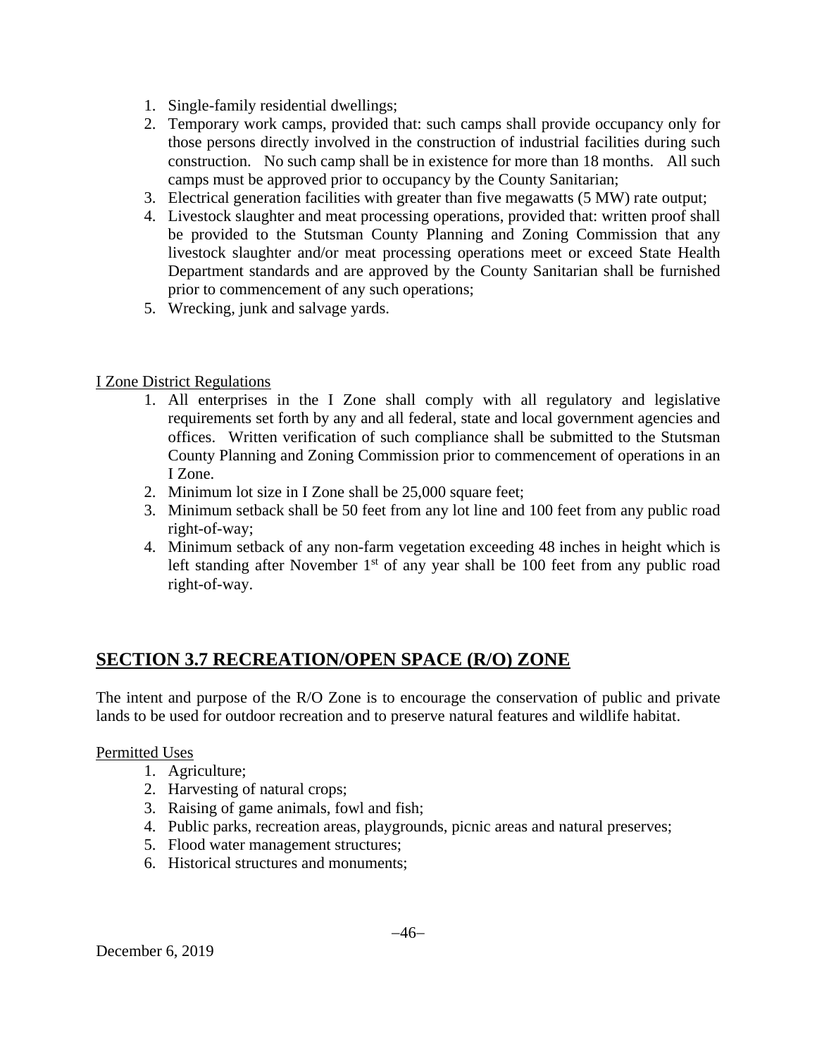1. Single-family residential dwellings;
2. Temporary work camps, provided that: such camps shall provide occupancy only for those persons directly involved in the construction of industrial facilities during such construction. No such camp shall be in existence for more than 18 months. All such camps must be approved prior to occupancy by the County Sanitarian;
3. Electrical generation facilities with greater than five megawatts (5 MW) rate output;
4. Livestock slaughter and meat processing operations, provided that: written proof shall be provided to the Stutsman County Planning and Zoning Commission that any livestock slaughter and/or meat processing operations meet or exceed State Health Department standards and are approved by the County Sanitarian shall be furnished prior to commencement of any such operations;
5. Wrecking, junk and salvage yards.

I Zone District Regulations

1. All enterprises in the I Zone shall comply with all regulatory and legislative requirements set forth by any and all federal, state and local government agencies and offices. Written verification of such compliance shall be submitted to the Stutsman County Planning and Zoning Commission prior to commencement of operations in an I Zone.
2. Minimum lot size in I Zone shall be 25,000 square feet;
3. Minimum setback shall be 50 feet from any lot line and 100 feet from any public road right-of-way;
4. Minimum setback of any non-farm vegetation exceeding 48 inches in height which is left standing after November 1st of any year shall be 100 feet from any public road right-of-way.

## SECTION 3.7 RECREATION/OPEN SPACE (R/O) ZONE

The intent and purpose of the R/O Zone is to encourage the conservation of public and private lands to be used for outdoor recreation and to preserve natural features and wildlife habitat.

Permitted Uses

1. Agriculture;
2. Harvesting of natural crops;
3. Raising of game animals, fowl and fish;
4. Public parks, recreation areas, playgrounds, picnic areas and natural preserves;
5. Flood water management structures;
6. Historical structures and monuments;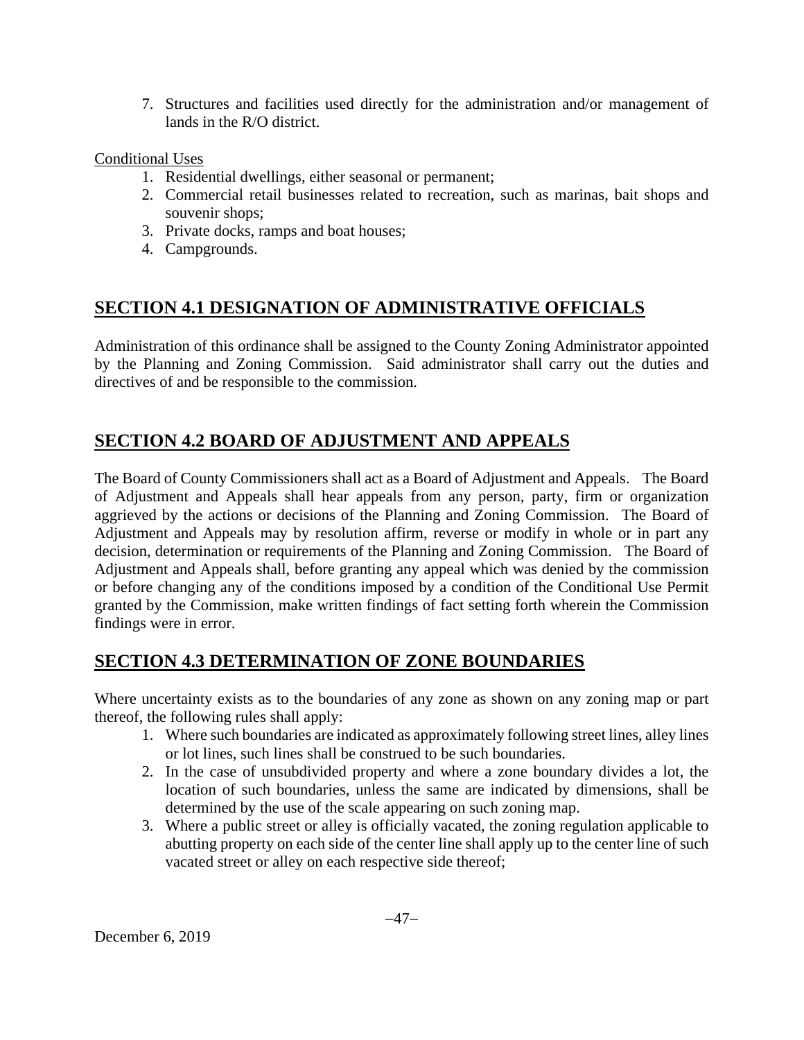7. Structures and facilities used directly for the administration and/or management of lands in the R/O district.

Conditional Uses

1. Residential dwellings, either seasonal or permanent;
2. Commercial retail businesses related to recreation, such as marinas, bait shops and souvenir shops;
3. Private docks, ramps and boat houses;
4. Campgrounds.

## SECTION 4.1 DESIGNATION OF ADMINISTRATIVE OFFICIALS

Administration of this ordinance shall be assigned to the County Zoning Administrator appointed by the Planning and Zoning Commission. Said administrator shall carry out the duties and directives of and be responsible to the commission.

## SECTION 4.2 BOARD OF ADJUSTMENT AND APPEALS

The Board of County Commissioners shall act as a Board of Adjustment and Appeals. The Board of Adjustment and Appeals shall hear appeals from any person, party, firm or organization aggrieved by the actions or decisions of the Planning and Zoning Commission. The Board of Adjustment and Appeals may by resolution affirm, reverse or modify in whole or in part any decision, determination or requirements of the Planning and Zoning Commission. The Board of Adjustment and Appeals shall, before granting any appeal which was denied by the commission or before changing any of the conditions imposed by a condition of the Conditional Use Permit granted by the Commission, make written findings of fact setting forth wherein the Commission findings were in error.

## SECTION 4.3 DETERMINATION OF ZONE BOUNDARIES

Where uncertainty exists as to the boundaries of any zone as shown on any zoning map or part thereof, the following rules shall apply:

1. Where such boundaries are indicated as approximately following street lines, alley lines or lot lines, such lines shall be construed to be such boundaries.
2. In the case of unsubdivided property and where a zone boundary divides a lot, the location of such boundaries, unless the same are indicated by dimensions, shall be determined by the use of the scale appearing on such zoning map.
3. Where a public street or alley is officially vacated, the zoning regulation applicable to abutting property on each side of the center line shall apply up to the center line of such vacated street or alley on each respective side thereof;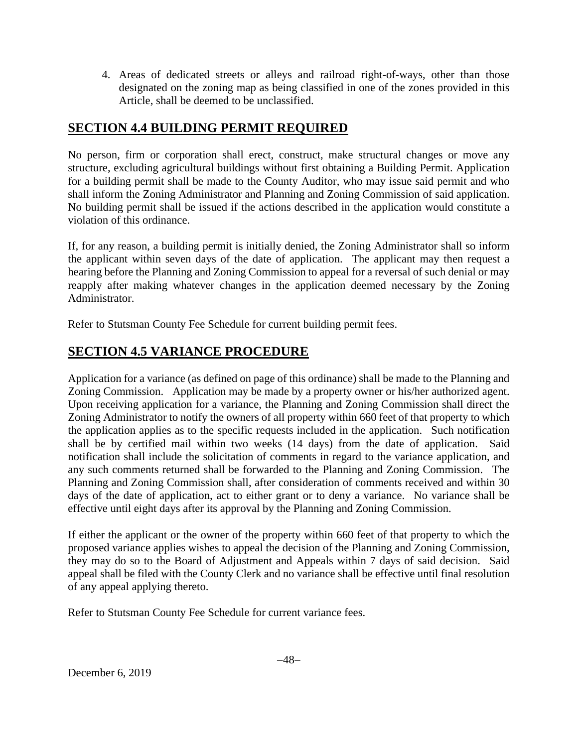4. Areas of dedicated streets or alleys and railroad right-of-ways, other than those designated on the zoning map as being classified in one of the zones provided in this Article, shall be deemed to be unclassified.

## SECTION 4.4 BUILDING PERMIT REQUIRED

No person, firm or corporation shall erect, construct, make structural changes or move any structure, excluding agricultural buildings without first obtaining a Building Permit. Application for a building permit shall be made to the County Auditor, who may issue said permit and who shall inform the Zoning Administrator and Planning and Zoning Commission of said application. No building permit shall be issued if the actions described in the application would constitute a violation of this ordinance.

If, for any reason, a building permit is initially denied, the Zoning Administrator shall so inform the applicant within seven days of the date of application. The applicant may then request a hearing before the Planning and Zoning Commission to appeal for a reversal of such denial or may reapply after making whatever changes in the application deemed necessary by the Zoning Administrator.

Refer to Stutsman County Fee Schedule for current building permit fees.

## SECTION 4.5 VARIANCE PROCEDURE

Application for a variance (as defined on page of this ordinance) shall be made to the Planning and Zoning Commission. Application may be made by a property owner or his/her authorized agent. Upon receiving application for a variance, the Planning and Zoning Commission shall direct the Zoning Administrator to notify the owners of all property within 660 feet of that property to which the application applies as to the specific requests included in the application. Such notification shall be by certified mail within two weeks (14 days) from the date of application. Said notification shall include the solicitation of comments in regard to the variance application, and any such comments returned shall be forwarded to the Planning and Zoning Commission. The Planning and Zoning Commission shall, after consideration of comments received and within 30 days of the date of application, act to either grant or to deny a variance. No variance shall be effective until eight days after its approval by the Planning and Zoning Commission.

If either the applicant or the owner of the property within 660 feet of that property to which the proposed variance applies wishes to appeal the decision of the Planning and Zoning Commission, they may do so to the Board of Adjustment and Appeals within 7 days of said decision. Said appeal shall be filed with the County Clerk and no variance shall be effective until final resolution of any appeal applying thereto.

Refer to Stutsman County Fee Schedule for current variance fees.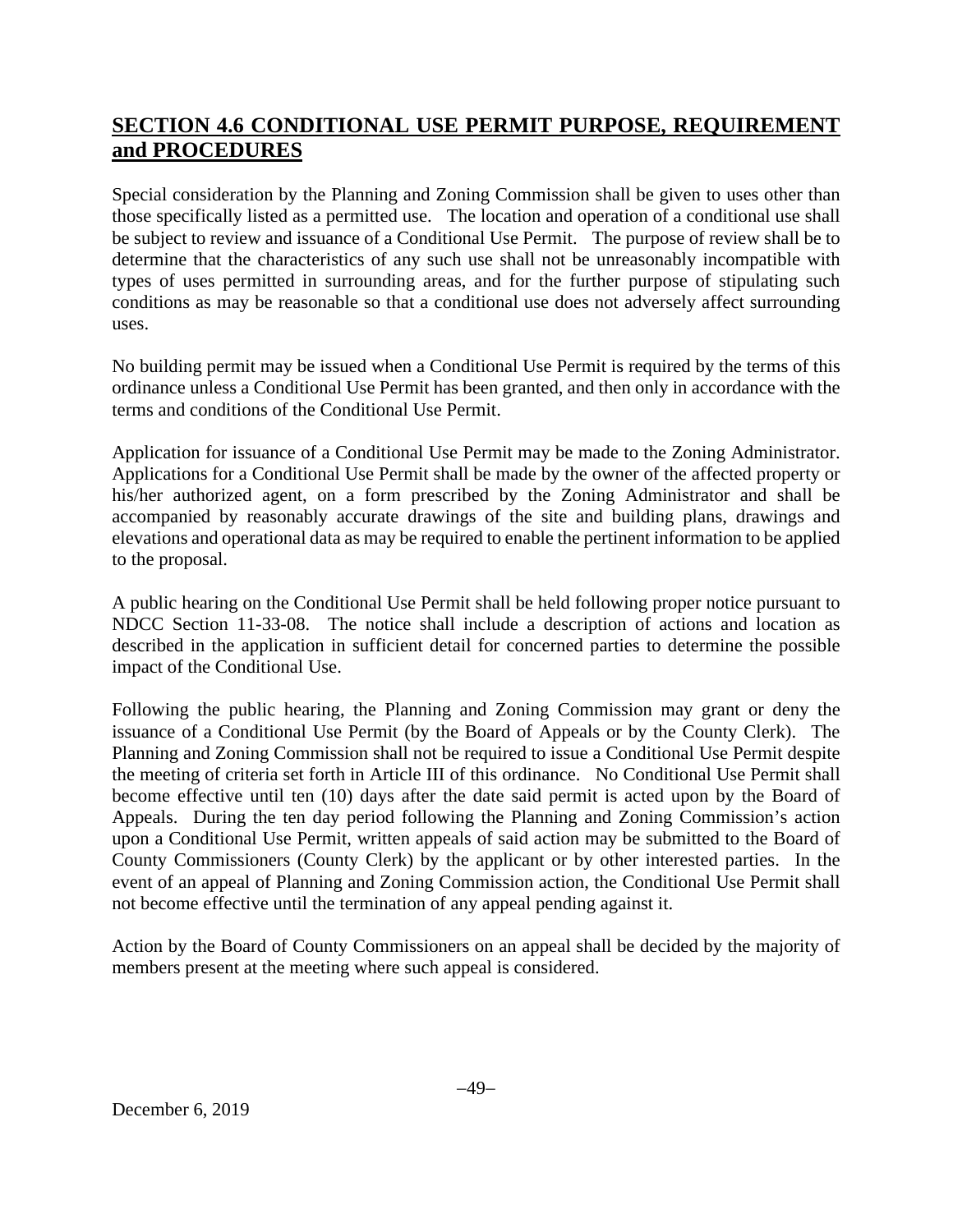## SECTION 4.6 CONDITIONAL USE PERMIT PURPOSE, REQUIREMENT and PROCEDURES

Special consideration by the Planning and Zoning Commission shall be given to uses other than those specifically listed as a permitted use. The location and operation of a conditional use shall be subject to review and issuance of a Conditional Use Permit. The purpose of review shall be to determine that the characteristics of any such use shall not be unreasonably incompatible with types of uses permitted in surrounding areas, and for the further purpose of stipulating such conditions as may be reasonable so that a conditional use does not adversely affect surrounding uses.

No building permit may be issued when a Conditional Use Permit is required by the terms of this ordinance unless a Conditional Use Permit has been granted, and then only in accordance with the terms and conditions of the Conditional Use Permit.

Application for issuance of a Conditional Use Permit may be made to the Zoning Administrator. Applications for a Conditional Use Permit shall be made by the owner of the affected property or his/her authorized agent, on a form prescribed by the Zoning Administrator and shall be accompanied by reasonably accurate drawings of the site and building plans, drawings and elevations and operational data as may be required to enable the pertinent information to be applied to the proposal.

A public hearing on the Conditional Use Permit shall be held following proper notice pursuant to NDCC Section 11-33-08. The notice shall include a description of actions and location as described in the application in sufficient detail for concerned parties to determine the possible impact of the Conditional Use.

Following the public hearing, the Planning and Zoning Commission may grant or deny the issuance of a Conditional Use Permit (by the Board of Appeals or by the County Clerk). The Planning and Zoning Commission shall not be required to issue a Conditional Use Permit despite the meeting of criteria set forth in Article III of this ordinance. No Conditional Use Permit shall become effective until ten (10) days after the date said permit is acted upon by the Board of Appeals. During the ten day period following the Planning and Zoning Commission's action upon a Conditional Use Permit, written appeals of said action may be submitted to the Board of County Commissioners (County Clerk) by the applicant or by other interested parties. In the event of an appeal of Planning and Zoning Commission action, the Conditional Use Permit shall not become effective until the termination of any appeal pending against it.

Action by the Board of County Commissioners on an appeal shall be decided by the majority of members present at the meeting where such appeal is considered.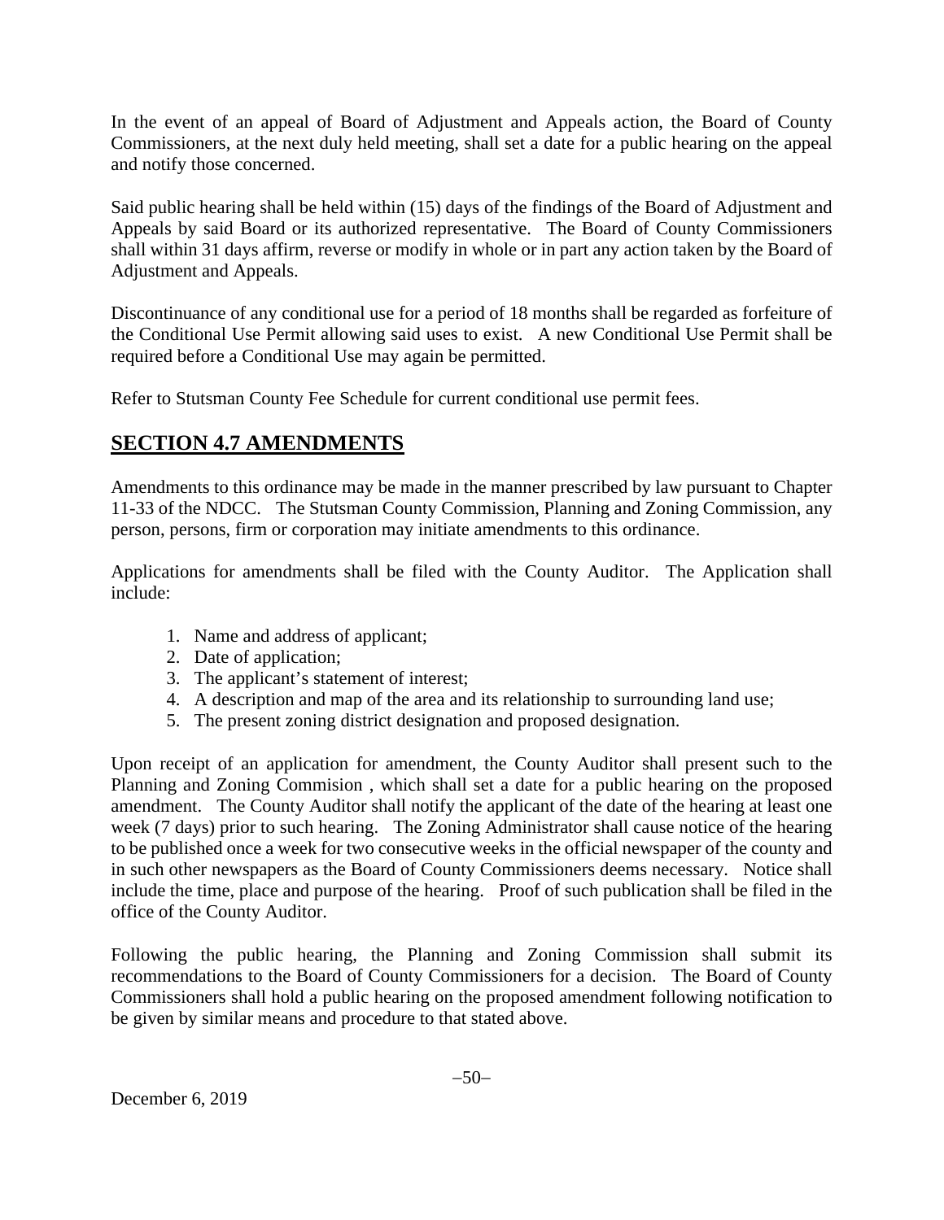In the event of an appeal of Board of Adjustment and Appeals action, the Board of County Commissioners, at the next duly held meeting, shall set a date for a public hearing on the appeal and notify those concerned.

Said public hearing shall be held within (15) days of the findings of the Board of Adjustment and Appeals by said Board or its authorized representative. The Board of County Commissioners shall within 31 days affirm, reverse or modify in whole or in part any action taken by the Board of Adjustment and Appeals.

Discontinuance of any conditional use for a period of 18 months shall be regarded as forfeiture of the Conditional Use Permit allowing said uses to exist. A new Conditional Use Permit shall be required before a Conditional Use may again be permitted.

Refer to Stutsman County Fee Schedule for current conditional use permit fees.

## SECTION 4.7 AMENDMENTS

Amendments to this ordinance may be made in the manner prescribed by law pursuant to Chapter 11-33 of the NDCC. The Stutsman County Commission, Planning and Zoning Commission, any person, persons, firm or corporation may initiate amendments to this ordinance.

Applications for amendments shall be filed with the County Auditor. The Application shall include:

1. Name and address of applicant;
2. Date of application;
3. The applicant's statement of interest;
4. A description and map of the area and its relationship to surrounding land use;
5. The present zoning district designation and proposed designation.

Upon receipt of an application for amendment, the County Auditor shall present such to the Planning and Zoning Commision , which shall set a date for a public hearing on the proposed amendment. The County Auditor shall notify the applicant of the date of the hearing at least one week (7 days) prior to such hearing. The Zoning Administrator shall cause notice of the hearing to be published once a week for two consecutive weeks in the official newspaper of the county and in such other newspapers as the Board of County Commissioners deems necessary. Notice shall include the time, place and purpose of the hearing. Proof of such publication shall be filed in the office of the County Auditor.

Following the public hearing, the Planning and Zoning Commission shall submit its recommendations to the Board of County Commissioners for a decision. The Board of County Commissioners shall hold a public hearing on the proposed amendment following notification to be given by similar means and procedure to that stated above.

December 6, 2019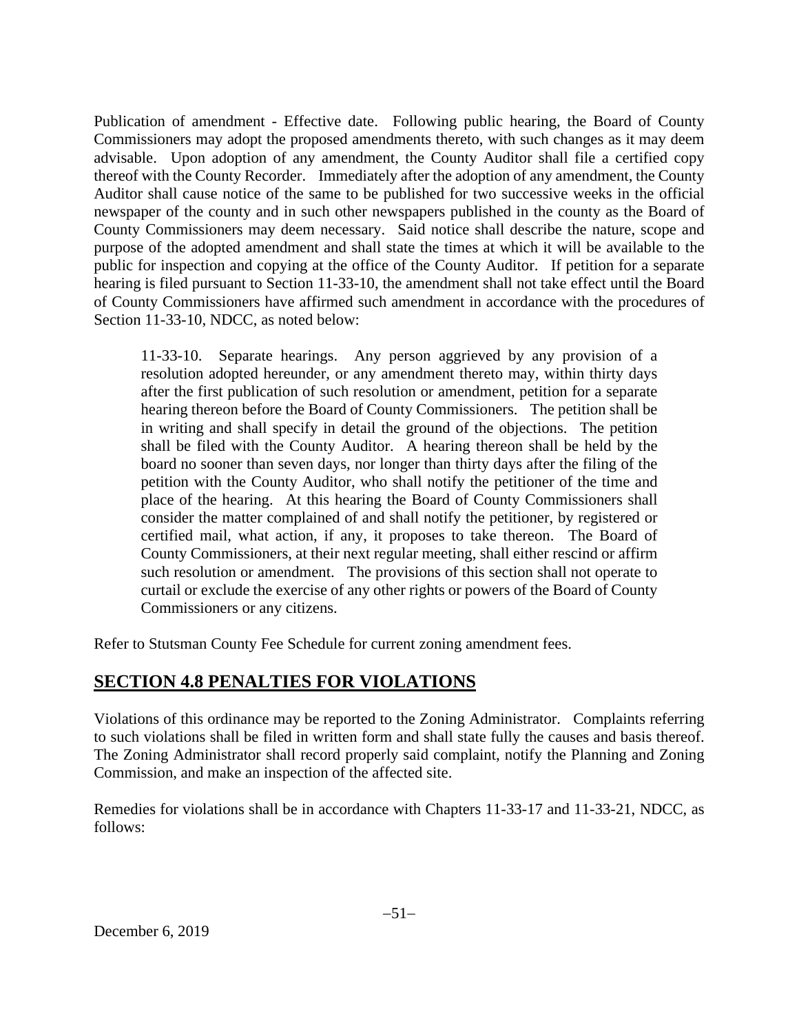Publication of amendment - Effective date. Following public hearing, the Board of County Commissioners may adopt the proposed amendments thereto, with such changes as it may deem advisable. Upon adoption of any amendment, the County Auditor shall file a certified copy thereof with the County Recorder. Immediately after the adoption of any amendment, the County Auditor shall cause notice of the same to be published for two successive weeks in the official newspaper of the county and in such other newspapers published in the county as the Board of County Commissioners may deem necessary. Said notice shall describe the nature, scope and purpose of the adopted amendment and shall state the times at which it will be available to the public for inspection and copying at the office of the County Auditor. If petition for a separate hearing is filed pursuant to Section 11-33-10, the amendment shall not take effect until the Board of County Commissioners have affirmed such amendment in accordance with the procedures of Section 11-33-10, NDCC, as noted below:

> 11-33-10. Separate hearings. Any person aggrieved by any provision of a resolution adopted hereunder, or any amendment thereto may, within thirty days after the first publication of such resolution or amendment, petition for a separate hearing thereon before the Board of County Commissioners. The petition shall be in writing and shall specify in detail the ground of the objections. The petition shall be filed with the County Auditor. A hearing thereon shall be held by the board no sooner than seven days, nor longer than thirty days after the filing of the petition with the County Auditor, who shall notify the petitioner of the time and place of the hearing. At this hearing the Board of County Commissioners shall consider the matter complained of and shall notify the petitioner, by registered or certified mail, what action, if any, it proposes to take thereon. The Board of County Commissioners, at their next regular meeting, shall either rescind or affirm such resolution or amendment. The provisions of this section shall not operate to curtail or exclude the exercise of any other rights or powers of the Board of County Commissioners or any citizens.

Refer to Stutsman County Fee Schedule for current zoning amendment fees.

## SECTION 4.8 PENALTIES FOR VIOLATIONS

Violations of this ordinance may be reported to the Zoning Administrator. Complaints referring to such violations shall be filed in written form and shall state fully the causes and basis thereof. The Zoning Administrator shall record properly said complaint, notify the Planning and Zoning Commission, and make an inspection of the affected site.

Remedies for violations shall be in accordance with Chapters 11-33-17 and 11-33-21, NDCC, as follows: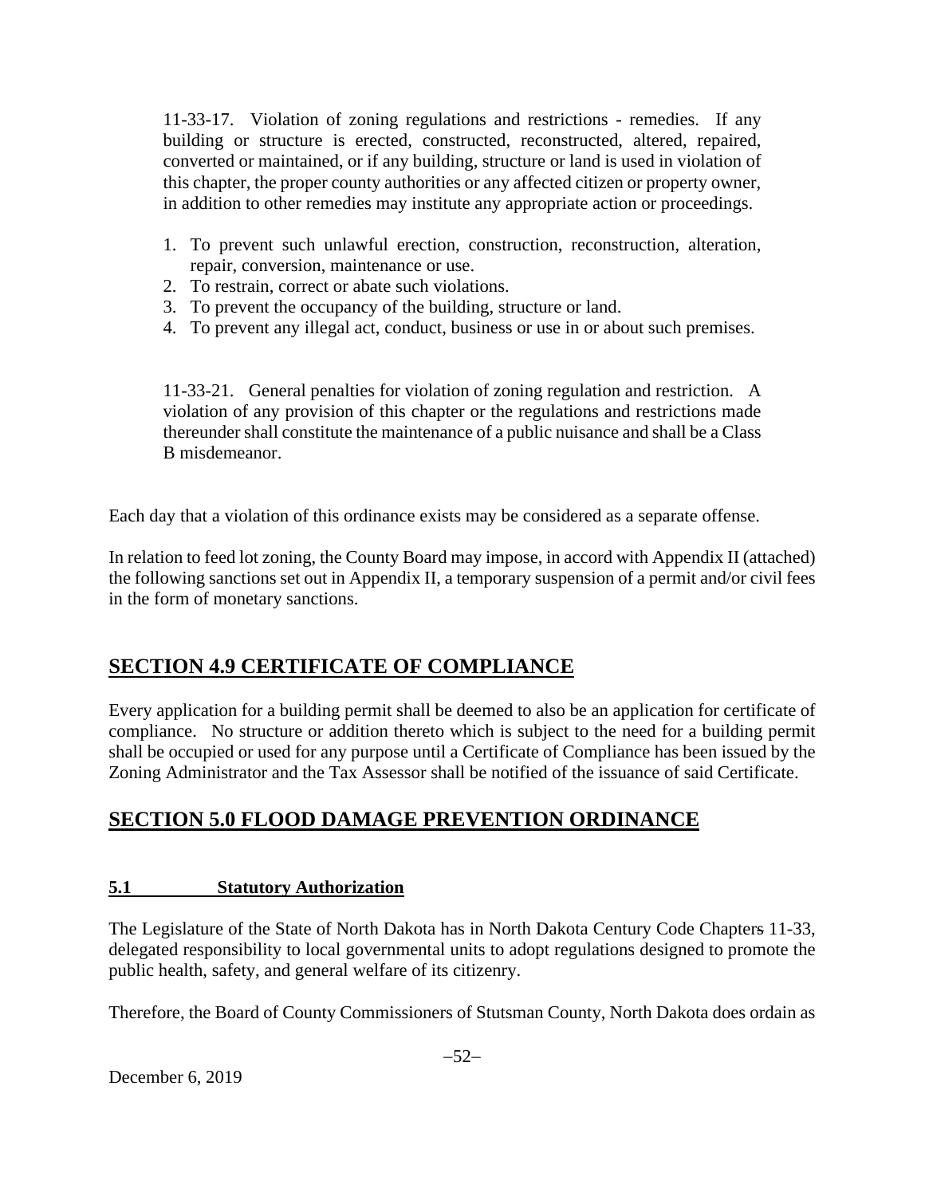11-33-17. Violation of zoning regulations and restrictions - remedies. If any building or structure is erected, constructed, reconstructed, altered, repaired, converted or maintained, or if any building, structure or land is used in violation of this chapter, the proper county authorities or any affected citizen or property owner, in addition to other remedies may institute any appropriate action or proceedings.

1. To prevent such unlawful erection, construction, reconstruction, alteration, repair, conversion, maintenance or use.
2. To restrain, correct or abate such violations.
3. To prevent the occupancy of the building, structure or land.
4. To prevent any illegal act, conduct, business or use in or about such premises.

11-33-21. General penalties for violation of zoning regulation and restriction. A violation of any provision of this chapter or the regulations and restrictions made thereunder shall constitute the maintenance of a public nuisance and shall be a Class B misdemeanor.

Each day that a violation of this ordinance exists may be considered as a separate offense.

In relation to feed lot zoning, the County Board may impose, in accord with Appendix II (attached) the following sanctions set out in Appendix II, a temporary suspension of a permit and/or civil fees in the form of monetary sanctions.

## SECTION 4.9 CERTIFICATE OF COMPLIANCE

Every application for a building permit shall be deemed to also be an application for certificate of compliance. No structure or addition thereto which is subject to the need for a building permit shall be occupied or used for any purpose until a Certificate of Compliance has been issued by the Zoning Administrator and the Tax Assessor shall be notified of the issuance of said Certificate.

## SECTION 5.0 FLOOD DAMAGE PREVENTION ORDINANCE

### 5.1 Statutory Authorization

The Legislature of the State of North Dakota has in North Dakota Century Code Chapters 11-33, delegated responsibility to local governmental units to adopt regulations designed to promote the public health, safety, and general welfare of its citizenry.

Therefore, the Board of County Commissioners of Stutsman County, North Dakota does ordain as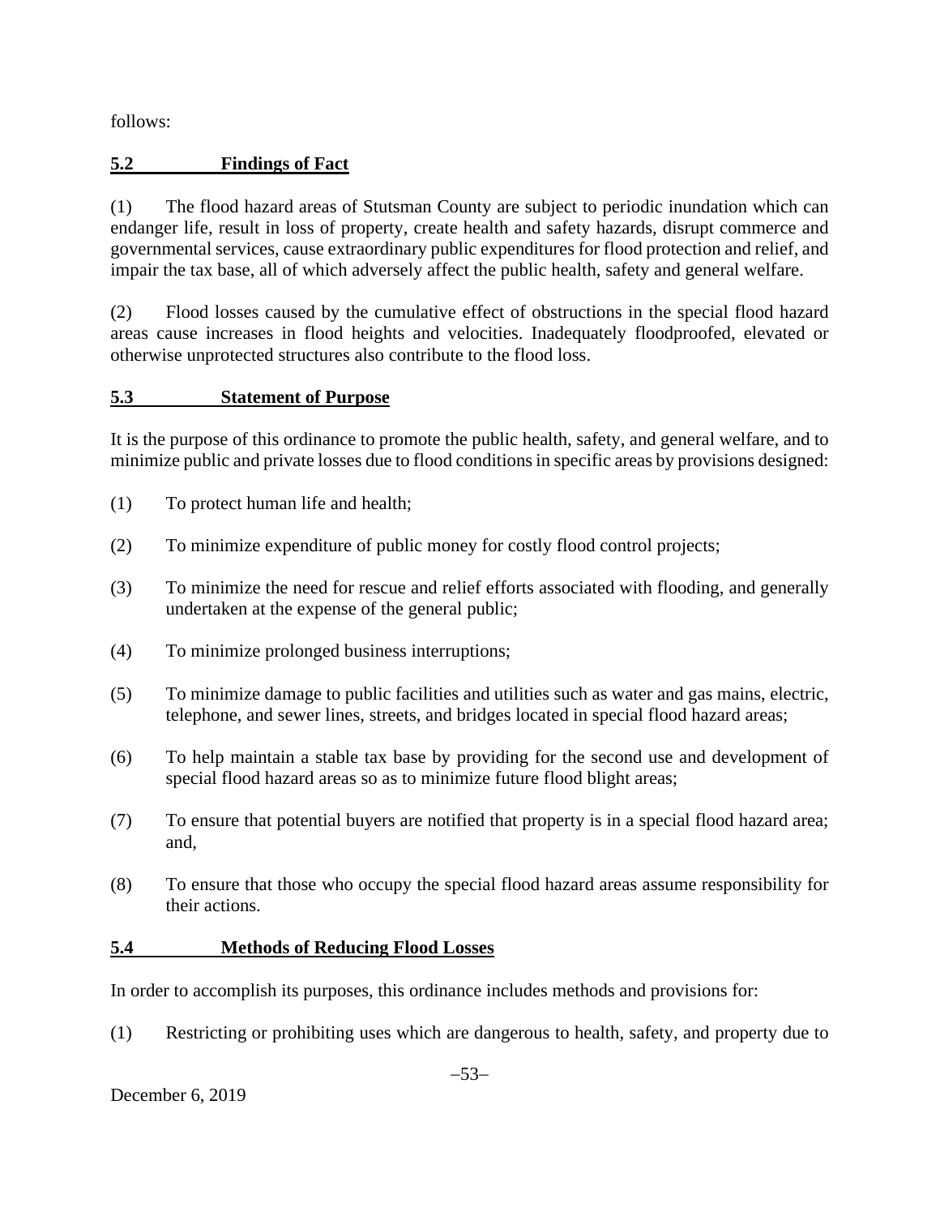follows:

## 5.2 Findings of Fact

(1) The flood hazard areas of Stutsman County are subject to periodic inundation which can endanger life, result in loss of property, create health and safety hazards, disrupt commerce and governmental services, cause extraordinary public expenditures for flood protection and relief, and impair the tax base, all of which adversely affect the public health, safety and general welfare.

(2) Flood losses caused by the cumulative effect of obstructions in the special flood hazard areas cause increases in flood heights and velocities. Inadequately floodproofed, elevated or otherwise unprotected structures also contribute to the flood loss.

## 5.3 Statement of Purpose

It is the purpose of this ordinance to promote the public health, safety, and general welfare, and to minimize public and private losses due to flood conditions in specific areas by provisions designed:

(1) To protect human life and health;

(2) To minimize expenditure of public money for costly flood control projects;

(3) To minimize the need for rescue and relief efforts associated with flooding, and generally undertaken at the expense of the general public;

(4) To minimize prolonged business interruptions;

(5) To minimize damage to public facilities and utilities such as water and gas mains, electric, telephone, and sewer lines, streets, and bridges located in special flood hazard areas;

(6) To help maintain a stable tax base by providing for the second use and development of special flood hazard areas so as to minimize future flood blight areas;

(7) To ensure that potential buyers are notified that property is in a special flood hazard area; and,

(8) To ensure that those who occupy the special flood hazard areas assume responsibility for their actions.

## 5.4 Methods of Reducing Flood Losses

In order to accomplish its purposes, this ordinance includes methods and provisions for:

(1) Restricting or prohibiting uses which are dangerous to health, safety, and property due to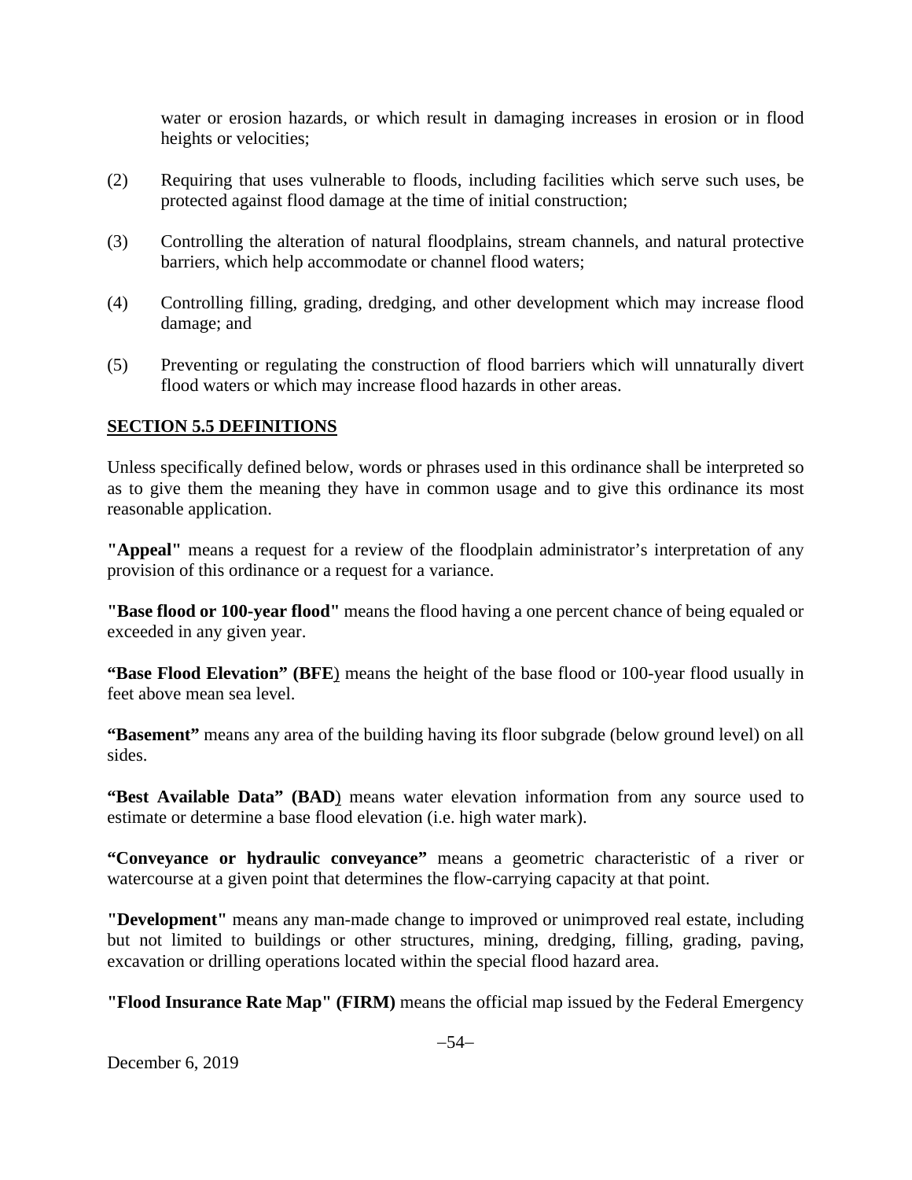water or erosion hazards, or which result in damaging increases in erosion or in flood heights or velocities;

(2) Requiring that uses vulnerable to floods, including facilities which serve such uses, be protected against flood damage at the time of initial construction;

(3) Controlling the alteration of natural floodplains, stream channels, and natural protective barriers, which help accommodate or channel flood waters;

(4) Controlling filling, grading, dredging, and other development which may increase flood damage; and

(5) Preventing or regulating the construction of flood barriers which will unnaturally divert flood waters or which may increase flood hazards in other areas.

## SECTION 5.5 DEFINITIONS

Unless specifically defined below, words or phrases used in this ordinance shall be interpreted so as to give them the meaning they have in common usage and to give this ordinance its most reasonable application.

**"Appeal"** means a request for a review of the floodplain administrator's interpretation of any provision of this ordinance or a request for a variance.

**"Base flood or 100-year flood"** means the flood having a one percent chance of being equaled or exceeded in any given year.

**"Base Flood Elevation" (BFE)** means the height of the base flood or 100-year flood usually in feet above mean sea level.

**"Basement"** means any area of the building having its floor subgrade (below ground level) on all sides.

**"Best Available Data" (BAD)** means water elevation information from any source used to estimate or determine a base flood elevation (i.e. high water mark).

**"Conveyance or hydraulic conveyance"** means a geometric characteristic of a river or watercourse at a given point that determines the flow-carrying capacity at that point.

**"Development"** means any man-made change to improved or unimproved real estate, including but not limited to buildings or other structures, mining, dredging, filling, grading, paving, excavation or drilling operations located within the special flood hazard area.

**"Flood Insurance Rate Map" (FIRM)** means the official map issued by the Federal Emergency

December 6, 2019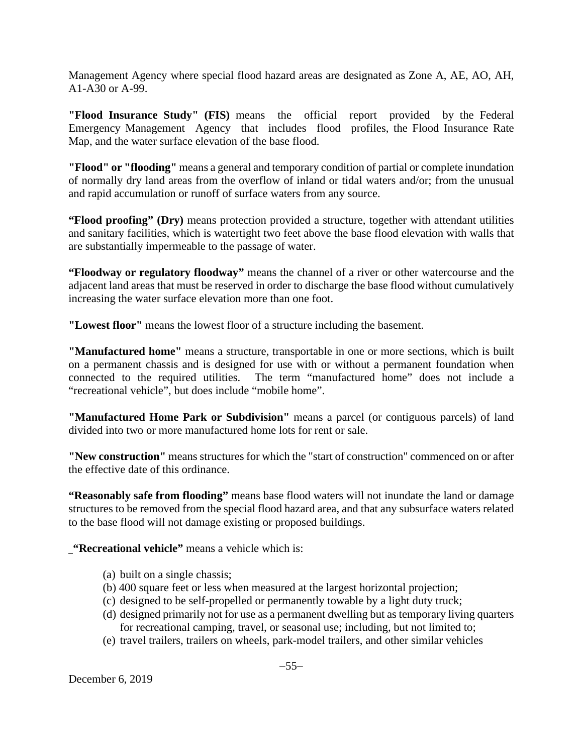Management Agency where special flood hazard areas are designated as Zone A, AE, AO, AH, A1-A30 or A-99.

**"Flood Insurance Study" (FIS)** means the official report provided by the Federal Emergency Management Agency that includes flood profiles, the Flood Insurance Rate Map, and the water surface elevation of the base flood.

**"Flood" or "flooding"** means a general and temporary condition of partial or complete inundation of normally dry land areas from the overflow of inland or tidal waters and/or; from the unusual and rapid accumulation or runoff of surface waters from any source.

**"Flood proofing" (Dry)** means protection provided a structure, together with attendant utilities and sanitary facilities, which is watertight two feet above the base flood elevation with walls that are substantially impermeable to the passage of water.

**"Floodway or regulatory floodway"** means the channel of a river or other watercourse and the adjacent land areas that must be reserved in order to discharge the base flood without cumulatively increasing the water surface elevation more than one foot.

**"Lowest floor"** means the lowest floor of a structure including the basement.

**"Manufactured home"** means a structure, transportable in one or more sections, which is built on a permanent chassis and is designed for use with or without a permanent foundation when connected to the required utilities. The term "manufactured home" does not include a "recreational vehicle", but does include "mobile home".

**"Manufactured Home Park or Subdivision"** means a parcel (or contiguous parcels) of land divided into two or more manufactured home lots for rent or sale.

**"New construction"** means structures for which the "start of construction" commenced on or after the effective date of this ordinance.

**"Reasonably safe from flooding"** means base flood waters will not inundate the land or damage structures to be removed from the special flood hazard area, and that any subsurface waters related to the base flood will not damage existing or proposed buildings.

**"Recreational vehicle"** means a vehicle which is:

(a) built on a single chassis;
(b) 400 square feet or less when measured at the largest horizontal projection;
(c) designed to be self-propelled or permanently towable by a light duty truck;
(d) designed primarily not for use as a permanent dwelling but as temporary living quarters for recreational camping, travel, or seasonal use; including, but not limited to;
(e) travel trailers, trailers on wheels, park-model trailers, and other similar vehicles

December 6, 2019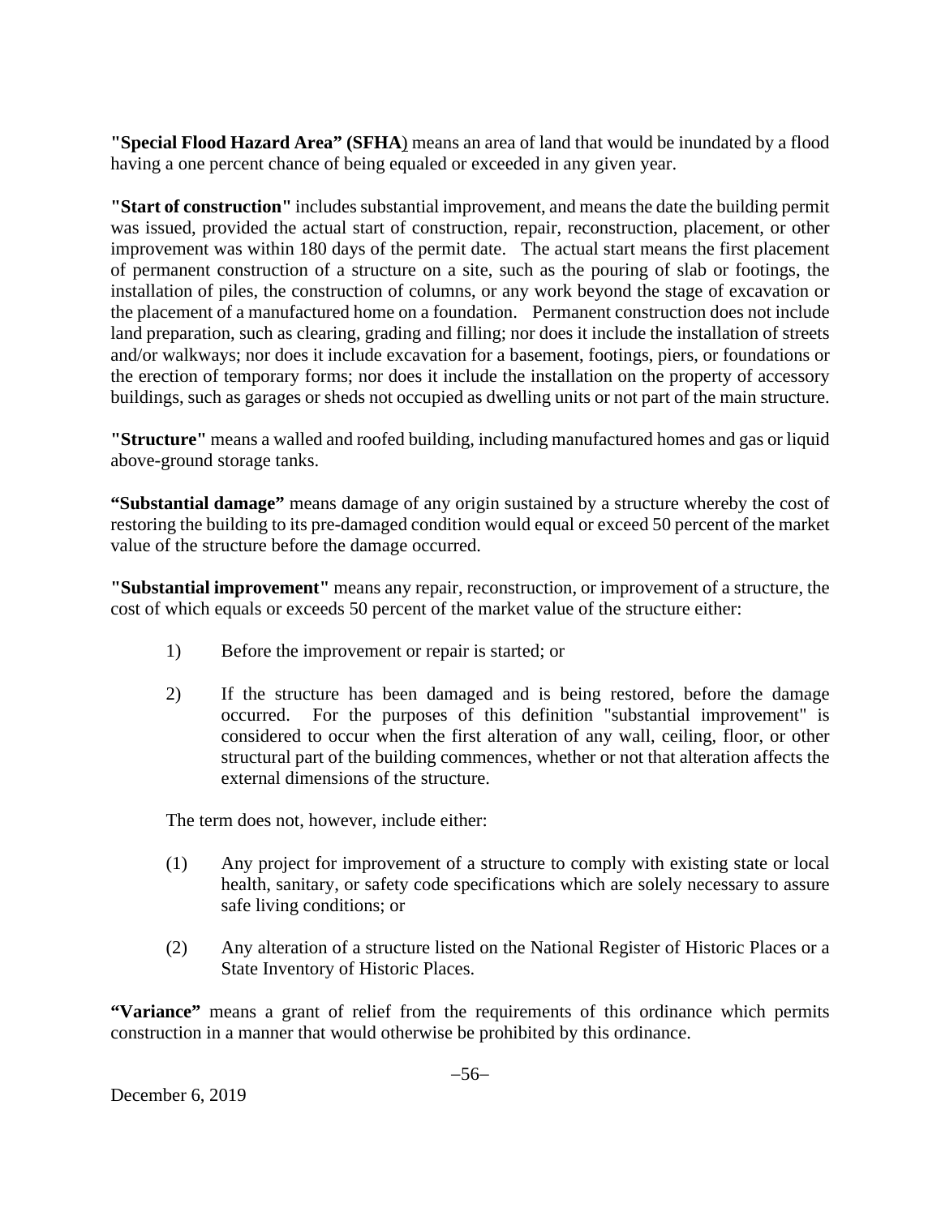**"Special Flood Hazard Area" (SFHA)** means an area of land that would be inundated by a flood having a one percent chance of being equaled or exceeded in any given year.

**"Start of construction"** includes substantial improvement, and means the date the building permit was issued, provided the actual start of construction, repair, reconstruction, placement, or other improvement was within 180 days of the permit date. The actual start means the first placement of permanent construction of a structure on a site, such as the pouring of slab or footings, the installation of piles, the construction of columns, or any work beyond the stage of excavation or the placement of a manufactured home on a foundation. Permanent construction does not include land preparation, such as clearing, grading and filling; nor does it include the installation of streets and/or walkways; nor does it include excavation for a basement, footings, piers, or foundations or the erection of temporary forms; nor does it include the installation on the property of accessory buildings, such as garages or sheds not occupied as dwelling units or not part of the main structure.

**"Structure"** means a walled and roofed building, including manufactured homes and gas or liquid above-ground storage tanks.

**"Substantial damage"** means damage of any origin sustained by a structure whereby the cost of restoring the building to its pre-damaged condition would equal or exceed 50 percent of the market value of the structure before the damage occurred.

**"Substantial improvement"** means any repair, reconstruction, or improvement of a structure, the cost of which equals or exceeds 50 percent of the market value of the structure either:

1) Before the improvement or repair is started; or

2) If the structure has been damaged and is being restored, before the damage occurred. For the purposes of this definition "substantial improvement" is considered to occur when the first alteration of any wall, ceiling, floor, or other structural part of the building commences, whether or not that alteration affects the external dimensions of the structure.

The term does not, however, include either:

(1) Any project for improvement of a structure to comply with existing state or local health, sanitary, or safety code specifications which are solely necessary to assure safe living conditions; or

(2) Any alteration of a structure listed on the National Register of Historic Places or a State Inventory of Historic Places.

**"Variance"** means a grant of relief from the requirements of this ordinance which permits construction in a manner that would otherwise be prohibited by this ordinance.

December 6, 2019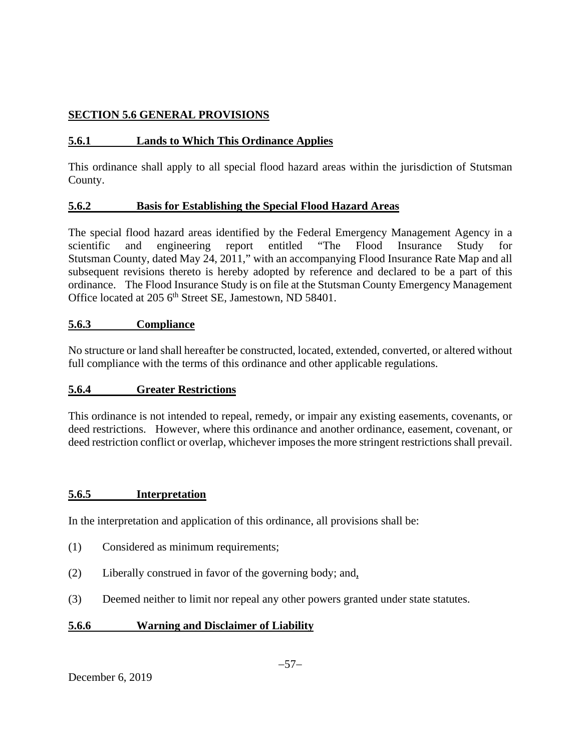## SECTION 5.6 GENERAL PROVISIONS

### 5.6.1 Lands to Which This Ordinance Applies

This ordinance shall apply to all special flood hazard areas within the jurisdiction of Stutsman County.

### 5.6.2 Basis for Establishing the Special Flood Hazard Areas

The special flood hazard areas identified by the Federal Emergency Management Agency in a scientific and engineering report entitled "The Flood Insurance Study for Stutsman County, dated May 24, 2011," with an accompanying Flood Insurance Rate Map and all subsequent revisions thereto is hereby adopted by reference and declared to be a part of this ordinance. The Flood Insurance Study is on file at the Stutsman County Emergency Management Office located at 205 6th Street SE, Jamestown, ND 58401.

### 5.6.3 Compliance

No structure or land shall hereafter be constructed, located, extended, converted, or altered without full compliance with the terms of this ordinance and other applicable regulations.

### 5.6.4 Greater Restrictions

This ordinance is not intended to repeal, remedy, or impair any existing easements, covenants, or deed restrictions. However, where this ordinance and another ordinance, easement, covenant, or deed restriction conflict or overlap, whichever imposes the more stringent restrictions shall prevail.

### 5.6.5 Interpretation

In the interpretation and application of this ordinance, all provisions shall be:

(1) Considered as minimum requirements;

(2) Liberally construed in favor of the governing body; and,

(3) Deemed neither to limit nor repeal any other powers granted under state statutes.

### 5.6.6 Warning and Disclaimer of Liability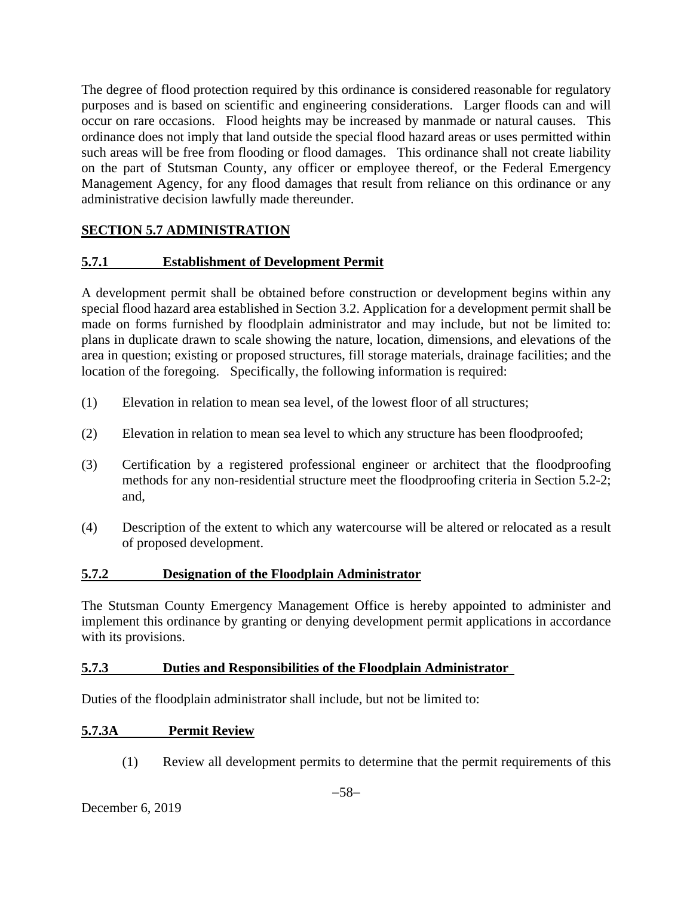The degree of flood protection required by this ordinance is considered reasonable for regulatory purposes and is based on scientific and engineering considerations. Larger floods can and will occur on rare occasions. Flood heights may be increased by manmade or natural causes. This ordinance does not imply that land outside the special flood hazard areas or uses permitted within such areas will be free from flooding or flood damages. This ordinance shall not create liability on the part of Stutsman County, any officer or employee thereof, or the Federal Emergency Management Agency, for any flood damages that result from reliance on this ordinance or any administrative decision lawfully made thereunder.

## SECTION 5.7 ADMINISTRATION

### 5.7.1 Establishment of Development Permit

A development permit shall be obtained before construction or development begins within any special flood hazard area established in Section 3.2. Application for a development permit shall be made on forms furnished by floodplain administrator and may include, but not be limited to: plans in duplicate drawn to scale showing the nature, location, dimensions, and elevations of the area in question; existing or proposed structures, fill storage materials, drainage facilities; and the location of the foregoing. Specifically, the following information is required:

(1) Elevation in relation to mean sea level, of the lowest floor of all structures;

(2) Elevation in relation to mean sea level to which any structure has been floodproofed;

(3) Certification by a registered professional engineer or architect that the floodproofing methods for any non-residential structure meet the floodproofing criteria in Section 5.2-2; and,

(4) Description of the extent to which any watercourse will be altered or relocated as a result of proposed development.

### 5.7.2 Designation of the Floodplain Administrator

The Stutsman County Emergency Management Office is hereby appointed to administer and implement this ordinance by granting or denying development permit applications in accordance with its provisions.

### 5.7.3 Duties and Responsibilities of the Floodplain Administrator

Duties of the floodplain administrator shall include, but not be limited to:

#### 5.7.3A Permit Review

(1) Review all development permits to determine that the permit requirements of this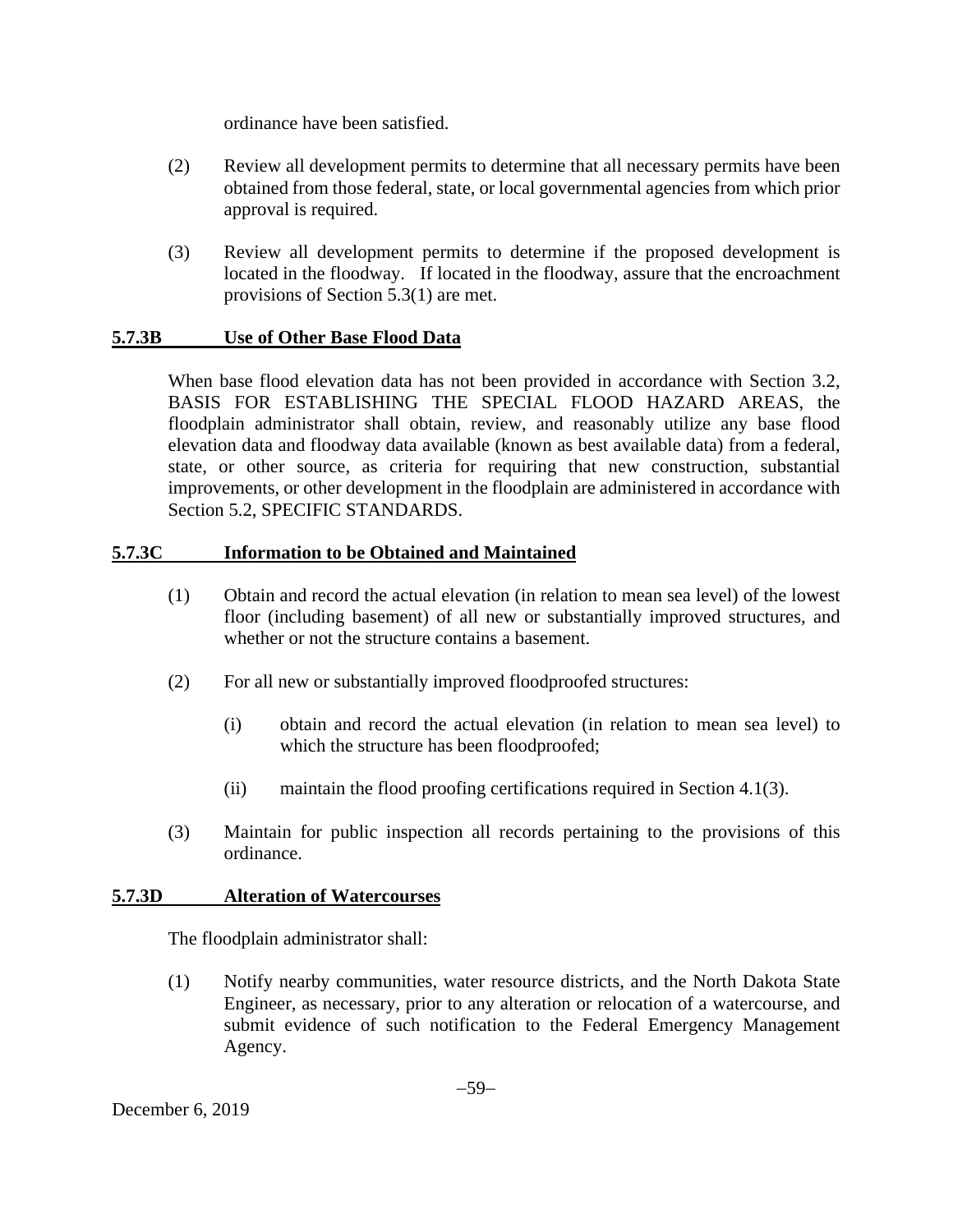ordinance have been satisfied.

(2) Review all development permits to determine that all necessary permits have been obtained from those federal, state, or local governmental agencies from which prior approval is required.

(3) Review all development permits to determine if the proposed development is located in the floodway. If located in the floodway, assure that the encroachment provisions of Section 5.3(1) are met.

**5.7.3B Use of Other Base Flood Data**

When base flood elevation data has not been provided in accordance with Section 3.2, BASIS FOR ESTABLISHING THE SPECIAL FLOOD HAZARD AREAS, the floodplain administrator shall obtain, review, and reasonably utilize any base flood elevation data and floodway data available (known as best available data) from a federal, state, or other source, as criteria for requiring that new construction, substantial improvements, or other development in the floodplain are administered in accordance with Section 5.2, SPECIFIC STANDARDS.

**5.7.3C Information to be Obtained and Maintained**

(1) Obtain and record the actual elevation (in relation to mean sea level) of the lowest floor (including basement) of all new or substantially improved structures, and whether or not the structure contains a basement.

(2) For all new or substantially improved floodproofed structures:

(i) obtain and record the actual elevation (in relation to mean sea level) to which the structure has been floodproofed;

(ii) maintain the flood proofing certifications required in Section 4.1(3).

(3) Maintain for public inspection all records pertaining to the provisions of this ordinance.

**5.7.3D Alteration of Watercourses**

The floodplain administrator shall:

(1) Notify nearby communities, water resource districts, and the North Dakota State Engineer, as necessary, prior to any alteration or relocation of a watercourse, and submit evidence of such notification to the Federal Emergency Management Agency.

December 6, 2019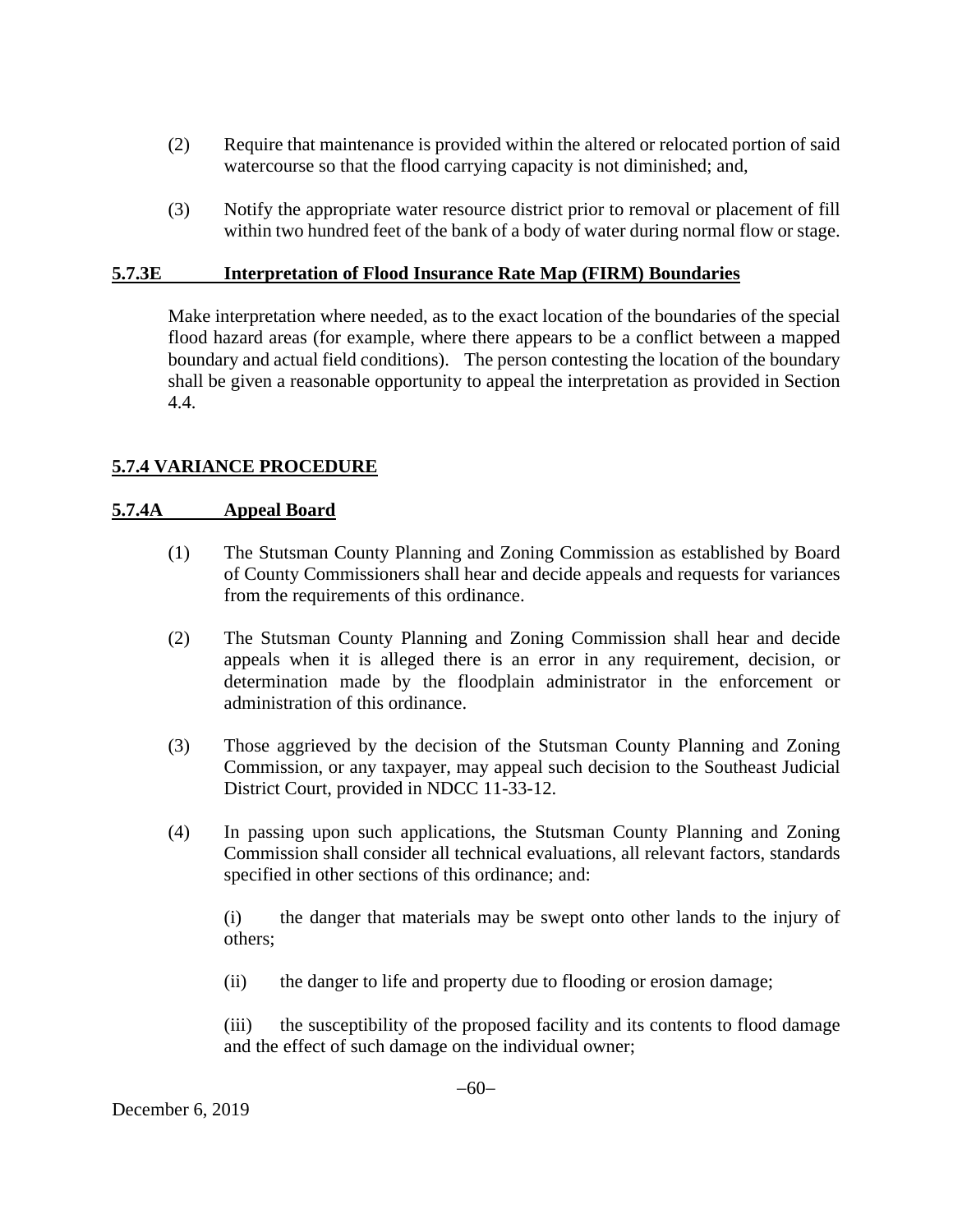(2) Require that maintenance is provided within the altered or relocated portion of said watercourse so that the flood carrying capacity is not diminished; and,

(3) Notify the appropriate water resource district prior to removal or placement of fill within two hundred feet of the bank of a body of water during normal flow or stage.

### **5.7.3E Interpretation of Flood Insurance Rate Map (FIRM) Boundaries**

Make interpretation where needed, as to the exact location of the boundaries of the special flood hazard areas (for example, where there appears to be a conflict between a mapped boundary and actual field conditions). The person contesting the location of the boundary shall be given a reasonable opportunity to appeal the interpretation as provided in Section 4.4.

## **5.7.4 VARIANCE PROCEDURE**

### **5.7.4A Appeal Board**

(1) The Stutsman County Planning and Zoning Commission as established by Board of County Commissioners shall hear and decide appeals and requests for variances from the requirements of this ordinance.

(2) The Stutsman County Planning and Zoning Commission shall hear and decide appeals when it is alleged there is an error in any requirement, decision, or determination made by the floodplain administrator in the enforcement or administration of this ordinance.

(3) Those aggrieved by the decision of the Stutsman County Planning and Zoning Commission, or any taxpayer, may appeal such decision to the Southeast Judicial District Court, provided in NDCC 11-33-12.

(4) In passing upon such applications, the Stutsman County Planning and Zoning Commission shall consider all technical evaluations, all relevant factors, standards specified in other sections of this ordinance; and:

(i) the danger that materials may be swept onto other lands to the injury of others;

(ii) the danger to life and property due to flooding or erosion damage;

(iii) the susceptibility of the proposed facility and its contents to flood damage and the effect of such damage on the individual owner;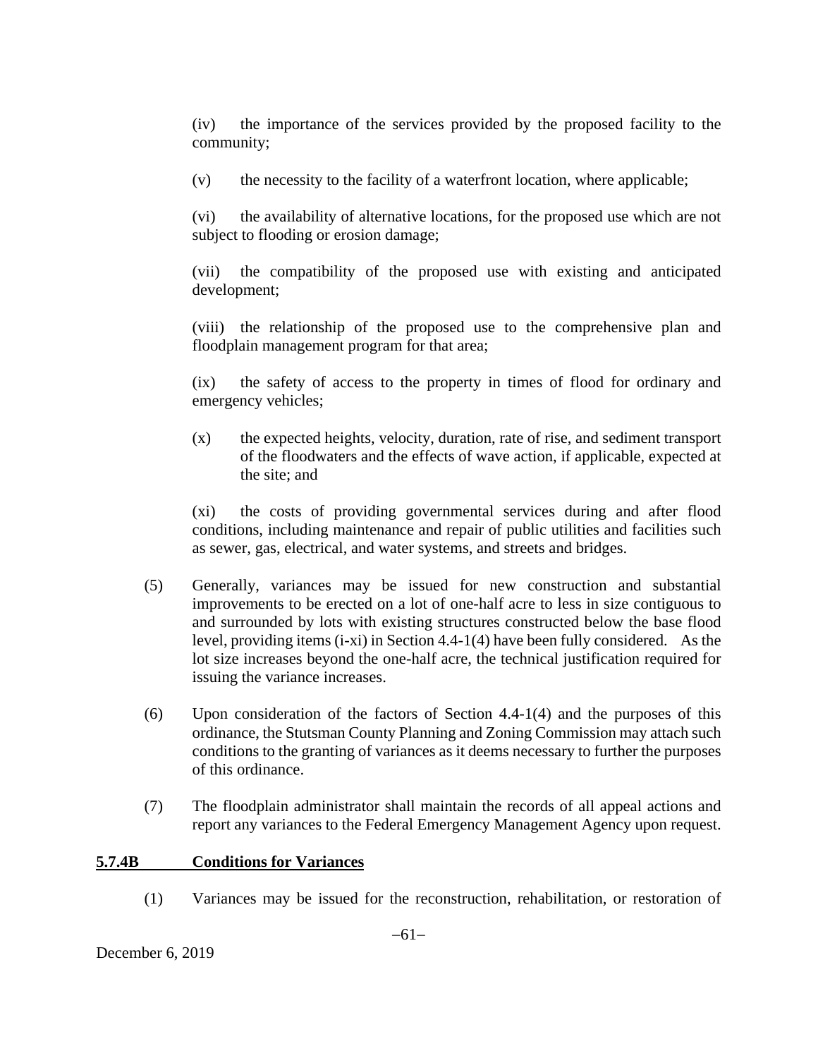(iv) the importance of the services provided by the proposed facility to the community;

(v) the necessity to the facility of a waterfront location, where applicable;

(vi) the availability of alternative locations, for the proposed use which are not subject to flooding or erosion damage;

(vii) the compatibility of the proposed use with existing and anticipated development;

(viii) the relationship of the proposed use to the comprehensive plan and floodplain management program for that area;

(ix) the safety of access to the property in times of flood for ordinary and emergency vehicles;

(x) the expected heights, velocity, duration, rate of rise, and sediment transport of the floodwaters and the effects of wave action, if applicable, expected at the site; and

(xi) the costs of providing governmental services during and after flood conditions, including maintenance and repair of public utilities and facilities such as sewer, gas, electrical, and water systems, and streets and bridges.

(5) Generally, variances may be issued for new construction and substantial improvements to be erected on a lot of one-half acre to less in size contiguous to and surrounded by lots with existing structures constructed below the base flood level, providing items (i-xi) in Section 4.4-1(4) have been fully considered. As the lot size increases beyond the one-half acre, the technical justification required for issuing the variance increases.

(6) Upon consideration of the factors of Section 4.4-1(4) and the purposes of this ordinance, the Stutsman County Planning and Zoning Commission may attach such conditions to the granting of variances as it deems necessary to further the purposes of this ordinance.

(7) The floodplain administrator shall maintain the records of all appeal actions and report any variances to the Federal Emergency Management Agency upon request.

**5.7.4B Conditions for Variances**

(1) Variances may be issued for the reconstruction, rehabilitation, or restoration of

December 6, 2019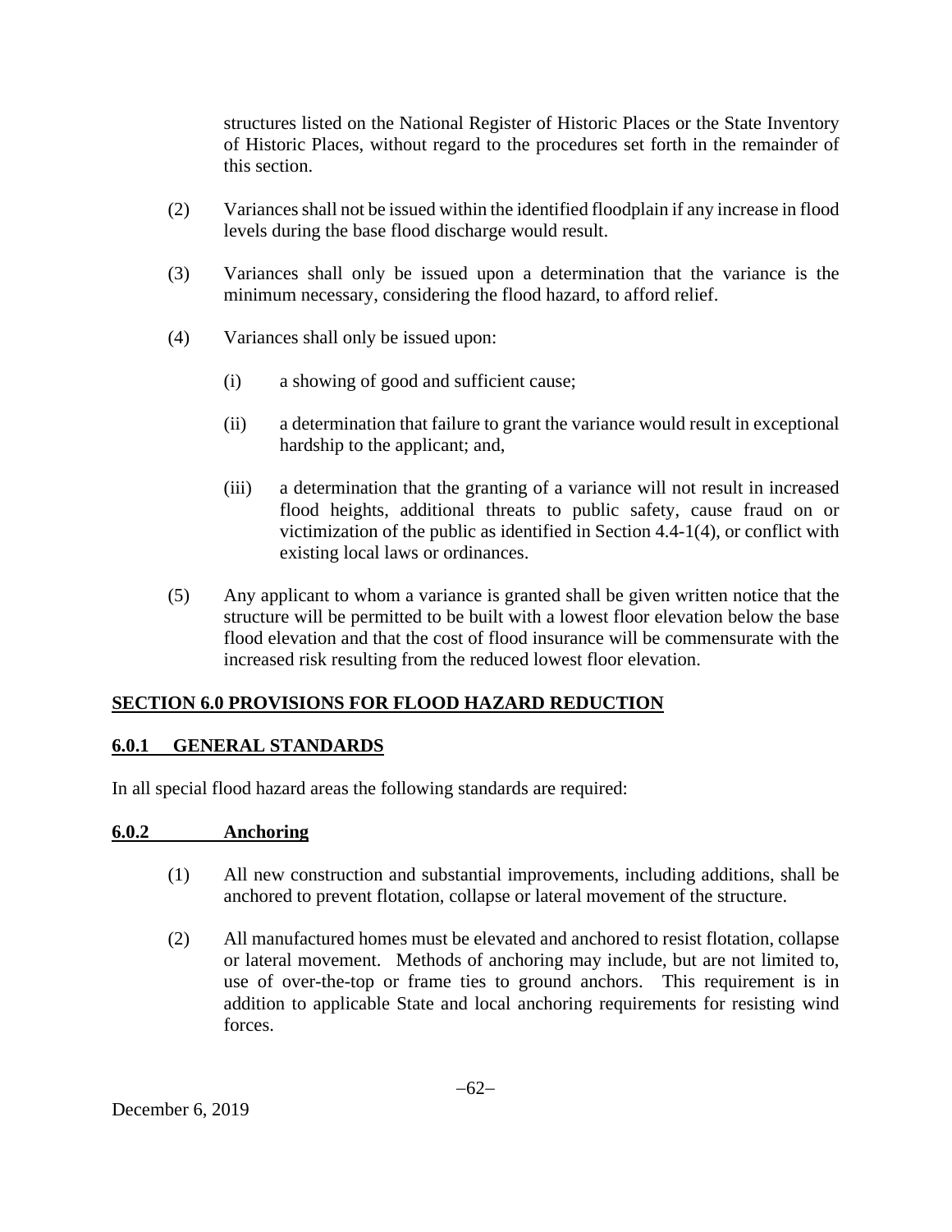structures listed on the National Register of Historic Places or the State Inventory of Historic Places, without regard to the procedures set forth in the remainder of this section.

(2) Variances shall not be issued within the identified floodplain if any increase in flood levels during the base flood discharge would result.

(3) Variances shall only be issued upon a determination that the variance is the minimum necessary, considering the flood hazard, to afford relief.

(4) Variances shall only be issued upon:

  (i) a showing of good and sufficient cause;

  (ii) a determination that failure to grant the variance would result in exceptional hardship to the applicant; and,

  (iii) a determination that the granting of a variance will not result in increased flood heights, additional threats to public safety, cause fraud on or victimization of the public as identified in Section 4.4-1(4), or conflict with existing local laws or ordinances.

(5) Any applicant to whom a variance is granted shall be given written notice that the structure will be permitted to be built with a lowest floor elevation below the base flood elevation and that the cost of flood insurance will be commensurate with the increased risk resulting from the reduced lowest floor elevation.

## SECTION 6.0 PROVISIONS FOR FLOOD HAZARD REDUCTION

### 6.0.1 GENERAL STANDARDS

In all special flood hazard areas the following standards are required:

### 6.0.2 Anchoring

(1) All new construction and substantial improvements, including additions, shall be anchored to prevent flotation, collapse or lateral movement of the structure.

(2) All manufactured homes must be elevated and anchored to resist flotation, collapse or lateral movement. Methods of anchoring may include, but are not limited to, use of over-the-top or frame ties to ground anchors. This requirement is in addition to applicable State and local anchoring requirements for resisting wind forces.

December 6, 2019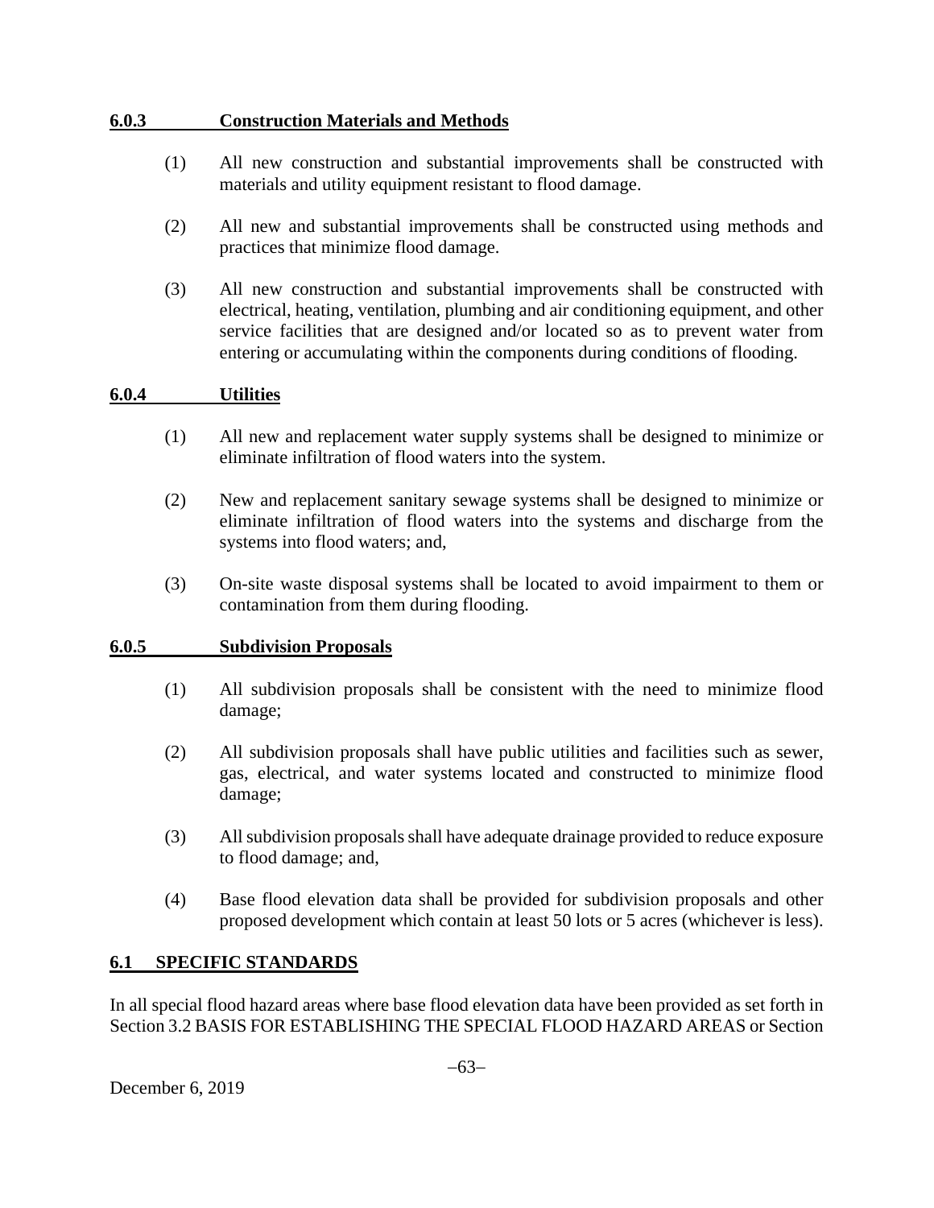### 6.0.3 Construction Materials and Methods

(1) All new construction and substantial improvements shall be constructed with materials and utility equipment resistant to flood damage.

(2) All new and substantial improvements shall be constructed using methods and practices that minimize flood damage.

(3) All new construction and substantial improvements shall be constructed with electrical, heating, ventilation, plumbing and air conditioning equipment, and other service facilities that are designed and/or located so as to prevent water from entering or accumulating within the components during conditions of flooding.

### 6.0.4 Utilities

(1) All new and replacement water supply systems shall be designed to minimize or eliminate infiltration of flood waters into the system.

(2) New and replacement sanitary sewage systems shall be designed to minimize or eliminate infiltration of flood waters into the systems and discharge from the systems into flood waters; and,

(3) On-site waste disposal systems shall be located to avoid impairment to them or contamination from them during flooding.

### 6.0.5 Subdivision Proposals

(1) All subdivision proposals shall be consistent with the need to minimize flood damage;

(2) All subdivision proposals shall have public utilities and facilities such as sewer, gas, electrical, and water systems located and constructed to minimize flood damage;

(3) All subdivision proposals shall have adequate drainage provided to reduce exposure to flood damage; and,

(4) Base flood elevation data shall be provided for subdivision proposals and other proposed development which contain at least 50 lots or 5 acres (whichever is less).

## 6.1 SPECIFIC STANDARDS

In all special flood hazard areas where base flood elevation data have been provided as set forth in Section 3.2 BASIS FOR ESTABLISHING THE SPECIAL FLOOD HAZARD AREAS or Section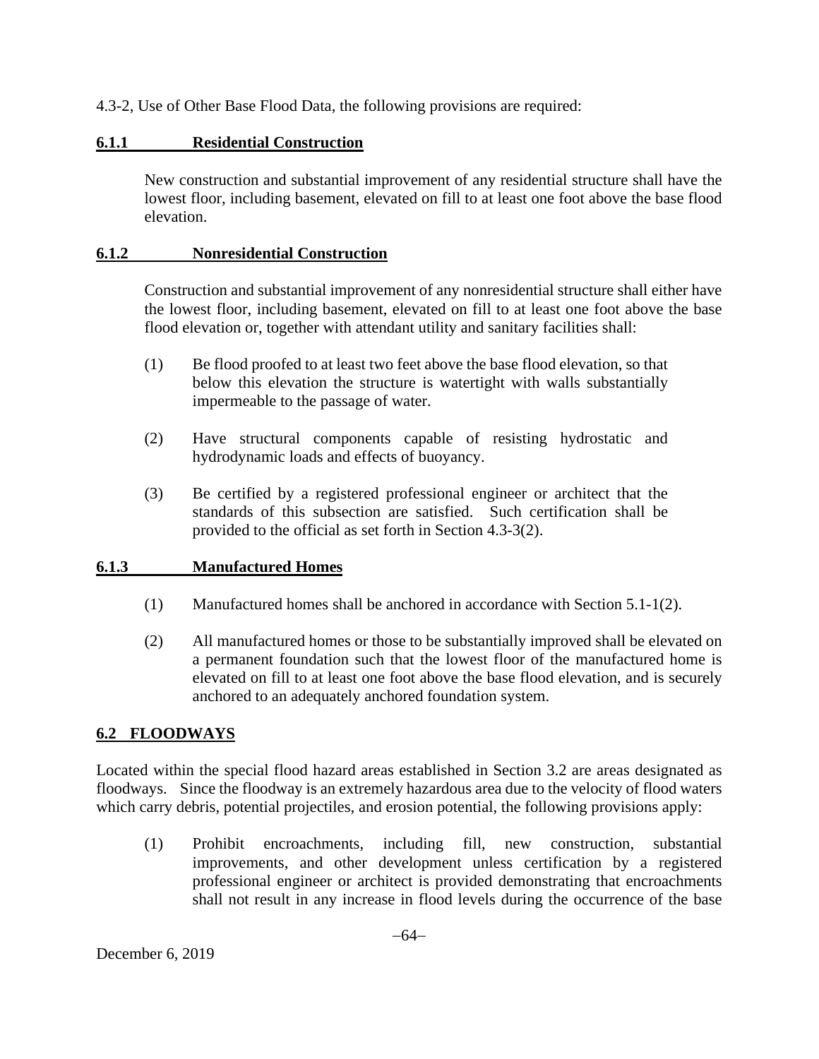4.3-2, Use of Other Base Flood Data, the following provisions are required:

### 6.1.1 Residential Construction

New construction and substantial improvement of any residential structure shall have the lowest floor, including basement, elevated on fill to at least one foot above the base flood elevation.

### 6.1.2 Nonresidential Construction

Construction and substantial improvement of any nonresidential structure shall either have the lowest floor, including basement, elevated on fill to at least one foot above the base flood elevation or, together with attendant utility and sanitary facilities shall:

(1) Be flood proofed to at least two feet above the base flood elevation, so that below this elevation the structure is watertight with walls substantially impermeable to the passage of water.

(2) Have structural components capable of resisting hydrostatic and hydrodynamic loads and effects of buoyancy.

(3) Be certified by a registered professional engineer or architect that the standards of this subsection are satisfied. Such certification shall be provided to the official as set forth in Section 4.3-3(2).

### 6.1.3 Manufactured Homes

(1) Manufactured homes shall be anchored in accordance with Section 5.1-1(2).

(2) All manufactured homes or those to be substantially improved shall be elevated on a permanent foundation such that the lowest floor of the manufactured home is elevated on fill to at least one foot above the base flood elevation, and is securely anchored to an adequately anchored foundation system.

## 6.2 FLOODWAYS

Located within the special flood hazard areas established in Section 3.2 are areas designated as floodways. Since the floodway is an extremely hazardous area due to the velocity of flood waters which carry debris, potential projectiles, and erosion potential, the following provisions apply:

(1) Prohibit encroachments, including fill, new construction, substantial improvements, and other development unless certification by a registered professional engineer or architect is provided demonstrating that encroachments shall not result in any increase in flood levels during the occurrence of the base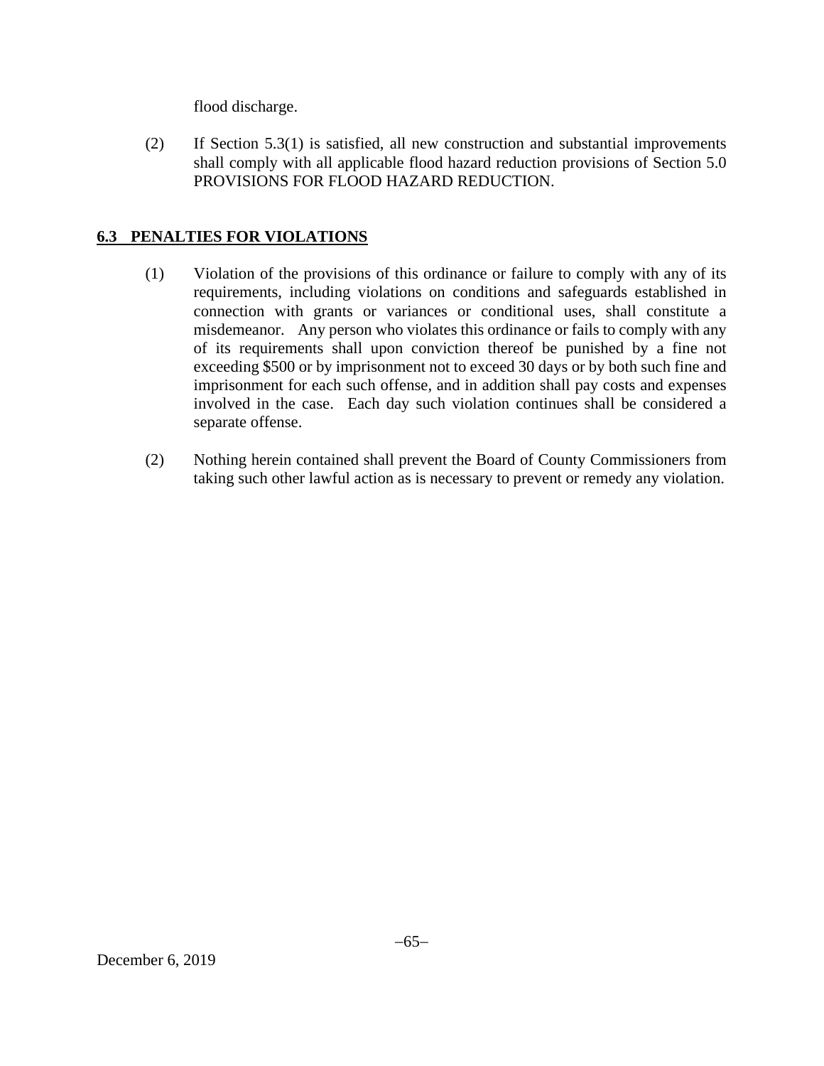flood discharge.

(2) If Section 5.3(1) is satisfied, all new construction and substantial improvements shall comply with all applicable flood hazard reduction provisions of Section 5.0 PROVISIONS FOR FLOOD HAZARD REDUCTION.

## 6.3 PENALTIES FOR VIOLATIONS

(1) Violation of the provisions of this ordinance or failure to comply with any of its requirements, including violations on conditions and safeguards established in connection with grants or variances or conditional uses, shall constitute a misdemeanor. Any person who violates this ordinance or fails to comply with any of its requirements shall upon conviction thereof be punished by a fine not exceeding $500 or by imprisonment not to exceed 30 days or by both such fine and imprisonment for each such offense, and in addition shall pay costs and expenses involved in the case. Each day such violation continues shall be considered a separate offense.

(2) Nothing herein contained shall prevent the Board of County Commissioners from taking such other lawful action as is necessary to prevent or remedy any violation.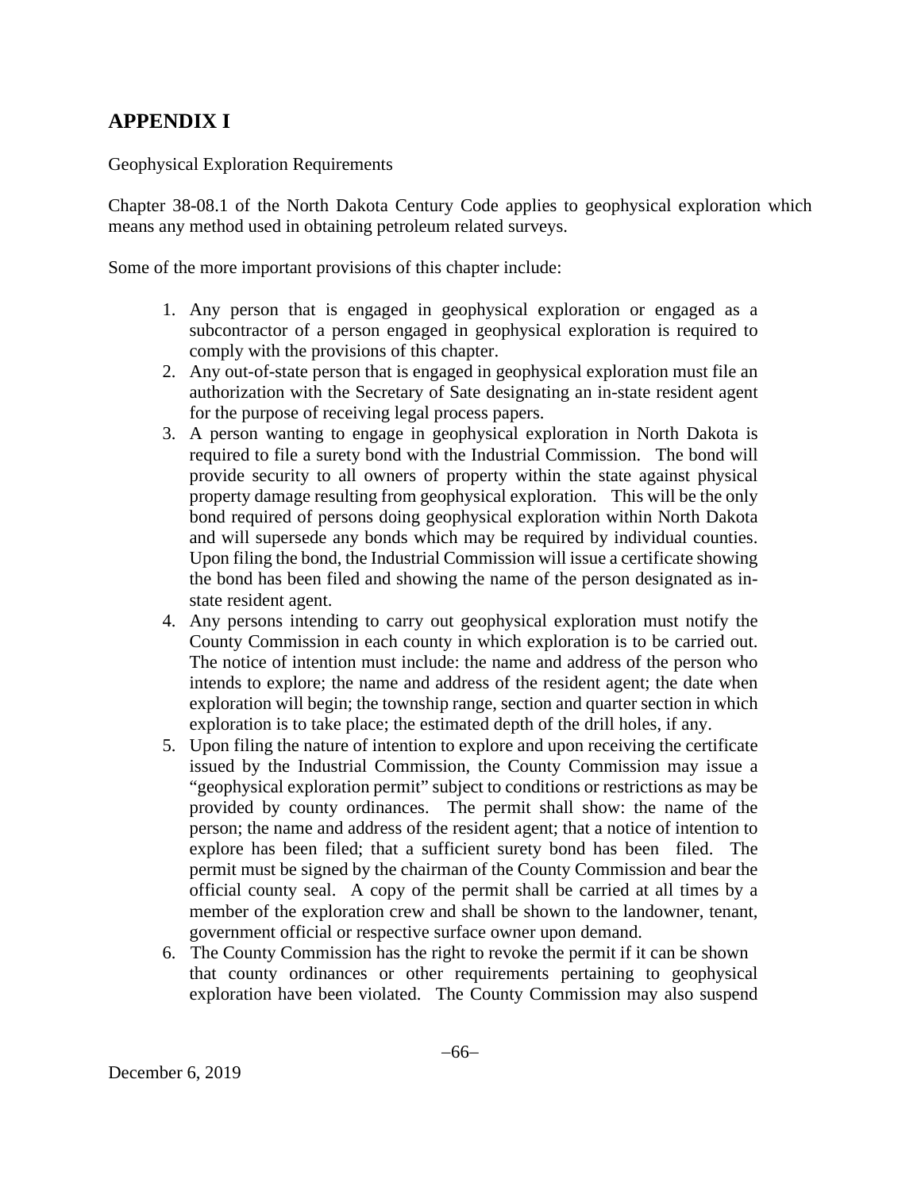## APPENDIX I

Geophysical Exploration Requirements

Chapter 38-08.1 of the North Dakota Century Code applies to geophysical exploration which means any method used in obtaining petroleum related surveys.

Some of the more important provisions of this chapter include:

1. Any person that is engaged in geophysical exploration or engaged as a subcontractor of a person engaged in geophysical exploration is required to comply with the provisions of this chapter.
2. Any out-of-state person that is engaged in geophysical exploration must file an authorization with the Secretary of Sate designating an in-state resident agent for the purpose of receiving legal process papers.
3. A person wanting to engage in geophysical exploration in North Dakota is required to file a surety bond with the Industrial Commission. The bond will provide security to all owners of property within the state against physical property damage resulting from geophysical exploration. This will be the only bond required of persons doing geophysical exploration within North Dakota and will supersede any bonds which may be required by individual counties. Upon filing the bond, the Industrial Commission will issue a certificate showing the bond has been filed and showing the name of the person designated as in-state resident agent.
4. Any persons intending to carry out geophysical exploration must notify the County Commission in each county in which exploration is to be carried out. The notice of intention must include: the name and address of the person who intends to explore; the name and address of the resident agent; the date when exploration will begin; the township range, section and quarter section in which exploration is to take place; the estimated depth of the drill holes, if any.
5. Upon filing the nature of intention to explore and upon receiving the certificate issued by the Industrial Commission, the County Commission may issue a "geophysical exploration permit" subject to conditions or restrictions as may be provided by county ordinances. The permit shall show: the name of the person; the name and address of the resident agent; that a notice of intention to explore has been filed; that a sufficient surety bond has been filed. The permit must be signed by the chairman of the County Commission and bear the official county seal. A copy of the permit shall be carried at all times by a member of the exploration crew and shall be shown to the landowner, tenant, government official or respective surface owner upon demand.
6. The County Commission has the right to revoke the permit if it can be shown that county ordinances or other requirements pertaining to geophysical exploration have been violated. The County Commission may also suspend

December 6, 2019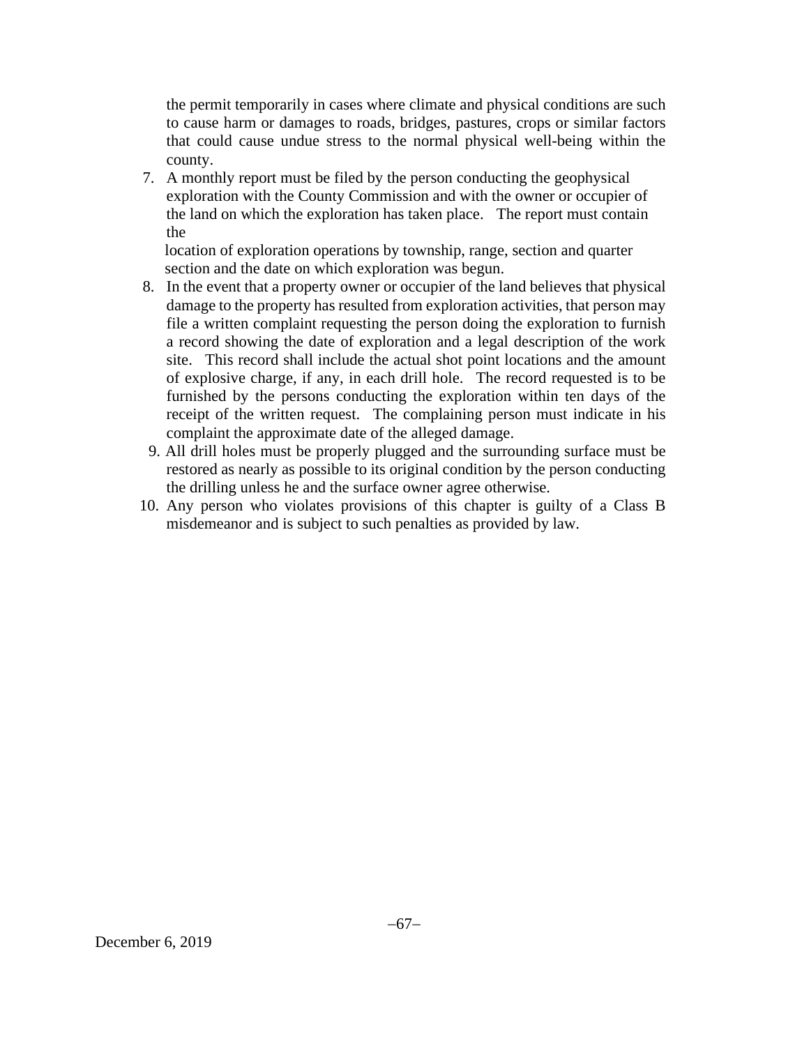the permit temporarily in cases where climate and physical conditions are such to cause harm or damages to roads, bridges, pastures, crops or similar factors that could cause undue stress to the normal physical well-being within the county.

7. A monthly report must be filed by the person conducting the geophysical exploration with the County Commission and with the owner or occupier of the land on which the exploration has taken place. The report must contain the location of exploration operations by township, range, section and quarter section and the date on which exploration was begun.
8. In the event that a property owner or occupier of the land believes that physical damage to the property has resulted from exploration activities, that person may file a written complaint requesting the person doing the exploration to furnish a record showing the date of exploration and a legal description of the work site. This record shall include the actual shot point locations and the amount of explosive charge, if any, in each drill hole. The record requested is to be furnished by the persons conducting the exploration within ten days of the receipt of the written request. The complaining person must indicate in his complaint the approximate date of the alleged damage.
9. All drill holes must be properly plugged and the surrounding surface must be restored as nearly as possible to its original condition by the person conducting the drilling unless he and the surface owner agree otherwise.
10. Any person who violates provisions of this chapter is guilty of a Class B misdemeanor and is subject to such penalties as provided by law.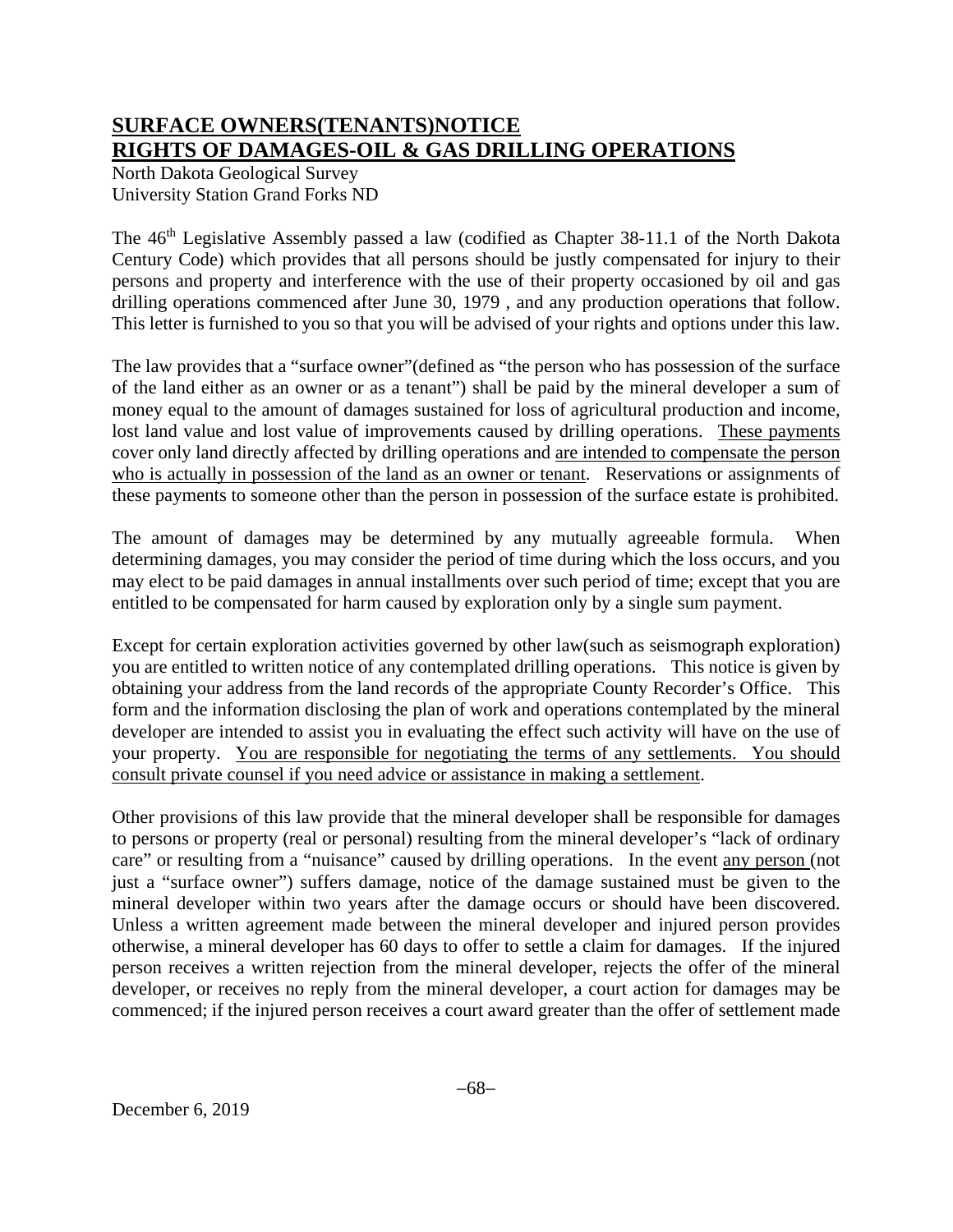# SURFACE OWNERS(TENANTS)NOTICE
# RIGHTS OF DAMAGES-OIL & GAS DRILLING OPERATIONS

North Dakota Geological Survey
University Station Grand Forks ND

The 46th Legislative Assembly passed a law (codified as Chapter 38-11.1 of the North Dakota Century Code) which provides that all persons should be justly compensated for injury to their persons and property and interference with the use of their property occasioned by oil and gas drilling operations commenced after June 30, 1979 , and any production operations that follow. This letter is furnished to you so that you will be advised of your rights and options under this law.

The law provides that a "surface owner"(defined as "the person who has possession of the surface of the land either as an owner or as a tenant") shall be paid by the mineral developer a sum of money equal to the amount of damages sustained for loss of agricultural production and income, lost land value and lost value of improvements caused by drilling operations. <u>These payments</u> cover only land directly affected by drilling operations and <u>are intended to compensate the person who is actually in possession of the land as an owner or tenant</u>. Reservations or assignments of these payments to someone other than the person in possession of the surface estate is prohibited.

The amount of damages may be determined by any mutually agreeable formula. When determining damages, you may consider the period of time during which the loss occurs, and you may elect to be paid damages in annual installments over such period of time; except that you are entitled to be compensated for harm caused by exploration only by a single sum payment.

Except for certain exploration activities governed by other law(such as seismograph exploration) you are entitled to written notice of any contemplated drilling operations. This notice is given by obtaining your address from the land records of the appropriate County Recorder's Office. This form and the information disclosing the plan of work and operations contemplated by the mineral developer are intended to assist you in evaluating the effect such activity will have on the use of your property. <u>You are responsible for negotiating the terms of any settlements. You should consult private counsel if you need advice or assistance in making a settlement</u>.

Other provisions of this law provide that the mineral developer shall be responsible for damages to persons or property (real or personal) resulting from the mineral developer's "lack of ordinary care" or resulting from a "nuisance" caused by drilling operations. In the event <u>any person</u> (not just a "surface owner") suffers damage, notice of the damage sustained must be given to the mineral developer within two years after the damage occurs or should have been discovered. Unless a written agreement made between the mineral developer and injured person provides otherwise, a mineral developer has 60 days to offer to settle a claim for damages. If the injured person receives a written rejection from the mineral developer, rejects the offer of the mineral developer, or receives no reply from the mineral developer, a court action for damages may be commenced; if the injured person receives a court award greater than the offer of settlement made

December 6, 2019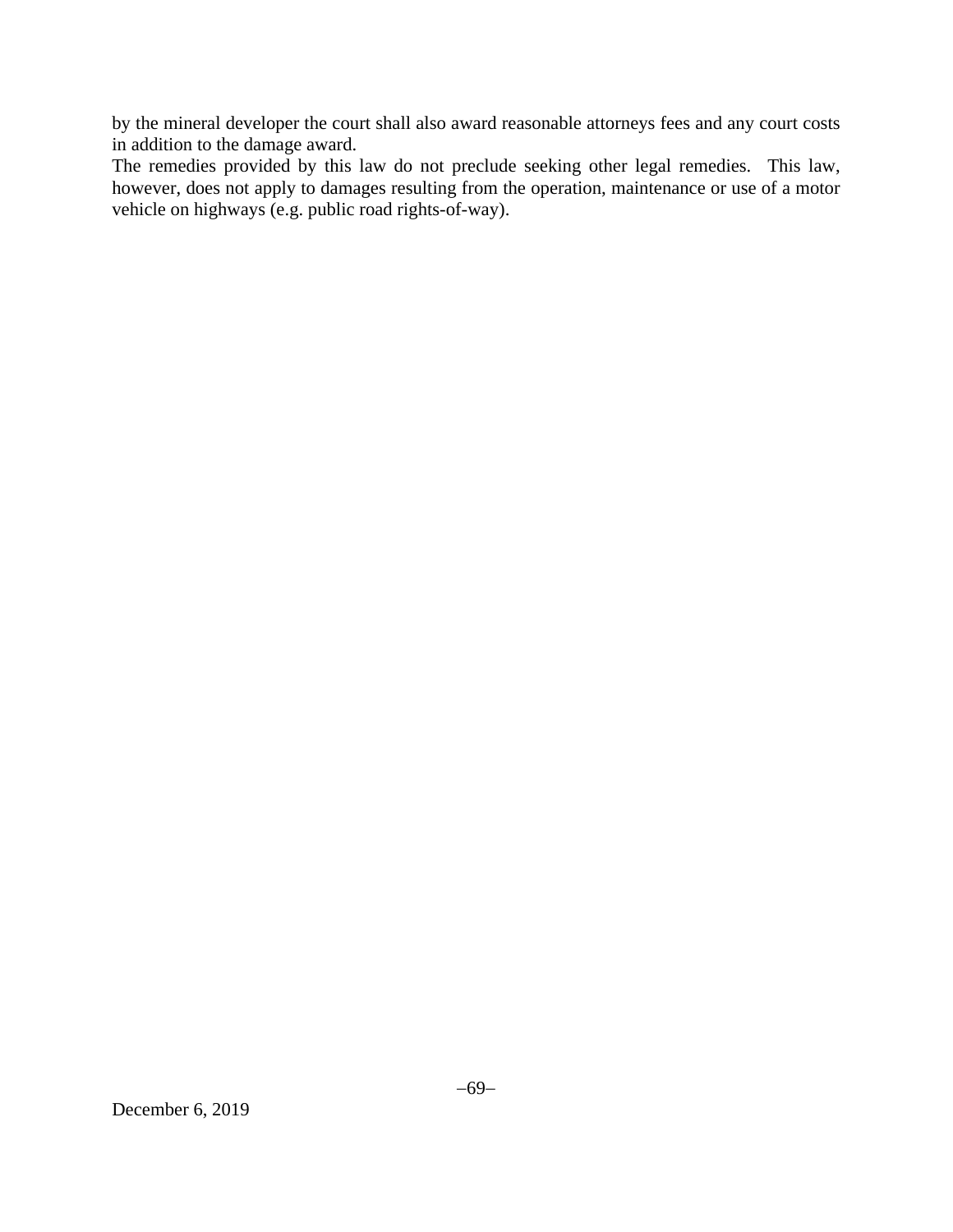by the mineral developer the court shall also award reasonable attorneys fees and any court costs in addition to the damage award.

The remedies provided by this law do not preclude seeking other legal remedies. This law, however, does not apply to damages resulting from the operation, maintenance or use of a motor vehicle on highways (e.g. public road rights-of-way).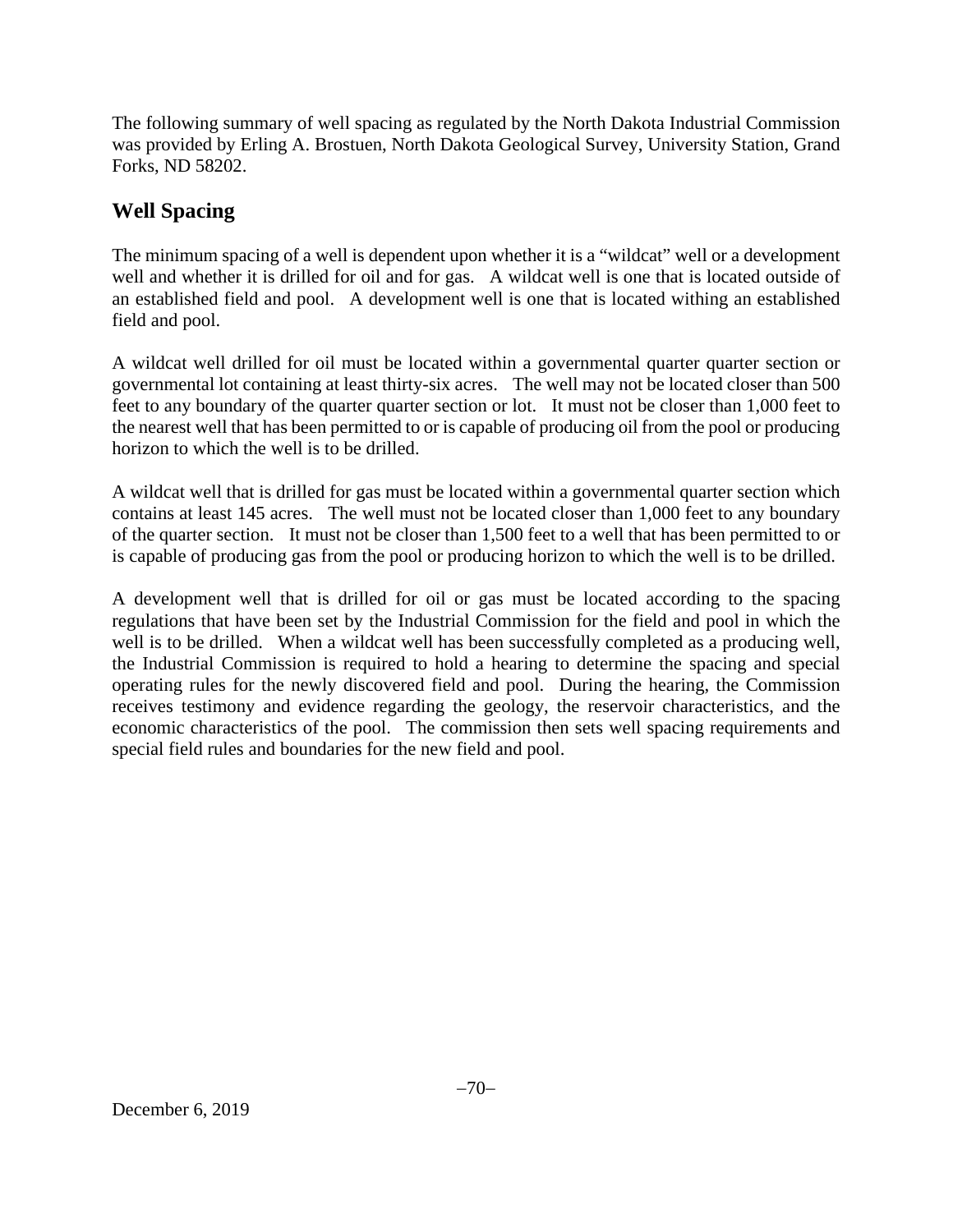The following summary of well spacing as regulated by the North Dakota Industrial Commission was provided by Erling A. Brostuen, North Dakota Geological Survey, University Station, Grand Forks, ND 58202.

## Well Spacing

The minimum spacing of a well is dependent upon whether it is a "wildcat" well or a development well and whether it is drilled for oil and for gas. A wildcat well is one that is located outside of an established field and pool. A development well is one that is located withing an established field and pool.

A wildcat well drilled for oil must be located within a governmental quarter quarter section or governmental lot containing at least thirty-six acres. The well may not be located closer than 500 feet to any boundary of the quarter quarter section or lot. It must not be closer than 1,000 feet to the nearest well that has been permitted to or is capable of producing oil from the pool or producing horizon to which the well is to be drilled.

A wildcat well that is drilled for gas must be located within a governmental quarter section which contains at least 145 acres. The well must not be located closer than 1,000 feet to any boundary of the quarter section. It must not be closer than 1,500 feet to a well that has been permitted to or is capable of producing gas from the pool or producing horizon to which the well is to be drilled.

A development well that is drilled for oil or gas must be located according to the spacing regulations that have been set by the Industrial Commission for the field and pool in which the well is to be drilled. When a wildcat well has been successfully completed as a producing well, the Industrial Commission is required to hold a hearing to determine the spacing and special operating rules for the newly discovered field and pool. During the hearing, the Commission receives testimony and evidence regarding the geology, the reservoir characteristics, and the economic characteristics of the pool. The commission then sets well spacing requirements and special field rules and boundaries for the new field and pool.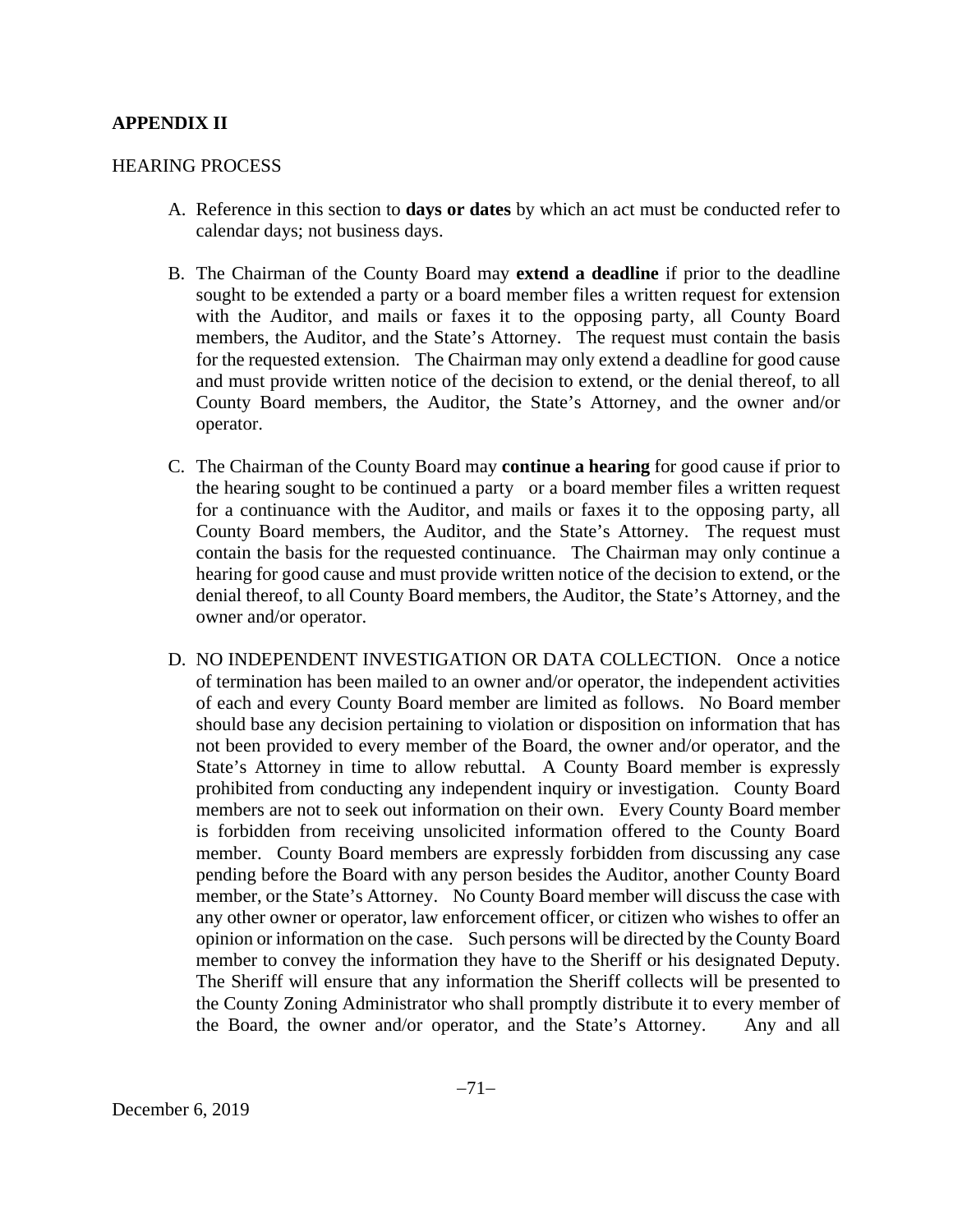**APPENDIX II**

HEARING PROCESS

A. Reference in this section to **days or dates** by which an act must be conducted refer to calendar days; not business days.

B. The Chairman of the County Board may **extend a deadline** if prior to the deadline sought to be extended a party or a board member files a written request for extension with the Auditor, and mails or faxes it to the opposing party, all County Board members, the Auditor, and the State's Attorney. The request must contain the basis for the requested extension. The Chairman may only extend a deadline for good cause and must provide written notice of the decision to extend, or the denial thereof, to all County Board members, the Auditor, the State's Attorney, and the owner and/or operator.

C. The Chairman of the County Board may **continue a hearing** for good cause if prior to the hearing sought to be continued a party or a board member files a written request for a continuance with the Auditor, and mails or faxes it to the opposing party, all County Board members, the Auditor, and the State's Attorney. The request must contain the basis for the requested continuance. The Chairman may only continue a hearing for good cause and must provide written notice of the decision to extend, or the denial thereof, to all County Board members, the Auditor, the State's Attorney, and the owner and/or operator.

D. NO INDEPENDENT INVESTIGATION OR DATA COLLECTION. Once a notice of termination has been mailed to an owner and/or operator, the independent activities of each and every County Board member are limited as follows. No Board member should base any decision pertaining to violation or disposition on information that has not been provided to every member of the Board, the owner and/or operator, and the State's Attorney in time to allow rebuttal. A County Board member is expressly prohibited from conducting any independent inquiry or investigation. County Board members are not to seek out information on their own. Every County Board member is forbidden from receiving unsolicited information offered to the County Board member. County Board members are expressly forbidden from discussing any case pending before the Board with any person besides the Auditor, another County Board member, or the State's Attorney. No County Board member will discuss the case with any other owner or operator, law enforcement officer, or citizen who wishes to offer an opinion or information on the case. Such persons will be directed by the County Board member to convey the information they have to the Sheriff or his designated Deputy. The Sheriff will ensure that any information the Sheriff collects will be presented to the County Zoning Administrator who shall promptly distribute it to every member of the Board, the owner and/or operator, and the State's Attorney. Any and all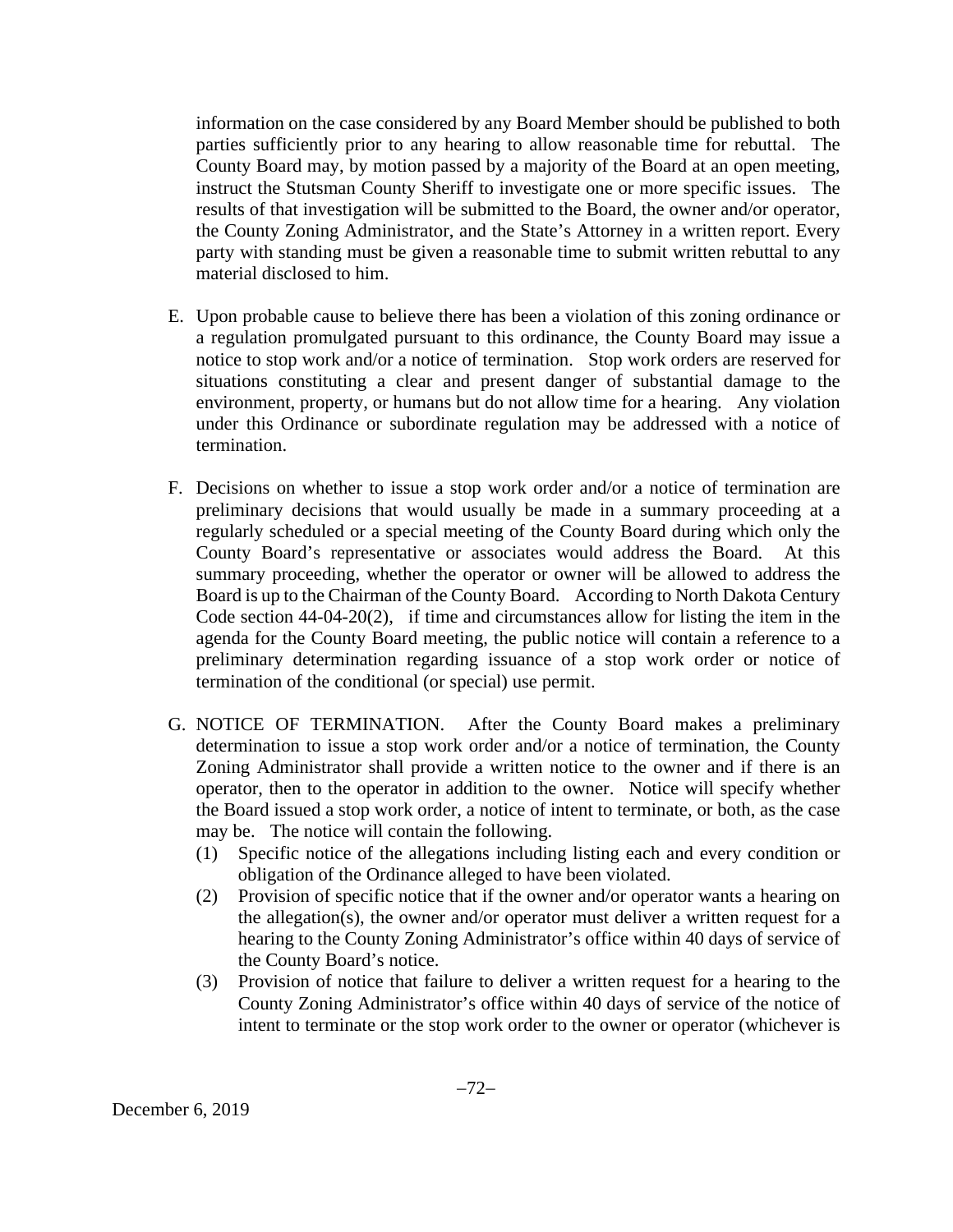information on the case considered by any Board Member should be published to both parties sufficiently prior to any hearing to allow reasonable time for rebuttal. The County Board may, by motion passed by a majority of the Board at an open meeting, instruct the Stutsman County Sheriff to investigate one or more specific issues. The results of that investigation will be submitted to the Board, the owner and/or operator, the County Zoning Administrator, and the State's Attorney in a written report. Every party with standing must be given a reasonable time to submit written rebuttal to any material disclosed to him.

E. Upon probable cause to believe there has been a violation of this zoning ordinance or a regulation promulgated pursuant to this ordinance, the County Board may issue a notice to stop work and/or a notice of termination. Stop work orders are reserved for situations constituting a clear and present danger of substantial damage to the environment, property, or humans but do not allow time for a hearing. Any violation under this Ordinance or subordinate regulation may be addressed with a notice of termination.

F. Decisions on whether to issue a stop work order and/or a notice of termination are preliminary decisions that would usually be made in a summary proceeding at a regularly scheduled or a special meeting of the County Board during which only the County Board's representative or associates would address the Board. At this summary proceeding, whether the operator or owner will be allowed to address the Board is up to the Chairman of the County Board. According to North Dakota Century Code section 44-04-20(2), if time and circumstances allow for listing the item in the agenda for the County Board meeting, the public notice will contain a reference to a preliminary determination regarding issuance of a stop work order or notice of termination of the conditional (or special) use permit.

G. NOTICE OF TERMINATION. After the County Board makes a preliminary determination to issue a stop work order and/or a notice of termination, the County Zoning Administrator shall provide a written notice to the owner and if there is an operator, then to the operator in addition to the owner. Notice will specify whether the Board issued a stop work order, a notice of intent to terminate, or both, as the case may be. The notice will contain the following.

(1) Specific notice of the allegations including listing each and every condition or obligation of the Ordinance alleged to have been violated.

(2) Provision of specific notice that if the owner and/or operator wants a hearing on the allegation(s), the owner and/or operator must deliver a written request for a hearing to the County Zoning Administrator's office within 40 days of service of the County Board's notice.

(3) Provision of notice that failure to deliver a written request for a hearing to the County Zoning Administrator's office within 40 days of service of the notice of intent to terminate or the stop work order to the owner or operator (whichever is

December 6, 2019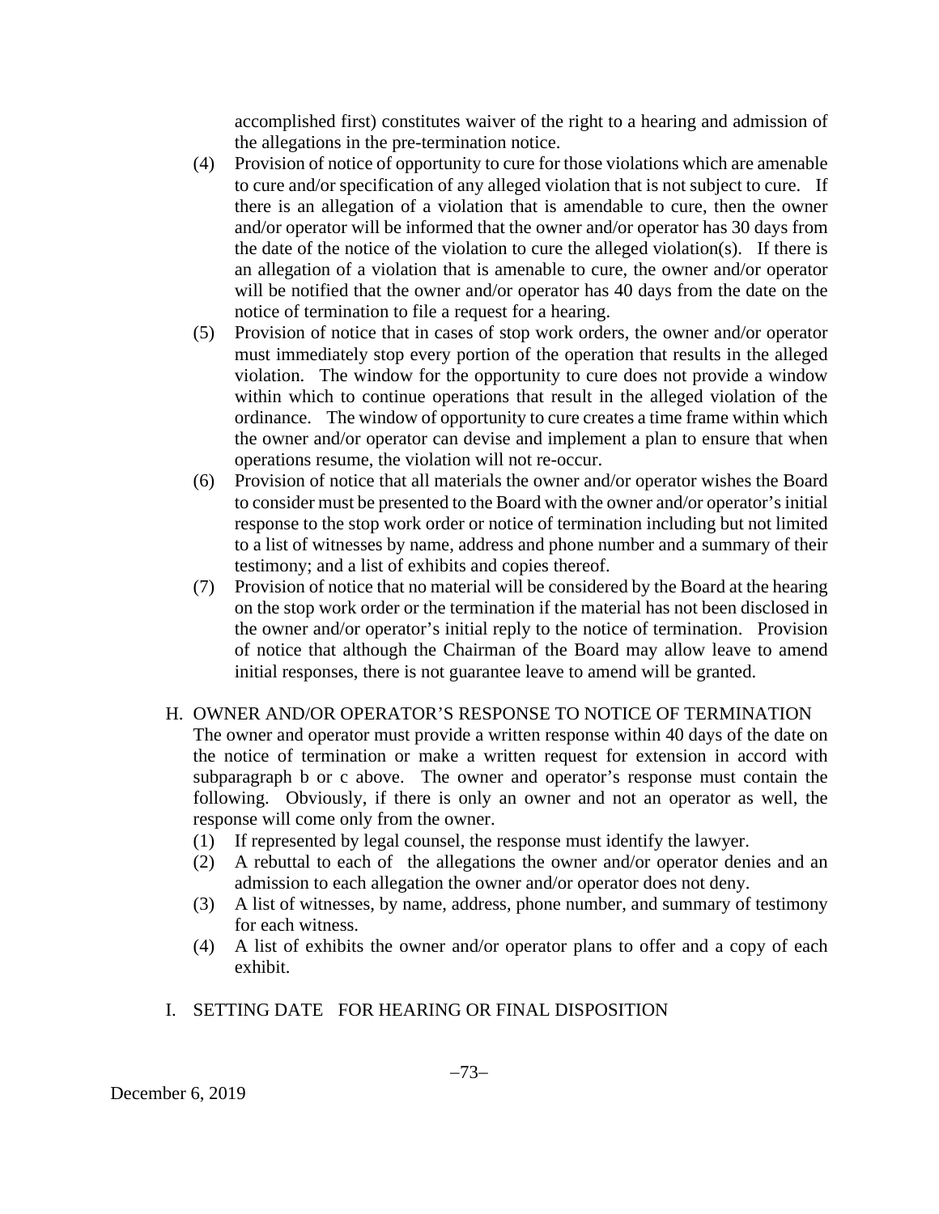accomplished first) constitutes waiver of the right to a hearing and admission of the allegations in the pre-termination notice.

(4) Provision of notice of opportunity to cure for those violations which are amenable to cure and/or specification of any alleged violation that is not subject to cure. If there is an allegation of a violation that is amendable to cure, then the owner and/or operator will be informed that the owner and/or operator has 30 days from the date of the notice of the violation to cure the alleged violation(s). If there is an allegation of a violation that is amenable to cure, the owner and/or operator will be notified that the owner and/or operator has 40 days from the date on the notice of termination to file a request for a hearing.

(5) Provision of notice that in cases of stop work orders, the owner and/or operator must immediately stop every portion of the operation that results in the alleged violation. The window for the opportunity to cure does not provide a window within which to continue operations that result in the alleged violation of the ordinance. The window of opportunity to cure creates a time frame within which the owner and/or operator can devise and implement a plan to ensure that when operations resume, the violation will not re-occur.

(6) Provision of notice that all materials the owner and/or operator wishes the Board to consider must be presented to the Board with the owner and/or operator's initial response to the stop work order or notice of termination including but not limited to a list of witnesses by name, address and phone number and a summary of their testimony; and a list of exhibits and copies thereof.

(7) Provision of notice that no material will be considered by the Board at the hearing on the stop work order or the termination if the material has not been disclosed in the owner and/or operator's initial reply to the notice of termination. Provision of notice that although the Chairman of the Board may allow leave to amend initial responses, there is not guarantee leave to amend will be granted.

H. OWNER AND/OR OPERATOR'S RESPONSE TO NOTICE OF TERMINATION

The owner and operator must provide a written response within 40 days of the date on the notice of termination or make a written request for extension in accord with subparagraph b or c above. The owner and operator's response must contain the following. Obviously, if there is only an owner and not an operator as well, the response will come only from the owner.

(1) If represented by legal counsel, the response must identify the lawyer.

(2) A rebuttal to each of the allegations the owner and/or operator denies and an admission to each allegation the owner and/or operator does not deny.

(3) A list of witnesses, by name, address, phone number, and summary of testimony for each witness.

(4) A list of exhibits the owner and/or operator plans to offer and a copy of each exhibit.

I. SETTING DATE FOR HEARING OR FINAL DISPOSITION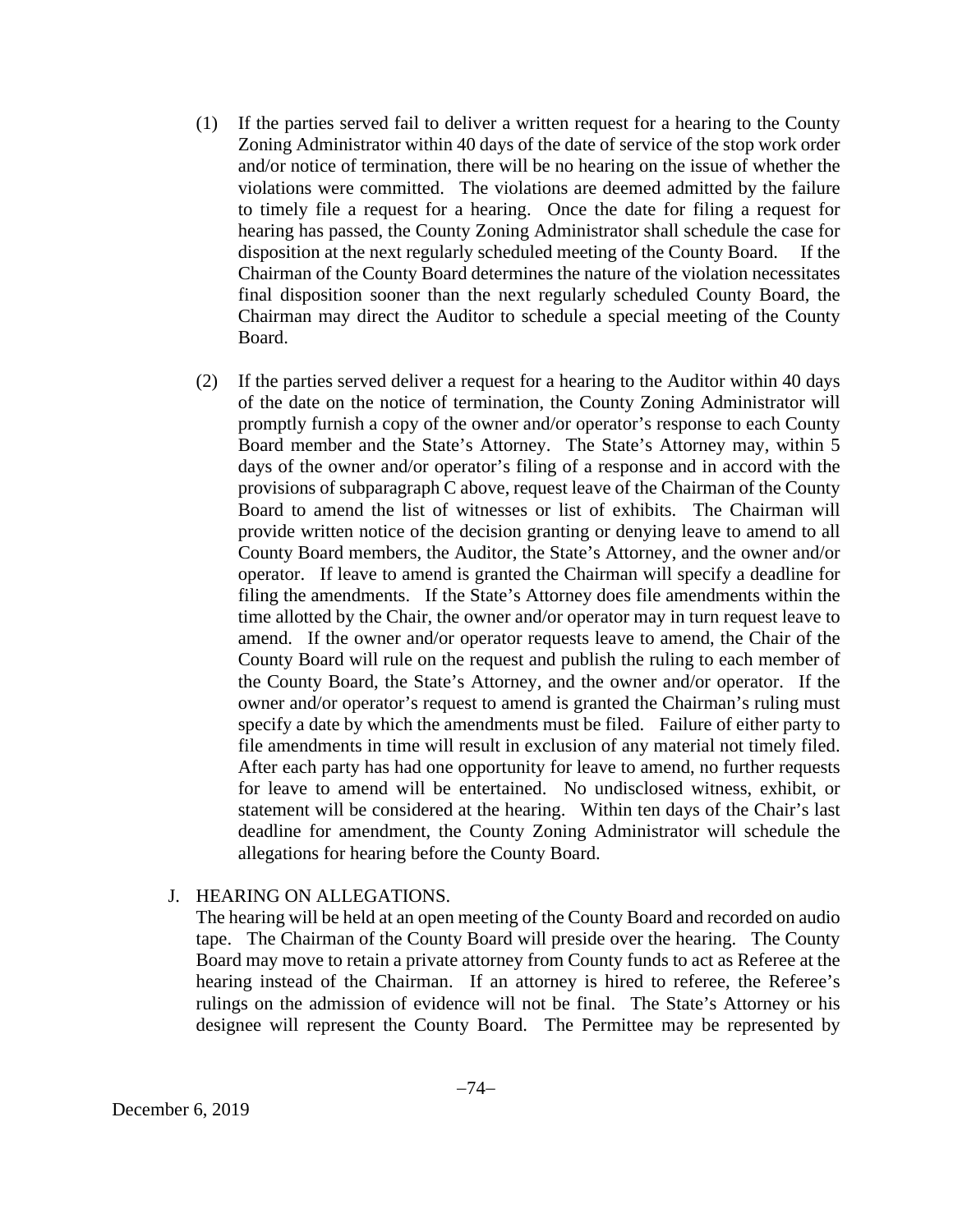(1) If the parties served fail to deliver a written request for a hearing to the County Zoning Administrator within 40 days of the date of service of the stop work order and/or notice of termination, there will be no hearing on the issue of whether the violations were committed. The violations are deemed admitted by the failure to timely file a request for a hearing. Once the date for filing a request for hearing has passed, the County Zoning Administrator shall schedule the case for disposition at the next regularly scheduled meeting of the County Board. If the Chairman of the County Board determines the nature of the violation necessitates final disposition sooner than the next regularly scheduled County Board, the Chairman may direct the Auditor to schedule a special meeting of the County Board.

(2) If the parties served deliver a request for a hearing to the Auditor within 40 days of the date on the notice of termination, the County Zoning Administrator will promptly furnish a copy of the owner and/or operator's response to each County Board member and the State's Attorney. The State's Attorney may, within 5 days of the owner and/or operator's filing of a response and in accord with the provisions of subparagraph C above, request leave of the Chairman of the County Board to amend the list of witnesses or list of exhibits. The Chairman will provide written notice of the decision granting or denying leave to amend to all County Board members, the Auditor, the State's Attorney, and the owner and/or operator. If leave to amend is granted the Chairman will specify a deadline for filing the amendments. If the State's Attorney does file amendments within the time allotted by the Chair, the owner and/or operator may in turn request leave to amend. If the owner and/or operator requests leave to amend, the Chair of the County Board will rule on the request and publish the ruling to each member of the County Board, the State's Attorney, and the owner and/or operator. If the owner and/or operator's request to amend is granted the Chairman's ruling must specify a date by which the amendments must be filed. Failure of either party to file amendments in time will result in exclusion of any material not timely filed. After each party has had one opportunity for leave to amend, no further requests for leave to amend will be entertained. No undisclosed witness, exhibit, or statement will be considered at the hearing. Within ten days of the Chair's last deadline for amendment, the County Zoning Administrator will schedule the allegations for hearing before the County Board.

J. HEARING ON ALLEGATIONS.

The hearing will be held at an open meeting of the County Board and recorded on audio tape. The Chairman of the County Board will preside over the hearing. The County Board may move to retain a private attorney from County funds to act as Referee at the hearing instead of the Chairman. If an attorney is hired to referee, the Referee's rulings on the admission of evidence will not be final. The State's Attorney or his designee will represent the County Board. The Permittee may be represented by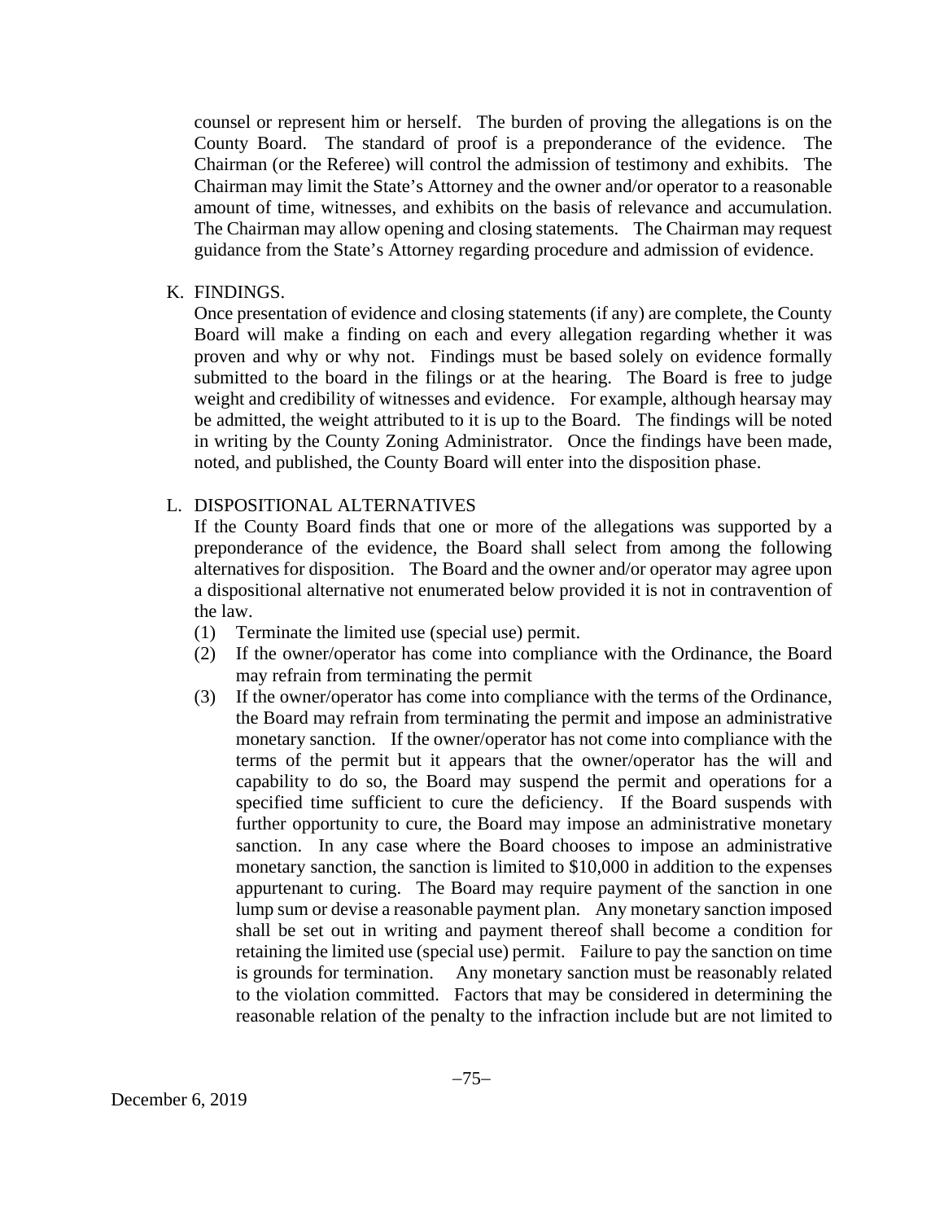counsel or represent him or herself. The burden of proving the allegations is on the County Board. The standard of proof is a preponderance of the evidence. The Chairman (or the Referee) will control the admission of testimony and exhibits. The Chairman may limit the State's Attorney and the owner and/or operator to a reasonable amount of time, witnesses, and exhibits on the basis of relevance and accumulation. The Chairman may allow opening and closing statements. The Chairman may request guidance from the State's Attorney regarding procedure and admission of evidence.

K. FINDINGS.

Once presentation of evidence and closing statements (if any) are complete, the County Board will make a finding on each and every allegation regarding whether it was proven and why or why not. Findings must be based solely on evidence formally submitted to the board in the filings or at the hearing. The Board is free to judge weight and credibility of witnesses and evidence. For example, although hearsay may be admitted, the weight attributed to it is up to the Board. The findings will be noted in writing by the County Zoning Administrator. Once the findings have been made, noted, and published, the County Board will enter into the disposition phase.

L. DISPOSITIONAL ALTERNATIVES

If the County Board finds that one or more of the allegations was supported by a preponderance of the evidence, the Board shall select from among the following alternatives for disposition. The Board and the owner and/or operator may agree upon a dispositional alternative not enumerated below provided it is not in contravention of the law.

(1) Terminate the limited use (special use) permit.

(2) If the owner/operator has come into compliance with the Ordinance, the Board may refrain from terminating the permit

(3) If the owner/operator has come into compliance with the terms of the Ordinance, the Board may refrain from terminating the permit and impose an administrative monetary sanction. If the owner/operator has not come into compliance with the terms of the permit but it appears that the owner/operator has the will and capability to do so, the Board may suspend the permit and operations for a specified time sufficient to cure the deficiency. If the Board suspends with further opportunity to cure, the Board may impose an administrative monetary sanction. In any case where the Board chooses to impose an administrative monetary sanction, the sanction is limited to $10,000 in addition to the expenses appurtenant to curing. The Board may require payment of the sanction in one lump sum or devise a reasonable payment plan. Any monetary sanction imposed shall be set out in writing and payment thereof shall become a condition for retaining the limited use (special use) permit. Failure to pay the sanction on time is grounds for termination. Any monetary sanction must be reasonably related to the violation committed. Factors that may be considered in determining the reasonable relation of the penalty to the infraction include but are not limited to

December 6, 2019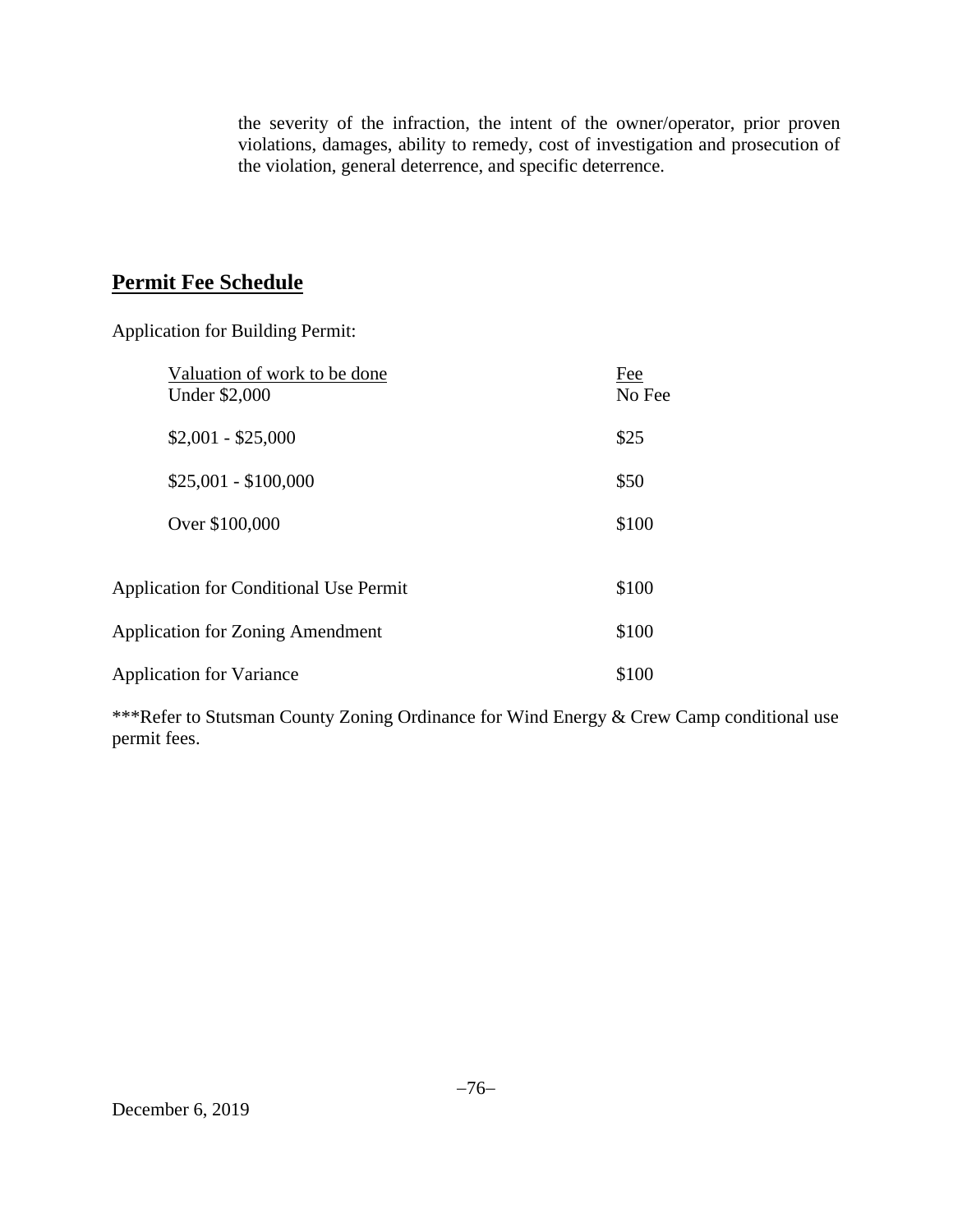the severity of the infraction, the intent of the owner/operator, prior proven violations, damages, ability to remedy, cost of investigation and prosecution of the violation, general deterrence, and specific deterrence.

## Permit Fee Schedule

Application for Building Permit:

| Valuation of work to be done | Fee |
|---|---|
| Under $2,000 | No Fee |
| $2,001 - $25,000 | $25 |
| $25,001 - $100,000 | $50 |
| Over $100,000 | $100 |

| | |
|---|---|
| Application for Conditional Use Permit | $100 |
| Application for Zoning Amendment | $100 |
| Application for Variance | $100 |

***Refer to Stutsman County Zoning Ordinance for Wind Energy & Crew Camp conditional use permit fees.

December 6, 2019